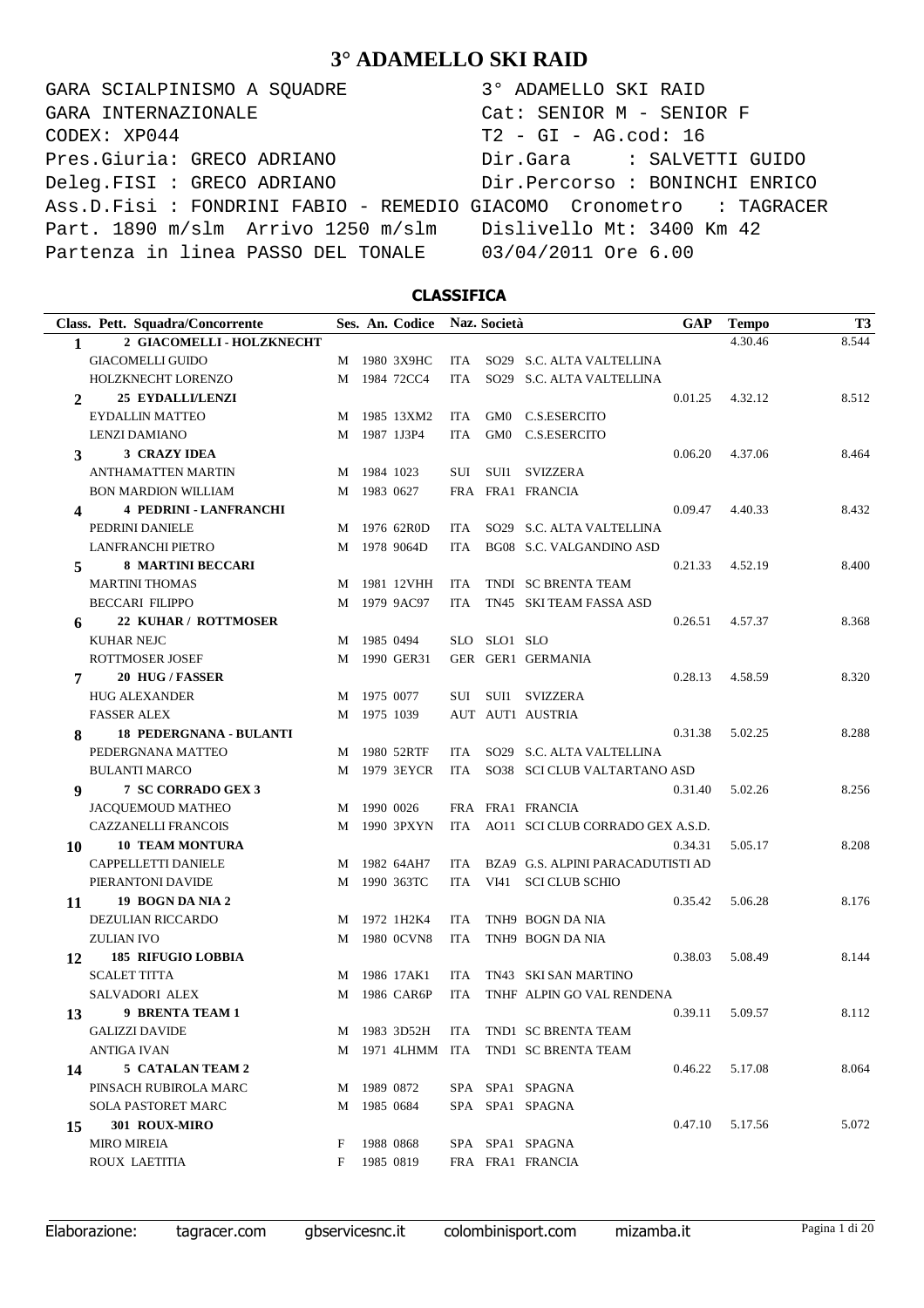# 3° ADAMELLO SKI RAID

```
GARA SCIALPINISMO A SQUADRE          3° ADAMELLO SKI RAID
GARA INTERNAZIONALE                  Cat: SENIOR M - SENIOR F
CODEX: XP044                         T2 - GI - AG.cod: 16
Pres.Giuria: GRECO ADRIANO           Dir.Gara    : SALVETTI GUIDO
Deleg.FISI : GRECO ADRIANO           Dir.Percorso : BONINCHI ENRICO
Ass.D.Fisi : FONDRINI FABIO - REMEDIO GIACOMO  Cronometro  : TAGRACER
Part. 1890 m/slm  Arrivo 1250 m/slm   Dislivello Mt: 3400 Km 42
Partenza in linea PASSO DEL TONALE    03/04/2011 Ore 6.00
```

## CLASSIFICA

| Class. | Pett. Squadra/Concorrente | Ses. | An. | Codice | Naz. | Società | | GAP | Tempo | T3 |
|---|---|---|---|---|---|---|---|---|---|---|
| **1** | **2 GIACOMELLI - HOLZKNECHT** | | | | | | | | 4.30.46 | 8.544 |
| | GIACOMELLI GUIDO | M | 1980 | 3X9HC | ITA | SO29 | S.C. ALTA VALTELLINA | | | |
| | HOLZKNECHT LORENZO | M | 1984 | 72CC4 | ITA | SO29 | S.C. ALTA VALTELLINA | | | |
| **2** | **25 EYDALLI/LENZI** | | | | | | | 0.01.25 | 4.32.12 | 8.512 |
| | EYDALLIN MATTEO | M | 1985 | 13XM2 | ITA | GM0 | C.S.ESERCITO | | | |
| | LENZI DAMIANO | M | 1987 | 1J3P4 | ITA | GM0 | C.S.ESERCITO | | | |
| **3** | **3 CRAZY IDEA** | | | | | | | 0.06.20 | 4.37.06 | 8.464 |
| | ANTHAMATTEN MARTIN | M | 1984 | 1023 | SUI | SUI1 | SVIZZERA | | | |
| | BON MARDION WILLIAM | M | 1983 | 0627 | FRA | FRA1 | FRANCIA | | | |
| **4** | **4 PEDRINI - LANFRANCHI** | | | | | | | 0.09.47 | 4.40.33 | 8.432 |
| | PEDRINI DANIELE | M | 1976 | 62R0D | ITA | SO29 | S.C. ALTA VALTELLINA | | | |
| | LANFRANCHI PIETRO | M | 1978 | 9064D | ITA | BG08 | S.C. VALGANDINO ASD | | | |
| **5** | **8 MARTINI BECCARI** | | | | | | | 0.21.33 | 4.52.19 | 8.400 |
| | MARTINI THOMAS | M | 1981 | 12VHH | ITA | TNDI | SC BRENTA TEAM | | | |
| | BECCARI FILIPPO | M | 1979 | 9AC97 | ITA | TN45 | SKI TEAM FASSA ASD | | | |
| **6** | **22 KUHAR / ROTTMOSER** | | | | | | | 0.26.51 | 4.57.37 | 8.368 |
| | KUHAR NEJC | M | 1985 | 0494 | SLO | SLO1 | SLO | | | |
| | ROTTMOSER JOSEF | M | 1990 | GER31 | GER | GER1 | GERMANIA | | | |
| **7** | **20 HUG / FASSER** | | | | | | | 0.28.13 | 4.58.59 | 8.320 |
| | HUG ALEXANDER | M | 1975 | 0077 | SUI | SUI1 | SVIZZERA | | | |
| | FASSER ALEX | M | 1975 | 1039 | AUT | AUT1 | AUSTRIA | | | |
| **8** | **18 PEDERGNANA - BULANTI** | | | | | | | 0.31.38 | 5.02.25 | 8.288 |
| | PEDERGNANA MATTEO | M | 1980 | 52RTF | ITA | SO29 | S.C. ALTA VALTELLINA | | | |
| | BULANTI MARCO | M | 1979 | 3EYCR | ITA | SO38 | SCI CLUB VALTARTANO ASD | | | |
| **9** | **7 SC CORRADO GEX 3** | | | | | | | 0.31.40 | 5.02.26 | 8.256 |
| | JACQUEMOUD MATHEO | M | 1990 | 0026 | FRA | FRA1 | FRANCIA | | | |
| | CAZZANELLI FRANCOIS | M | 1990 | 3PXYN | ITA | AO11 | SCI CLUB CORRADO GEX A.S.D. | | | |
| **10** | **10 TEAM MONTURA** | | | | | | | 0.34.31 | 5.05.17 | 8.208 |
| | CAPPELLETTI DANIELE | M | 1982 | 64AH7 | ITA | BZA9 | G.S. ALPINI PARACADUTISTI AD | | | |
| | PIERANTONI DAVIDE | M | 1990 | 363TC | ITA | VI41 | SCI CLUB SCHIO | | | |
| **11** | **19 BOGN DA NIA 2** | | | | | | | 0.35.42 | 5.06.28 | 8.176 |
| | DEZULIAN RICCARDO | M | 1972 | 1H2K4 | ITA | TNH9 | BOGN DA NIA | | | |
| | ZULIAN IVO | M | 1980 | 0CVN8 | ITA | TNH9 | BOGN DA NIA | | | |
| **12** | **185 RIFUGIO LOBBIA** | | | | | | | 0.38.03 | 5.08.49 | 8.144 |
| | SCALET TITTA | M | 1986 | 17AK1 | ITA | TN43 | SKI SAN MARTINO | | | |
| | SALVADORI ALEX | M | 1986 | CAR6P | ITA | TNHF | ALPIN GO VAL RENDENA | | | |
| **13** | **9 BRENTA TEAM 1** | | | | | | | 0.39.11 | 5.09.57 | 8.112 |
| | GALIZZI DAVIDE | M | 1983 | 3D52H | ITA | TND1 | SC BRENTA TEAM | | | |
| | ANTIGA IVAN | M | 1971 | 4LHMM | ITA | TND1 | SC BRENTA TEAM | | | |
| **14** | **5 CATALAN TEAM 2** | | | | | | | 0.46.22 | 5.17.08 | 8.064 |
| | PINSACH RUBIROLA MARC | M | 1989 | 0872 | SPA | SPA1 | SPAGNA | | | |
| | SOLA PASTORET MARC | M | 1985 | 0684 | SPA | SPA1 | SPAGNA | | | |
| **15** | **301 ROUX-MIRO** | | | | | | | 0.47.10 | 5.17.56 | 5.072 |
| | MIRO MIREIA | F | 1988 | 0868 | SPA | SPA1 | SPAGNA | | | |
| | ROUX LAETITIA | F | 1985 | 0819 | FRA | FRA1 | FRANCIA | | | |

Elaborazione: tagracer.com gbservicesnc.it colombinisport.com mizamba.it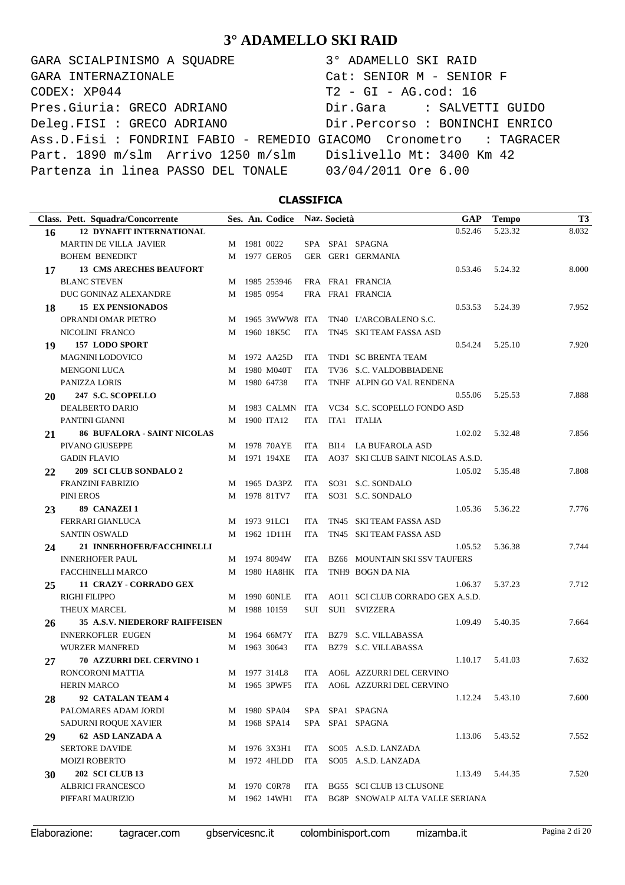# 3° ADAMELLO SKI RAID

```
GARA SCIALPINISMO A SQUADRE           3° ADAMELLO SKI RAID
GARA INTERNAZIONALE                   Cat: SENIOR M - SENIOR F
CODEX: XP044                          T2 - GI - AG.cod: 16
Pres.Giuria: GRECO ADRIANO            Dir.Gara     : SALVETTI GUIDO
Deleg.FISI : GRECO ADRIANO            Dir.Percorso : BONINCHI ENRICO
Ass.D.Fisi : FONDRINI FABIO - REMEDIO GIACOMO  Cronometro   : TAGRACER
Part. 1890 m/slm  Arrivo 1250 m/slm   Dislivello Mt: 3400 Km 42
Partenza in linea PASSO DEL TONALE    03/04/2011 Ore 6.00
```

## CLASSIFICA

| Class. | Pett. Squadra/Concorrente | Ses. | An. | Codice | Naz. | Società | GAP | Tempo | T3 |
|---|---|---|---|---|---|---|---|---|---|
| 16 | 12 DYNAFIT INTERNATIONAL | | | | | | 0.52.46 | 5.23.32 | 8.032 |
| | MARTIN DE VILLA JAVIER | M | 1981 | 0022 | SPA | SPA1 SPAGNA | | | |
| | BOHEM BENEDIKT | M | 1977 | GER05 | GER | GER1 GERMANIA | | | |
| 17 | 13 CMS ARECHES BEAUFORT | | | | | | 0.53.46 | 5.24.32 | 8.000 |
| | BLANC STEVEN | M | 1985 | 253946 | FRA | FRA1 FRANCIA | | | |
| | DUC GONINAZ ALEXANDRE | M | 1985 | 0954 | FRA | FRA1 FRANCIA | | | |
| 18 | 15 EX PENSIONADOS | | | | | | 0.53.53 | 5.24.39 | 7.952 |
| | OPRANDI OMAR PIETRO | M | 1965 | 3WWW8 | ITA | TN40 L'ARCOBALENO S.C. | | | |
| | NICOLINI FRANCO | M | 1960 | 18K5C | ITA | TN45 SKI TEAM FASSA ASD | | | |
| 19 | 157 LODO SPORT | | | | | | 0.54.24 | 5.25.10 | 7.920 |
| | MAGNINI LODOVICO | M | 1972 | AA25D | ITA | TND1 SC BRENTA TEAM | | | |
| | MENGONI LUCA | M | 1980 | M040T | ITA | TV36 S.C. VALDOBBIADENE | | | |
| | PANIZZA LORIS | M | 1980 | 64738 | ITA | TNHF ALPIN GO VAL RENDENA | | | |
| 20 | 247 S.C. SCOPELLO | | | | | | 0.55.06 | 5.25.53 | 7.888 |
| | DEALBERTO DARIO | M | 1983 | CALMN | ITA | VC34 S.C. SCOPELLO FONDO ASD | | | |
| | PANTINI GIANNI | M | 1900 | ITA12 | ITA | ITA1 ITALIA | | | |
| 21 | 86 BUFALORA - SAINT NICOLAS | | | | | | 1.02.02 | 5.32.48 | 7.856 |
| | PIVANO GIUSEPPE | M | 1978 | 70AYE | ITA | BI14 LA BUFAROLA ASD | | | |
| | GADIN FLAVIO | M | 1971 | 194XE | ITA | AO37 SKI CLUB SAINT NICOLAS A.S.D. | | | |
| 22 | 209 SCI CLUB SONDALO 2 | | | | | | 1.05.02 | 5.35.48 | 7.808 |
| | FRANZINI FABRIZIO | M | 1965 | DA3PZ | ITA | SO31 S.C. SONDALO | | | |
| | PINI EROS | M | 1978 | 81TV7 | ITA | SO31 S.C. SONDALO | | | |
| 23 | 89 CANAZEI 1 | | | | | | 1.05.36 | 5.36.22 | 7.776 |
| | FERRARI GIANLUCA | M | 1973 | 91LC1 | ITA | TN45 SKI TEAM FASSA ASD | | | |
| | SANTIN OSWALD | M | 1962 | 1D11H | ITA | TN45 SKI TEAM FASSA ASD | | | |
| 24 | 21 INNERHOFER/FACCHINELLI | | | | | | 1.05.52 | 5.36.38 | 7.744 |
| | INNERHOFER PAUL | M | 1974 | 8094W | ITA | BZ66 MOUNTAIN SKI SSV TAUFERS | | | |
| | FACCHINELLI MARCO | M | 1980 | HA8HK | ITA | TNH9 BOGN DA NIA | | | |
| 25 | 11 CRAZY - CORRADO GEX | | | | | | 1.06.37 | 5.37.23 | 7.712 |
| | RIGHI FILIPPO | M | 1990 | 60NLE | ITA | AO11 SCI CLUB CORRADO GEX A.S.D. | | | |
| | THEUX MARCEL | M | 1988 | 10159 | SUI | SUI1 SVIZZERA | | | |
| 26 | 35 A.S.V. NIEDERORF RAIFFEISEN | | | | | | 1.09.49 | 5.40.35 | 7.664 |
| | INNERKOFLER EUGEN | M | 1964 | 66M7Y | ITA | BZ79 S.C. VILLABASSA | | | |
| | WURZER MANFRED | M | 1963 | 30643 | ITA | BZ79 S.C. VILLABASSA | | | |
| 27 | 70 AZZURRI DEL CERVINO 1 | | | | | | 1.10.17 | 5.41.03 | 7.632 |
| | RONCORONI MATTIA | M | 1977 | 314L8 | ITA | AO6L AZZURRI DEL CERVINO | | | |
| | HERIN MARCO | M | 1965 | 3PWF5 | ITA | AO6L AZZURRI DEL CERVINO | | | |
| 28 | 92 CATALAN TEAM 4 | | | | | | 1.12.24 | 5.43.10 | 7.600 |
| | PALOMARES ADAM JORDI | M | 1980 | SPA04 | SPA | SPA1 SPAGNA | | | |
| | SADURNI ROQUE XAVIER | M | 1968 | SPA14 | SPA | SPA1 SPAGNA | | | |
| 29 | 62 ASD LANZADA A | | | | | | 1.13.06 | 5.43.52 | 7.552 |
| | SERTORE DAVIDE | M | 1976 | 3X3H1 | ITA | SO05 A.S.D. LANZADA | | | |
| | MOIZI ROBERTO | M | 1972 | 4HLDD | ITA | SO05 A.S.D. LANZADA | | | |
| 30 | 202 SCI CLUB 13 | | | | | | 1.13.49 | 5.44.35 | 7.520 |
| | ALBRICI FRANCESCO | M | 1970 | C0R78 | ITA | BG55 SCI CLUB 13 CLUSONE | | | |
| | PIFFARI MAURIZIO | M | 1962 | 14WH1 | ITA | BG8P SNOWALP ALTA VALLE SERIANA | | | |

Elaborazione: tagracer.com gbservicesnc.it colombinisport.com mizamba.it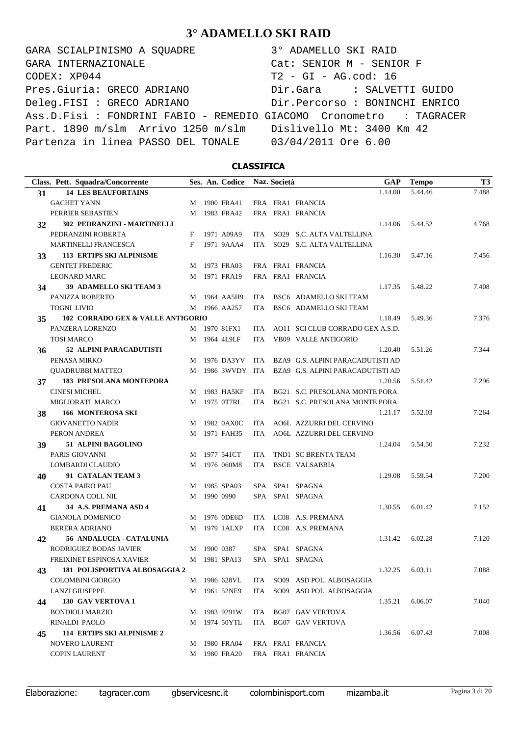# 3° ADAMELLO SKI RAID

```
GARA SCIALPINISMO A SQUADRE              3° ADAMELLO SKI RAID
GARA INTERNAZIONALE                      Cat: SENIOR M - SENIOR F
CODEX: XP044                             T2 - GI - AG.cod: 16
Pres.Giuria: GRECO ADRIANO               Dir.Gara      : SALVETTI GUIDO
Deleg.FISI : GRECO ADRIANO               Dir.Percorso : BONINCHI ENRICO
Ass.D.Fisi : FONDRINI FABIO - REMEDIO GIACOMO  Cronometro   : TAGRACER
Part. 1890 m/slm  Arrivo 1250 m/slm      Dislivello Mt: 3400 Km 42
Partenza in linea PASSO DEL TONALE       03/04/2011 Ore 6.00
```

## CLASSIFICA

| Class. | Pett. Squadra/Concorrente | Ses. | An. | Codice | Naz. | Società | GAP | Tempo | T3 |
|---|---|---|---|---|---|---|---|---|---|
| **31** | **14 LES BEAUFORTAINS** | | | | | | 1.14.00 | 5.44.46 | 7.488 |
| | GACHET YANN | M | 1900 | FRA41 | FRA | FRA1 FRANCIA | | | |
| | PERRIER SEBASTIEN | M | 1983 | FRA42 | FRA | FRA1 FRANCIA | | | |
| **32** | **302 PEDRANZINI - MARTINELLI** | | | | | | 1.14.06 | 5.44.52 | 4.768 |
| | PEDRANZINI ROBERTA | F | 1971 | A09A9 | ITA | SO29 S.C. ALTA VALTELLINA | | | |
| | MARTINELLI FRANCESCA | F | 1971 | 9AAA4 | ITA | SO29 S.C. ALTA VALTELLINA | | | |
| **33** | **113 ERTIPS SKI ALPINISME** | | | | | | 1.16.30 | 5.47.16 | 7.456 |
| | GENTET FREDERIC | M | 1973 | FRA03 | FRA | FRA1 FRANCIA | | | |
| | LEONARD MARC | M | 1971 | FRA19 | FRA | FRA1 FRANCIA | | | |
| **34** | **39 ADAMELLO SKI TEAM 3** | | | | | | 1.17.35 | 5.48.22 | 7.408 |
| | PANIZZA ROBERTO | M | 1964 | AA5H9 | ITA | BSC6 ADAMELLO SKI TEAM | | | |
| | TOGNI LIVIO | M | 1966 | AA257 | ITA | BSC6 ADAMELLO SKI TEAM | | | |
| **35** | **102 CORRADO GEX & VALLE ANTIGORIO** | | | | | | 1.18.49 | 5.49.36 | 7.376 |
| | PANZERA LORENZO | M | 1970 | 81FX1 | ITA | AO11 SCI CLUB CORRADO GEX A.S.D. | | | |
| | TOSI MARCO | M | 1964 | 4L9LF | ITA | VB09 VALLE ANTIGORIO | | | |
| **36** | **52 ALPINI PARACADUTISTI** | | | | | | 1.20.40 | 5.51.26 | 7.344 |
| | PENASA MIRKO | M | 1976 | DA3YV | ITA | BZA9 G.S. ALPINI PARACADUTISTI AD | | | |
| | QUADRUBBI MATTEO | M | 1986 | 3WVDY | ITA | BZA9 G.S. ALPINI PARACADUTISTI AD | | | |
| **37** | **183 PRESOLANA MONTEPORA** | | | | | | 1.20.56 | 5.51.42 | 7.296 |
| | CINESI MICHEL | M | 1983 | HA5KF | ITA | BG21 S.C. PRESOLANA MONTE PORA | | | |
| | MIGLIORATI MARCO | M | 1975 | 0T7RL | ITA | BG21 S.C. PRESOLANA MONTE PORA | | | |
| **38** | **166 MONTEROSA SKI** | | | | | | 1.21.17 | 5.52.03 | 7.264 |
| | GIOVANETTO NADIR | M | 1982 | 0AX0C | ITA | AO6L AZZURRI DEL CERVINO | | | |
| | PERON ANDREA | M | 1971 | FAH35 | ITA | AO6L AZZURRI DEL CERVINO | | | |
| **39** | **51 ALPINI BAGOLINO** | | | | | | 1.24.04 | 5.54.50 | 7.232 |
| | PARIS GIOVANNI | M | 1977 | 541CT | ITA | TND1 SC BRENTA TEAM | | | |
| | LOMBARDI CLAUDIO | M | 1976 | 060M8 | ITA | BSCE VALSABBIA | | | |
| **40** | **91 CATALAN TEAM 3** | | | | | | 1.29.08 | 5.59.54 | 7.200 |
| | COSTA PAIRO PAU | M | 1985 | SPA03 | SPA | SPA1 SPAGNA | | | |
| | CARDONA COLL NIL | M | 1990 | 0990 | SPA | SPA1 SPAGNA | | | |
| **41** | **34 A.S. PREMANA ASD 4** | | | | | | 1.30.55 | 6.01.42 | 7.152 |
| | GIANOLA DOMENICO | M | 1976 | 0DE6D | ITA | LC08 A.S. PREMANA | | | |
| | BERERA ADRIANO | M | 1979 | 1ALXP | ITA | LC08 A.S. PREMANA | | | |
| **42** | **56 ANDALUCIA - CATALUNIA** | | | | | | 1.31.42 | 6.02.28 | 7.120 |
| | RODRIGUEZ BODAS JAVIER | M | 1900 | 0387 | SPA | SPA1 SPAGNA | | | |
| | FREIXINET ESPINOSA XAVIER | M | 1981 | SPA13 | SPA | SPA1 SPAGNA | | | |
| **43** | **181 POLISPORTIVA ALBOSAGGIA 2** | | | | | | 1.32.25 | 6.03.11 | 7.088 |
| | COLOMBINI GIORGIO | M | 1986 | 628VL | ITA | SO09 ASD POL. ALBOSAGGIA | | | |
| | LANZI GIUSEPPE | M | 1961 | 52NE9 | ITA | SO09 ASD POL. ALBOSAGGIA | | | |
| **44** | **130 GAV VERTOVA 1** | | | | | | 1.35.21 | 6.06.07 | 7.040 |
| | BONDIOLI MARZIO | M | 1983 | 9291W | ITA | BG07 GAV VERTOVA | | | |
| | RINALDI PAOLO | M | 1974 | 50YTL | ITA | BG07 GAV VERTOVA | | | |
| **45** | **114 ERTIPS SKI ALPINISME 2** | | | | | | 1.36.56 | 6.07.43 | 7.008 |
| | NOVERO LAURENT | M | 1980 | FRA04 | FRA | FRA1 FRANCIA | | | |
| | COPIN LAURENT | M | 1980 | FRA20 | FRA | FRA1 FRANCIA | | | |

Elaborazione: tagracer.com gbservicesnc.it colombinisport.com mizamba.it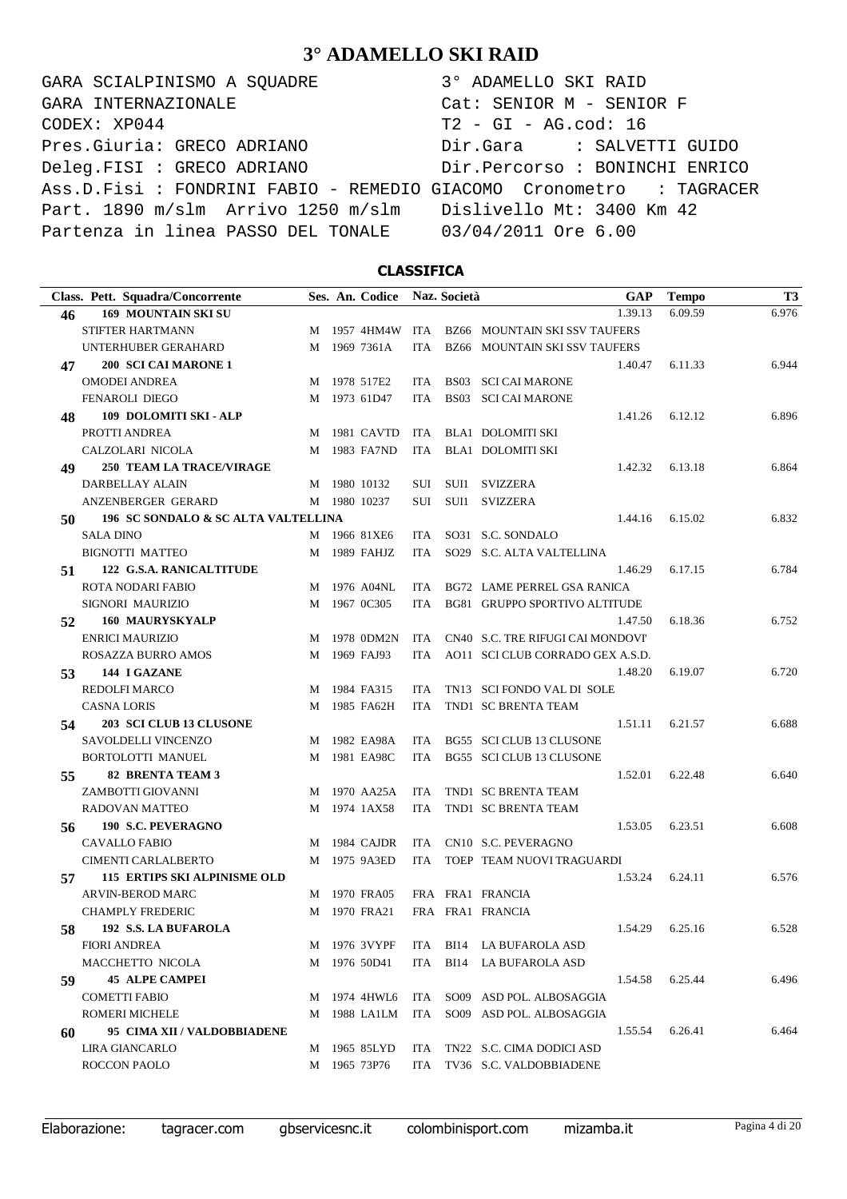# 3° ADAMELLO SKI RAID

```
GARA SCIALPINISMO A SQUADRE            3° ADAMELLO SKI RAID
GARA INTERNAZIONALE                    Cat: SENIOR M - SENIOR F
CODEX: XP044                           T2 - GI - AG.cod: 16
Pres.Giuria: GRECO ADRIANO             Dir.Gara     : SALVETTI GUIDO
Deleg.FISI : GRECO ADRIANO             Dir.Percorso : BONINCHI ENRICO
Ass.D.Fisi : FONDRINI FABIO - REMEDIO GIACOMO  Cronometro   : TAGRACER
Part. 1890 m/slm  Arrivo 1250 m/slm    Dislivello Mt: 3400 Km 42
Partenza in linea PASSO DEL TONALE     03/04/2011 Ore 6.00
```

## CLASSIFICA

| Class. | Pett. Squadra/Concorrente | Ses. | An. | Codice | Naz. | Società | GAP | Tempo | T3 |
|---|---|---|---|---|---|---|---|---|---|
| 46 | **169 MOUNTAIN SKI SU** | | | | | | 1.39.13 | 6.09.59 | 6.976 |
| | STIFTER HARTMANN | M | 1957 | 4HM4W | ITA | BZ66 MOUNTAIN SKI SSV TAUFERS | | | |
| | UNTERHUBER GERAHARD | M | 1969 | 7361A | ITA | BZ66 MOUNTAIN SKI SSV TAUFERS | | | |
| 47 | **200 SCI CAI MARONE 1** | | | | | | 1.40.47 | 6.11.33 | 6.944 |
| | OMODEI ANDREA | M | 1978 | 517E2 | ITA | BS03 SCI CAI MARONE | | | |
| | FENAROLI DIEGO | M | 1973 | 61D47 | ITA | BS03 SCI CAI MARONE | | | |
| 48 | **109 DOLOMITI SKI - ALP** | | | | | | 1.41.26 | 6.12.12 | 6.896 |
| | PROTTI ANDREA | M | 1981 | CAVTD | ITA | BLA1 DOLOMITI SKI | | | |
| | CALZOLARI NICOLA | M | 1983 | FA7ND | ITA | BLA1 DOLOMITI SKI | | | |
| 49 | **250 TEAM LA TRACE/VIRAGE** | | | | | | 1.42.32 | 6.13.18 | 6.864 |
| | DARBELLAY ALAIN | M | 1980 | 10132 | SUI | SUI1 SVIZZERA | | | |
| | ANZENBERGER GERARD | M | 1980 | 10237 | SUI | SUI1 SVIZZERA | | | |
| 50 | **196 SC SONDALO & SC ALTA VALTELLINA** | | | | | | 1.44.16 | 6.15.02 | 6.832 |
| | SALA DINO | M | 1966 | 81XE6 | ITA | SO31 S.C. SONDALO | | | |
| | BIGNOTTI MATTEO | M | 1989 | FAHJZ | ITA | SO29 S.C. ALTA VALTELLINA | | | |
| 51 | **122 G.S.A. RANICALTITUDE** | | | | | | 1.46.29 | 6.17.15 | 6.784 |
| | ROTA NODARI FABIO | M | 1976 | A04NL | ITA | BG72 LAME PERREL GSA RANICA | | | |
| | SIGNORI MAURIZIO | M | 1967 | 0C305 | ITA | BG81 GRUPPO SPORTIVO ALTITUDE | | | |
| 52 | **160 MAURYSKYALP** | | | | | | 1.47.50 | 6.18.36 | 6.752 |
| | ENRICI MAURIZIO | M | 1978 | 0DM2N | ITA | CN40 S.C. TRE RIFUGI CAI MONDOVI' | | | |
| | ROSAZZA BURRO AMOS | M | 1969 | FAJ93 | ITA | AO11 SCI CLUB CORRADO GEX A.S.D. | | | |
| 53 | **144 I GAZANE** | | | | | | 1.48.20 | 6.19.07 | 6.720 |
| | REDOLFI MARCO | M | 1984 | FA315 | ITA | TN13 SCI FONDO VAL DI SOLE | | | |
| | CASNA LORIS | M | 1985 | FA62H | ITA | TND1 SC BRENTA TEAM | | | |
| 54 | **203 SCI CLUB 13 CLUSONE** | | | | | | 1.51.11 | 6.21.57 | 6.688 |
| | SAVOLDELLI VINCENZO | M | 1982 | EA98A | ITA | BG55 SCI CLUB 13 CLUSONE | | | |
| | BORTOLOTTI MANUEL | M | 1981 | EA98C | ITA | BG55 SCI CLUB 13 CLUSONE | | | |
| 55 | **82 BRENTA TEAM 3** | | | | | | 1.52.01 | 6.22.48 | 6.640 |
| | ZAMBOTTI GIOVANNI | M | 1970 | AA25A | ITA | TND1 SC BRENTA TEAM | | | |
| | RADOVAN MATTEO | M | 1974 | 1AX58 | ITA | TND1 SC BRENTA TEAM | | | |
| 56 | **190 S.C. PEVERAGNO** | | | | | | 1.53.05 | 6.23.51 | 6.608 |
| | CAVALLO FABIO | M | 1984 | CAJDR | ITA | CN10 S.C. PEVERAGNO | | | |
| | CIMENTI CARLALBERTO | M | 1975 | 9A3ED | ITA | TOEP TEAM NUOVI TRAGUARDI | | | |
| 57 | **115 ERTIPS SKI ALPINISME OLD** | | | | | | 1.53.24 | 6.24.11 | 6.576 |
| | ARVIN-BEROD MARC | M | 1970 | FRA05 | FRA | FRA1 FRANCIA | | | |
| | CHAMPLY FREDERIC | M | 1970 | FRA21 | FRA | FRA1 FRANCIA | | | |
| 58 | **192 S.S. LA BUFAROLA** | | | | | | 1.54.29 | 6.25.16 | 6.528 |
| | FIORI ANDREA | M | 1976 | 3VYPF | ITA | BI14 LA BUFAROLA ASD | | | |
| | MACCHETTO NICOLA | M | 1976 | 50D41 | ITA | BI14 LA BUFAROLA ASD | | | |
| 59 | **45 ALPE CAMPEI** | | | | | | 1.54.58 | 6.25.44 | 6.496 |
| | COMETTI FABIO | M | 1974 | 4HWL6 | ITA | SO09 ASD POL. ALBOSAGGIA | | | |
| | ROMERI MICHELE | M | 1988 | LA1LM | ITA | SO09 ASD POL. ALBOSAGGIA | | | |
| 60 | **95 CIMA XII / VALDOBBIADENE** | | | | | | 1.55.54 | 6.26.41 | 6.464 |
| | LIRA GIANCARLO | M | 1965 | 85LYD | ITA | TN22 S.C. CIMA DODICI ASD | | | |
| | ROCCON PAOLO | M | 1965 | 73P76 | ITA | TV36 S.C. VALDOBBIADENE | | | |

Elaborazione: tagracer.com gbservicesnc.it colombinisport.com mizamba.it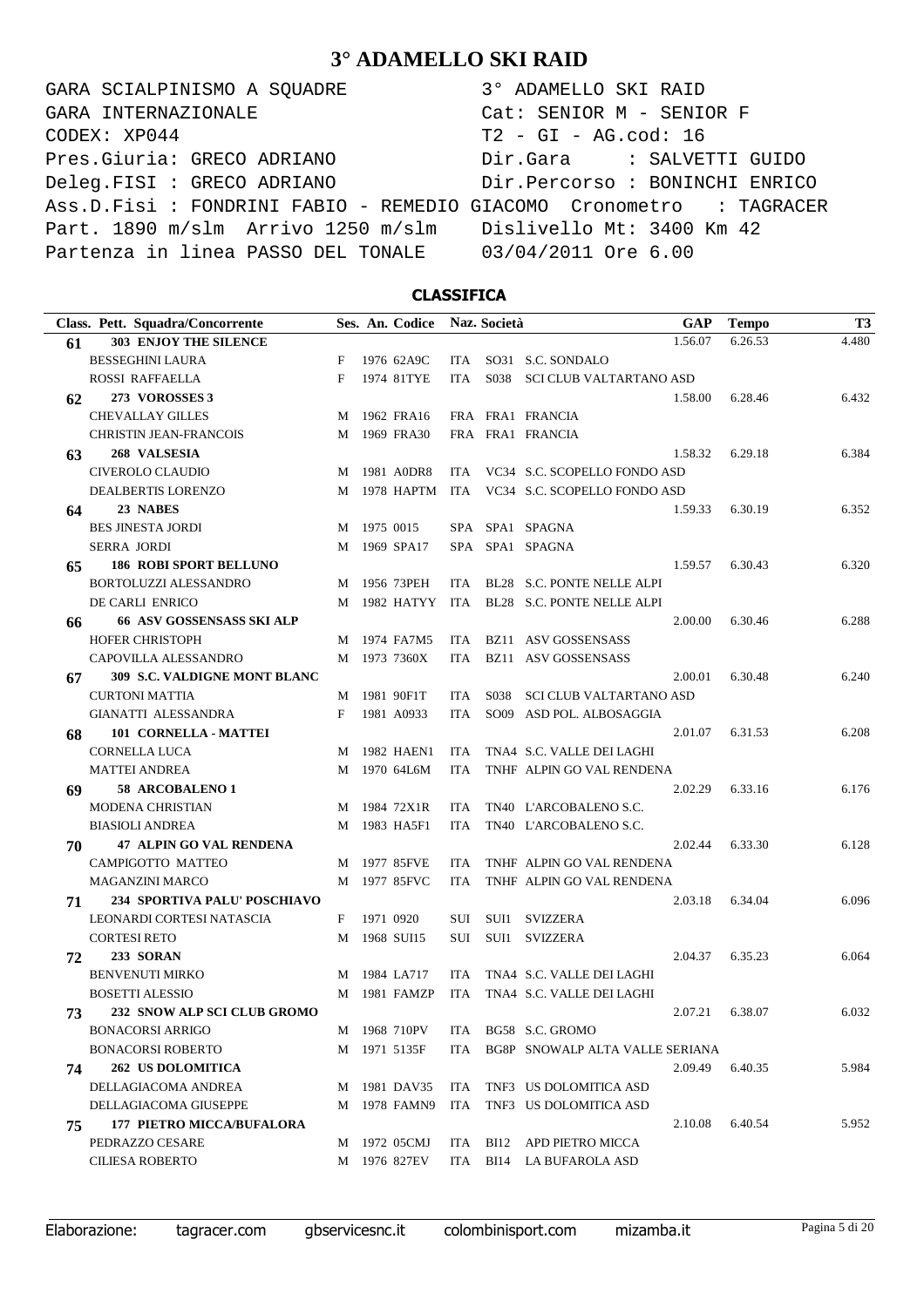# 3° ADAMELLO SKI RAID

GARA SCIALPINISMO A SQUADRE — 3° ADAMELLO SKI RAID
GARA INTERNAZIONALE — Cat: SENIOR M - SENIOR F
CODEX: XP044 — T2 - GI - AG.cod: 16
Pres.Giuria: GRECO ADRIANO — Dir.Gara : SALVETTI GUIDO
Deleg.FISI : GRECO ADRIANO — Dir.Percorso : BONINCHI ENRICO
Ass.D.Fisi : FONDRINI FABIO - REMEDIO GIACOMO — Cronometro : TAGRACER
Part. 1890 m/slm Arrivo 1250 m/slm — Dislivello Mt: 3400 Km 42
Partenza in linea PASSO DEL TONALE — 03/04/2011 Ore 6.00

## CLASSIFICA

| Class. | Pett. Squadra/Concorrente | Ses. | An. | Codice | Naz. | Società | | GAP | Tempo | T3 |
|---|---|---|---|---|---|---|---|---|---|---|
| 61 | 303 ENJOY THE SILENCE | | | | | | | 1.56.07 | 6.26.53 | 4.480 |
| | BESSEGHINI LAURA | F | 1976 | 62A9C | ITA | SO31 | S.C. SONDALO | | | |
| | ROSSI RAFFAELLA | F | 1974 | 81TYE | ITA | S038 | SCI CLUB VALTARTANO ASD | | | |
| 62 | 273 VOROSSES 3 | | | | | | | 1.58.00 | 6.28.46 | 6.432 |
| | CHEVALLAY GILLES | M | 1962 | FRA16 | FRA | FRA1 | FRANCIA | | | |
| | CHRISTIN JEAN-FRANCOIS | M | 1969 | FRA30 | FRA | FRA1 | FRANCIA | | | |
| 63 | 268 VALSESIA | | | | | | | 1.58.32 | 6.29.18 | 6.384 |
| | CIVEROLO CLAUDIO | M | 1981 | A0DR8 | ITA | VC34 | S.C. SCOPELLO FONDO ASD | | | |
| | DEALBERTIS LORENZO | M | 1978 | HAPTM | ITA | VC34 | S.C. SCOPELLO FONDO ASD | | | |
| 64 | 23 NABES | | | | | | | 1.59.33 | 6.30.19 | 6.352 |
| | BES JINESTA JORDI | M | 1975 | 0015 | SPA | SPA1 | SPAGNA | | | |
| | SERRA JORDI | M | 1969 | SPA17 | SPA | SPA1 | SPAGNA | | | |
| 65 | 186 ROBI SPORT BELLUNO | | | | | | | 1.59.57 | 6.30.43 | 6.320 |
| | BORTOLUZZI ALESSANDRO | M | 1956 | 73PEH | ITA | BL28 | S.C. PONTE NELLE ALPI | | | |
| | DE CARLI ENRICO | M | 1982 | HATYY | ITA | BL28 | S.C. PONTE NELLE ALPI | | | |
| 66 | 66 ASV GOSSENSASS SKI ALP | | | | | | | 2.00.00 | 6.30.46 | 6.288 |
| | HOFER CHRISTOPH | M | 1974 | FA7M5 | ITA | BZ11 | ASV GOSSENSASS | | | |
| | CAPOVILLA ALESSANDRO | M | 1973 | 7360X | ITA | BZ11 | ASV GOSSENSASS | | | |
| 67 | 309 S.C. VALDIGNE MONT BLANC | | | | | | | 2.00.01 | 6.30.48 | 6.240 |
| | CURTONI MATTIA | M | 1981 | 90F1T | ITA | S038 | SCI CLUB VALTARTANO ASD | | | |
| | GIANATTI ALESSANDRA | F | 1981 | A0933 | ITA | SO09 | ASD POL. ALBOSAGGIA | | | |
| 68 | 101 CORNELLA - MATTEI | | | | | | | 2.01.07 | 6.31.53 | 6.208 |
| | CORNELLA LUCA | M | 1982 | HAEN1 | ITA | TNA4 | S.C. VALLE DEI LAGHI | | | |
| | MATTEI ANDREA | M | 1970 | 64L6M | ITA | TNHF | ALPIN GO VAL RENDENA | | | |
| 69 | 58 ARCOBALENO 1 | | | | | | | 2.02.29 | 6.33.16 | 6.176 |
| | MODENA CHRISTIAN | M | 1984 | 72X1R | ITA | TN40 | L'ARCOBALENO S.C. | | | |
| | BIASIOLI ANDREA | M | 1983 | HA5F1 | ITA | TN40 | L'ARCOBALENO S.C. | | | |
| 70 | 47 ALPIN GO VAL RENDENA | | | | | | | 2.02.44 | 6.33.30 | 6.128 |
| | CAMPIGOTTO MATTEO | M | 1977 | 85FVE | ITA | TNHF | ALPIN GO VAL RENDENA | | | |
| | MAGANZINI MARCO | M | 1977 | 85FVC | ITA | TNHF | ALPIN GO VAL RENDENA | | | |
| 71 | 234 SPORTIVA PALU' POSCHIAVO | | | | | | | 2.03.18 | 6.34.04 | 6.096 |
| | LEONARDI CORTESI NATASCIA | F | 1971 | 0920 | SUI | SUI1 | SVIZZERA | | | |
| | CORTESI RETO | M | 1968 | SUI15 | SUI | SUI1 | SVIZZERA | | | |
| 72 | 233 SORAN | | | | | | | 2.04.37 | 6.35.23 | 6.064 |
| | BENVENUTI MIRKO | M | 1984 | LA717 | ITA | TNA4 | S.C. VALLE DEI LAGHI | | | |
| | BOSETTI ALESSIO | M | 1981 | FAMZP | ITA | TNA4 | S.C. VALLE DEI LAGHI | | | |
| 73 | 232 SNOW ALP SCI CLUB GROMO | | | | | | | 2.07.21 | 6.38.07 | 6.032 |
| | BONACORSI ARRIGO | M | 1968 | 710PV | ITA | BG58 | S.C. GROMO | | | |
| | BONACORSI ROBERTO | M | 1971 | 5135F | ITA | BG8P | SNOWALP ALTA VALLE SERIANA | | | |
| 74 | 262 US DOLOMITICA | | | | | | | 2.09.49 | 6.40.35 | 5.984 |
| | DELLAGIACOMA ANDREA | M | 1981 | DAV35 | ITA | TNF3 | US DOLOMITICA ASD | | | |
| | DELLAGIACOMA GIUSEPPE | M | 1978 | FAMN9 | ITA | TNF3 | US DOLOMITICA ASD | | | |
| 75 | 177 PIETRO MICCA/BUFALORA | | | | | | | 2.10.08 | 6.40.54 | 5.952 |
| | PEDRAZZO CESARE | M | 1972 | 05CMJ | ITA | BI12 | APD PIETRO MICCA | | | |
| | CILIESA ROBERTO | M | 1976 | 827EV | ITA | BI14 | LA BUFAROLA ASD | | | |

Elaborazione: tagracer.com gbservicesnc.it colombinisport.com mizamba.it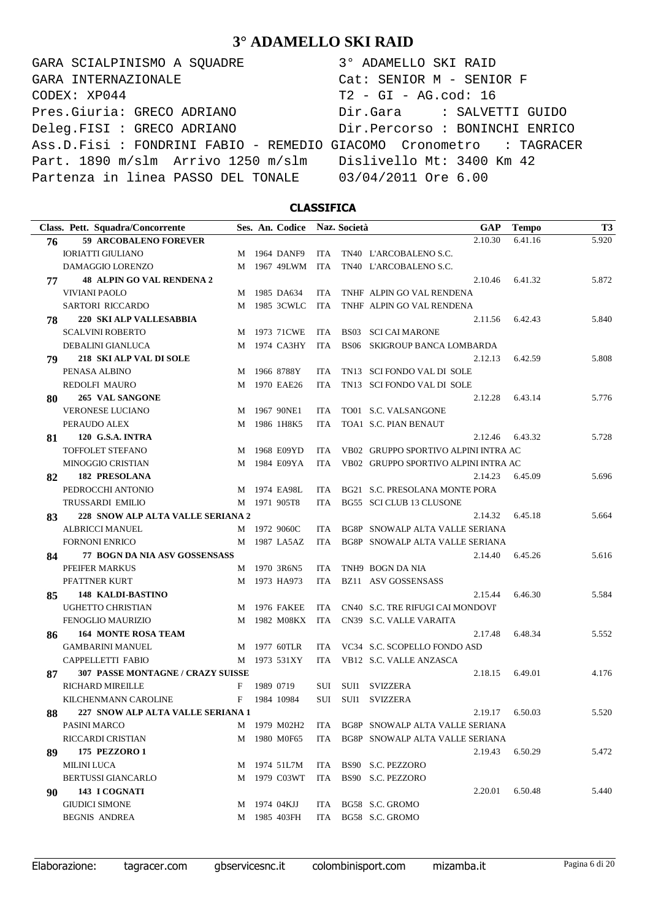# 3° ADAMELLO SKI RAID

GARA SCIALPINISMO A SQUADRE — 3° ADAMELLO SKI RAID
GARA INTERNAZIONALE — Cat: SENIOR M - SENIOR F
CODEX: XP044 — T2 - GI - AG.cod: 16
Pres.Giuria: GRECO ADRIANO — Dir.Gara : SALVETTI GUIDO
Deleg.FISI : GRECO ADRIANO — Dir.Percorso : BONINCHI ENRICO
Ass.D.Fisi : FONDRINI FABIO - REMEDIO GIACOMO — Cronometro : TAGRACER
Part. 1890 m/slm Arrivo 1250 m/slm — Dislivello Mt: 3400 Km 42
Partenza in linea PASSO DEL TONALE — 03/04/2011 Ore 6.00

## CLASSIFICA

| Class. | Pett. Squadra/Concorrente | Ses. | An. | Codice | Naz. | Società | GAP | Tempo | T3 |
|---|---|---|---|---|---|---|---|---|---|
| 76 | 59 ARCOBALENO FOREVER | | | | | | 2.10.30 | 6.41.16 | 5.920 |
| | IORIATTI GIULIANO | M | 1964 | DANF9 | ITA | TN40 L'ARCOBALENO S.C. | | | |
| | DAMAGGIO LORENZO | M | 1967 | 49LWM | ITA | TN40 L'ARCOBALENO S.C. | | | |
| 77 | 48 ALPIN GO VAL RENDENA 2 | | | | | | 2.10.46 | 6.41.32 | 5.872 |
| | VIVIANI PAOLO | M | 1985 | DA634 | ITA | TNHF ALPIN GO VAL RENDENA | | | |
| | SARTORI RICCARDO | M | 1985 | 3CWLC | ITA | TNHF ALPIN GO VAL RENDENA | | | |
| 78 | 220 SKI ALP VALLESABBIA | | | | | | 2.11.56 | 6.42.43 | 5.840 |
| | SCALVINI ROBERTO | M | 1973 | 71CWE | ITA | BS03 SCI CAI MARONE | | | |
| | DEBALINI GIANLUCA | M | 1974 | CA3HY | ITA | BS06 SKIGROUP BANCA LOMBARDA | | | |
| 79 | 218 SKI ALP VAL DI SOLE | | | | | | 2.12.13 | 6.42.59 | 5.808 |
| | PENASA ALBINO | M | 1966 | 8788Y | ITA | TN13 SCI FONDO VAL DI SOLE | | | |
| | REDOLFI MAURO | M | 1970 | EAE26 | ITA | TN13 SCI FONDO VAL DI SOLE | | | |
| 80 | 265 VAL SANGONE | | | | | | 2.12.28 | 6.43.14 | 5.776 |
| | VERONESE LUCIANO | M | 1967 | 90NE1 | ITA | TO01 S.C. VALSANGONE | | | |
| | PERAUDO ALEX | M | 1986 | 1H8K5 | ITA | TOA1 S.C. PIAN BENAUT | | | |
| 81 | 120 G.S.A. INTRA | | | | | | 2.12.46 | 6.43.32 | 5.728 |
| | TOFFOLET STEFANO | M | 1968 | E09YD | ITA | VB02 GRUPPO SPORTIVO ALPINI INTRA AC | | | |
| | MINOGGIO CRISTIAN | M | 1984 | E09YA | ITA | VB02 GRUPPO SPORTIVO ALPINI INTRA AC | | | |
| 82 | 182 PRESOLANA | | | | | | 2.14.23 | 6.45.09 | 5.696 |
| | PEDROCCHI ANTONIO | M | 1974 | EA98L | ITA | BG21 S.C. PRESOLANA MONTE PORA | | | |
| | TRUSSARDI EMILIO | M | 1971 | 905T8 | ITA | BG55 SCI CLUB 13 CLUSONE | | | |
| 83 | 228 SNOW ALP ALTA VALLE SERIANA 2 | | | | | | 2.14.32 | 6.45.18 | 5.664 |
| | ALBRICCI MANUEL | M | 1972 | 9060C | ITA | BG8P SNOWALP ALTA VALLE SERIANA | | | |
| | FORNONI ENRICO | M | 1987 | LA5AZ | ITA | BG8P SNOWALP ALTA VALLE SERIANA | | | |
| 84 | 77 BOGN DA NIA ASV GOSSENSASS | | | | | | 2.14.40 | 6.45.26 | 5.616 |
| | PFEIFER MARKUS | M | 1970 | 3R6N5 | ITA | TNH9 BOGN DA NIA | | | |
| | PFATTNER KURT | M | 1973 | HA973 | ITA | BZ11 ASV GOSSENSASS | | | |
| 85 | 148 KALDI-BASTINO | | | | | | 2.15.44 | 6.46.30 | 5.584 |
| | UGHETTO CHRISTIAN | M | 1976 | FAKEE | ITA | CN40 S.C. TRE RIFUGI CAI MONDOVI' | | | |
| | FENOGLIO MAURIZIO | M | 1982 | M08KX | ITA | CN39 S.C. VALLE VARAITA | | | |
| 86 | 164 MONTE ROSA TEAM | | | | | | 2.17.48 | 6.48.34 | 5.552 |
| | GAMBARINI MANUEL | M | 1977 | 60TLR | ITA | VC34 S.C. SCOPELLO FONDO ASD | | | |
| | CAPPELLETTI FABIO | M | 1973 | 531XY | ITA | VB12 S.C. VALLE ANZASCA | | | |
| 87 | 307 PASSE MONTAGNE / CRAZY SUISSE | | | | | | 2.18.15 | 6.49.01 | 4.176 |
| | RICHARD MIREILLE | F | 1989 | 0719 | SUI | SUI1 SVIZZERA | | | |
| | KILCHENMANN CAROLINE | F | 1984 | 10984 | SUI | SUI1 SVIZZERA | | | |
| 88 | 227 SNOW ALP ALTA VALLE SERIANA 1 | | | | | | 2.19.17 | 6.50.03 | 5.520 |
| | PASINI MARCO | M | 1979 | M02H2 | ITA | BG8P SNOWALP ALTA VALLE SERIANA | | | |
| | RICCARDI CRISTIAN | M | 1980 | M0F65 | ITA | BG8P SNOWALP ALTA VALLE SERIANA | | | |
| 89 | 175 PEZZORO 1 | | | | | | 2.19.43 | 6.50.29 | 5.472 |
| | MILINI LUCA | M | 1974 | 51L7M | ITA | BS90 S.C. PEZZORO | | | |
| | BERTUSSI GIANCARLO | M | 1979 | C03WT | ITA | BS90 S.C. PEZZORO | | | |
| 90 | 143 I COGNATI | | | | | | 2.20.01 | 6.50.48 | 5.440 |
| | GIUDICI SIMONE | M | 1974 | 04KJJ | ITA | BG58 S.C. GROMO | | | |
| | BEGNIS ANDREA | M | 1985 | 403FH | ITA | BG58 S.C. GROMO | | | |

Elaborazione: tagracer.com gbservicesnc.it colombinisport.com mizamba.it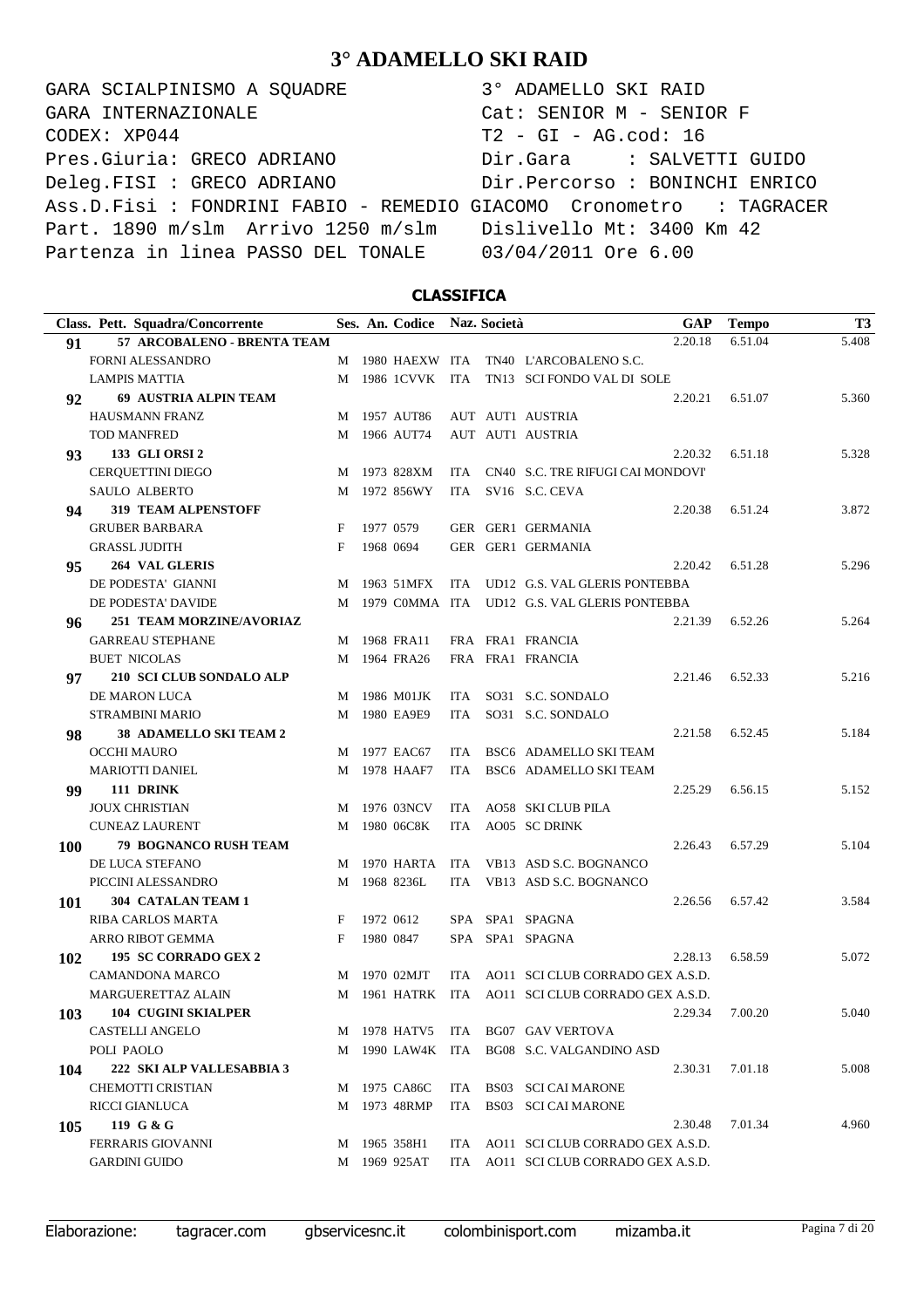# 3° ADAMELLO SKI RAID

```
GARA SCIALPINISMO A SQUADRE          3° ADAMELLO SKI RAID
GARA INTERNAZIONALE                  Cat: SENIOR M - SENIOR F
CODEX: XP044                         T2 - GI - AG.cod: 16
Pres.Giuria: GRECO ADRIANO           Dir.Gara     : SALVETTI GUIDO
Deleg.FISI : GRECO ADRIANO           Dir.Percorso : BONINCHI ENRICO
Ass.D.Fisi : FONDRINI FABIO - REMEDIO GIACOMO  Cronometro   : TAGRACER
Part. 1890 m/slm  Arrivo 1250 m/slm  Dislivello Mt: 3400 Km 42
Partenza in linea PASSO DEL TONALE   03/04/2011 Ore 6.00
```

## CLASSIFICA

| Class. | Pett. Squadra/Concorrente | Ses. | An. | Codice | Naz. | Società | GAP | Tempo | T3 |
|---|---|---|---|---|---|---|---|---|---|
| 91 | 57 ARCOBALENO - BRENTA TEAM | | | | | | 2.20.18 | 6.51.04 | 5.408 |
| | FORNI ALESSANDRO | M | 1980 | HAEXW | ITA | TN40 L'ARCOBALENO S.C. | | | |
| | LAMPIS MATTIA | M | 1986 | 1CVVK | ITA | TN13 SCI FONDO VAL DI SOLE | | | |
| 92 | 69 AUSTRIA ALPIN TEAM | | | | | | 2.20.21 | 6.51.07 | 5.360 |
| | HAUSMANN FRANZ | M | 1957 | AUT86 | AUT | AUT1 AUSTRIA | | | |
| | TOD MANFRED | M | 1966 | AUT74 | AUT | AUT1 AUSTRIA | | | |
| 93 | 133 GLI ORSI 2 | | | | | | 2.20.32 | 6.51.18 | 5.328 |
| | CERQUETTINI DIEGO | M | 1973 | 828XM | ITA | CN40 S.C. TRE RIFUGI CAI MONDOVI' | | | |
| | SAULO ALBERTO | M | 1972 | 856WY | ITA | SV16 S.C. CEVA | | | |
| 94 | 319 TEAM ALPENSTOFF | | | | | | 2.20.38 | 6.51.24 | 3.872 |
| | GRUBER BARBARA | F | 1977 | 0579 | GER | GER1 GERMANIA | | | |
| | GRASSL JUDITH | F | 1968 | 0694 | GER | GER1 GERMANIA | | | |
| 95 | 264 VAL GLERIS | | | | | | 2.20.42 | 6.51.28 | 5.296 |
| | DE PODESTA' GIANNI | M | 1963 | 51MFX | ITA | UD12 G.S. VAL GLERIS PONTEBBA | | | |
| | DE PODESTA' DAVIDE | M | 1979 | C0MMA | ITA | UD12 G.S. VAL GLERIS PONTEBBA | | | |
| 96 | 251 TEAM MORZINE/AVORIAZ | | | | | | 2.21.39 | 6.52.26 | 5.264 |
| | GARREAU STEPHANE | M | 1968 | FRA11 | FRA | FRA1 FRANCIA | | | |
| | BUET NICOLAS | M | 1964 | FRA26 | FRA | FRA1 FRANCIA | | | |
| 97 | 210 SCI CLUB SONDALO ALP | | | | | | 2.21.46 | 6.52.33 | 5.216 |
| | DE MARON LUCA | M | 1986 | M01JK | ITA | SO31 S.C. SONDALO | | | |
| | STRAMBINI MARIO | M | 1980 | EA9E9 | ITA | SO31 S.C. SONDALO | | | |
| 98 | 38 ADAMELLO SKI TEAM 2 | | | | | | 2.21.58 | 6.52.45 | 5.184 |
| | OCCHI MAURO | M | 1977 | EAC67 | ITA | BSC6 ADAMELLO SKI TEAM | | | |
| | MARIOTTI DANIEL | M | 1978 | HAAF7 | ITA | BSC6 ADAMELLO SKI TEAM | | | |
| 99 | 111 DRINK | | | | | | 2.25.29 | 6.56.15 | 5.152 |
| | JOUX CHRISTIAN | M | 1976 | 03NCV | ITA | AO58 SKI CLUB PILA | | | |
| | CUNEAZ LAURENT | M | 1980 | 06C8K | ITA | AO05 SC DRINK | | | |
| 100 | 79 BOGNANCO RUSH TEAM | | | | | | 2.26.43 | 6.57.29 | 5.104 |
| | DE LUCA STEFANO | M | 1970 | HARTA | ITA | VB13 ASD S.C. BOGNANCO | | | |
| | PICCINI ALESSANDRO | M | 1968 | 8236L | ITA | VB13 ASD S.C. BOGNANCO | | | |
| 101 | 304 CATALAN TEAM 1 | | | | | | 2.26.56 | 6.57.42 | 3.584 |
| | RIBA CARLOS MARTA | F | 1972 | 0612 | SPA | SPA1 SPAGNA | | | |
| | ARRO RIBOT GEMMA | F | 1980 | 0847 | SPA | SPA1 SPAGNA | | | |
| 102 | 195 SC CORRADO GEX 2 | | | | | | 2.28.13 | 6.58.59 | 5.072 |
| | CAMANDONA MARCO | M | 1970 | 02MJT | ITA | AO11 SCI CLUB CORRADO GEX A.S.D. | | | |
| | MARGUERETTAZ ALAIN | M | 1961 | HATRK | ITA | AO11 SCI CLUB CORRADO GEX A.S.D. | | | |
| 103 | 104 CUGINI SKIALPER | | | | | | 2.29.34 | 7.00.20 | 5.040 |
| | CASTELLI ANGELO | M | 1978 | HATV5 | ITA | BG07 GAV VERTOVA | | | |
| | POLI PAOLO | M | 1990 | LAW4K | ITA | BG08 S.C. VALGANDINO ASD | | | |
| 104 | 222 SKI ALP VALLESABBIA 3 | | | | | | 2.30.31 | 7.01.18 | 5.008 |
| | CHEMOTTI CRISTIAN | M | 1975 | CA86C | ITA | BS03 SCI CAI MARONE | | | |
| | RICCI GIANLUCA | M | 1973 | 48RMP | ITA | BS03 SCI CAI MARONE | | | |
| 105 | 119 G & G | | | | | | 2.30.48 | 7.01.34 | 4.960 |
| | FERRARIS GIOVANNI | M | 1965 | 358H1 | ITA | AO11 SCI CLUB CORRADO GEX A.S.D. | | | |
| | GARDINI GUIDO | M | 1969 | 925AT | ITA | AO11 SCI CLUB CORRADO GEX A.S.D. | | | |

Elaborazione: tagracer.com gbservicesnc.it colombinisport.com mizamba.it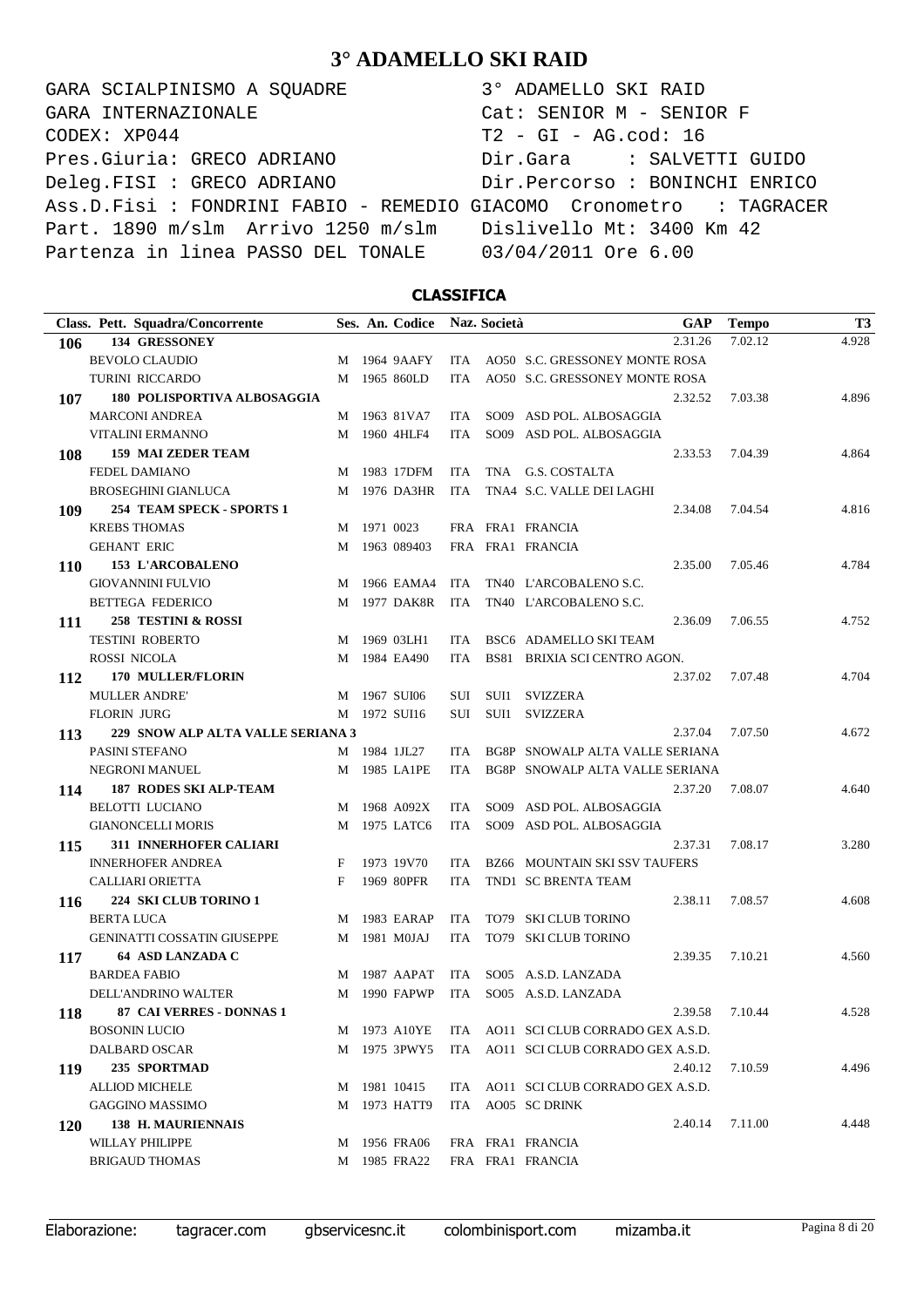# 3° ADAMELLO SKI RAID

```
GARA SCIALPINISMO A SQUADRE          3° ADAMELLO SKI RAID
GARA INTERNAZIONALE                  Cat: SENIOR M - SENIOR F
CODEX: XP044                         T2 - GI - AG.cod: 16
Pres.Giuria: GRECO ADRIANO           Dir.Gara      : SALVETTI GUIDO
Deleg.FISI : GRECO ADRIANO           Dir.Percorso : BONINCHI ENRICO
Ass.D.Fisi : FONDRINI FABIO - REMEDIO GIACOMO  Cronometro   : TAGRACER
Part. 1890 m/slm  Arrivo 1250 m/slm  Dislivello Mt: 3400 Km 42
Partenza in linea PASSO DEL TONALE   03/04/2011 Ore 6.00
```

## CLASSIFICA

| Class. | Pett. Squadra/Concorrente | Ses. | An. | Codice | Naz. | Società | GAP | Tempo | T3 |
|---|---|---|---|---|---|---|---|---|---|
| **106** | **134 GRESSONEY** | | | | | | 2.31.26 | 7.02.12 | 4.928 |
| | BEVOLO CLAUDIO | M | 1964 | 9AAFY | ITA | AO50 S.C. GRESSONEY MONTE ROSA | | | |
| | TURINI RICCARDO | M | 1965 | 860LD | ITA | AO50 S.C. GRESSONEY MONTE ROSA | | | |
| **107** | **180 POLISPORTIVA ALBOSAGGIA** | | | | | | 2.32.52 | 7.03.38 | 4.896 |
| | MARCONI ANDREA | M | 1963 | 81VA7 | ITA | SO09 ASD POL. ALBOSAGGIA | | | |
| | VITALINI ERMANNO | M | 1960 | 4HLF4 | ITA | SO09 ASD POL. ALBOSAGGIA | | | |
| **108** | **159 MAI ZEDER TEAM** | | | | | | 2.33.53 | 7.04.39 | 4.864 |
| | FEDEL DAMIANO | M | 1983 | 17DFM | ITA | TNA G.S. COSTALTA | | | |
| | BROSEGHINI GIANLUCA | M | 1976 | DA3HR | ITA | TNA4 S.C. VALLE DEI LAGHI | | | |
| **109** | **254 TEAM SPECK - SPORTS 1** | | | | | | 2.34.08 | 7.04.54 | 4.816 |
| | KREBS THOMAS | M | 1971 | 0023 | FRA | FRA1 FRANCIA | | | |
| | GEHANT ERIC | M | 1963 | 089403 | FRA | FRA1 FRANCIA | | | |
| **110** | **153 L'ARCOBALENO** | | | | | | 2.35.00 | 7.05.46 | 4.784 |
| | GIOVANNINI FULVIO | M | 1966 | EAMA4 | ITA | TN40 L'ARCOBALENO S.C. | | | |
| | BETTEGA FEDERICO | M | 1977 | DAK8R | ITA | TN40 L'ARCOBALENO S.C. | | | |
| **111** | **258 TESTINI & ROSSI** | | | | | | 2.36.09 | 7.06.55 | 4.752 |
| | TESTINI ROBERTO | M | 1969 | 03LH1 | ITA | BSC6 ADAMELLO SKI TEAM | | | |
| | ROSSI NICOLA | M | 1984 | EA490 | ITA | BS81 BRIXIA SCI CENTRO AGON. | | | |
| **112** | **170 MULLER/FLORIN** | | | | | | 2.37.02 | 7.07.48 | 4.704 |
| | MULLER ANDRE' | M | 1967 | SUI06 | SUI | SUI1 SVIZZERA | | | |
| | FLORIN JURG | M | 1972 | SUI16 | SUI | SUI1 SVIZZERA | | | |
| **113** | **229 SNOW ALP ALTA VALLE SERIANA 3** | | | | | | 2.37.04 | 7.07.50 | 4.672 |
| | PASINI STEFANO | M | 1984 | 1JL27 | ITA | BG8P SNOWALP ALTA VALLE SERIANA | | | |
| | NEGRONI MANUEL | M | 1985 | LA1PE | ITA | BG8P SNOWALP ALTA VALLE SERIANA | | | |
| **114** | **187 RODES SKI ALP-TEAM** | | | | | | 2.37.20 | 7.08.07 | 4.640 |
| | BELOTTI LUCIANO | M | 1968 | A092X | ITA | SO09 ASD POL. ALBOSAGGIA | | | |
| | GIANONCELLI MORIS | M | 1975 | LATC6 | ITA | SO09 ASD POL. ALBOSAGGIA | | | |
| **115** | **311 INNERHOFER CALIARI** | | | | | | 2.37.31 | 7.08.17 | 3.280 |
| | INNERHOFER ANDREA | F | 1973 | 19V70 | ITA | BZ66 MOUNTAIN SKI SSV TAUFERS | | | |
| | CALLIARI ORIETTA | F | 1969 | 80PFR | ITA | TND1 SC BRENTA TEAM | | | |
| **116** | **224 SKI CLUB TORINO 1** | | | | | | 2.38.11 | 7.08.57 | 4.608 |
| | BERTA LUCA | M | 1983 | EARAP | ITA | TO79 SKI CLUB TORINO | | | |
| | GENINATTI COSSATIN GIUSEPPE | M | 1981 | M0JAJ | ITA | TO79 SKI CLUB TORINO | | | |
| **117** | **64 ASD LANZADA C** | | | | | | 2.39.35 | 7.10.21 | 4.560 |
| | BARDEA FABIO | M | 1987 | AAPAT | ITA | SO05 A.S.D. LANZADA | | | |
| | DELL'ANDRINO WALTER | M | 1990 | FAPWP | ITA | SO05 A.S.D. LANZADA | | | |
| **118** | **87 CAI VERRES - DONNAS 1** | | | | | | 2.39.58 | 7.10.44 | 4.528 |
| | BOSONIN LUCIO | M | 1973 | A10YE | ITA | AO11 SCI CLUB CORRADO GEX A.S.D. | | | |
| | DALBARD OSCAR | M | 1975 | 3PWY5 | ITA | AO11 SCI CLUB CORRADO GEX A.S.D. | | | |
| **119** | **235 SPORTMAD** | | | | | | 2.40.12 | 7.10.59 | 4.496 |
| | ALLIOD MICHELE | M | 1981 | 10415 | ITA | AO11 SCI CLUB CORRADO GEX A.S.D. | | | |
| | GAGGINO MASSIMO | M | 1973 | HATT9 | ITA | AO05 SC DRINK | | | |
| **120** | **138 H. MAURIENNAIS** | | | | | | 2.40.14 | 7.11.00 | 4.448 |
| | WILLAY PHILIPPE | M | 1956 | FRA06 | FRA | FRA1 FRANCIA | | | |
| | BRIGAUD THOMAS | M | 1985 | FRA22 | FRA | FRA1 FRANCIA | | | |

Elaborazione: tagracer.com gbservicesnc.it colombinisport.com mizamba.it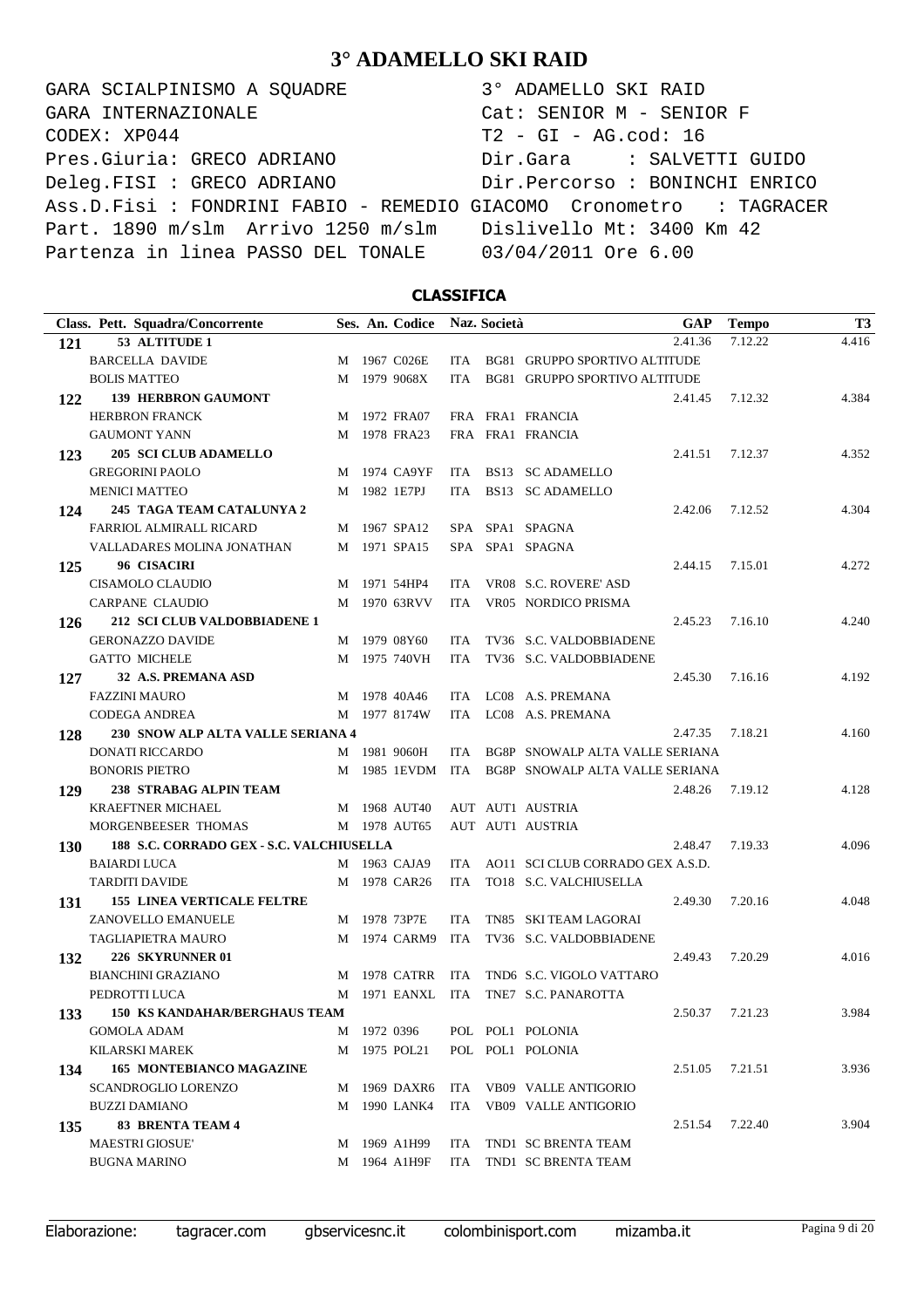# 3° ADAMELLO SKI RAID

```
GARA SCIALPINISMO A SQUADRE            3° ADAMELLO SKI RAID
GARA INTERNAZIONALE                    Cat: SENIOR M - SENIOR F
CODEX: XP044                           T2 - GI - AG.cod: 16
Pres.Giuria: GRECO ADRIANO             Dir.Gara     : SALVETTI GUIDO
Deleg.FISI : GRECO ADRIANO             Dir.Percorso : BONINCHI ENRICO
Ass.D.Fisi : FONDRINI FABIO - REMEDIO GIACOMO  Cronometro  : TAGRACER
Part. 1890 m/slm  Arrivo 1250 m/slm    Dislivello Mt: 3400 Km 42
Partenza in linea PASSO DEL TONALE     03/04/2011 Ore 6.00
```

## CLASSIFICA

| Class. | Pett. Squadra/Concorrente | Ses. | An. | Codice | Naz. | Società | GAP | Tempo | T3 |
|---|---|---|---|---|---|---|---|---|---|
| 121 | 53 ALTITUDE 1 | | | | | | 2.41.36 | 7.12.22 | 4.416 |
| | BARCELLA DAVIDE | M | 1967 | C026E | ITA | BG81 GRUPPO SPORTIVO ALTITUDE | | | |
| | BOLIS MATTEO | M | 1979 | 9068X | ITA | BG81 GRUPPO SPORTIVO ALTITUDE | | | |
| 122 | 139 HERBRON GAUMONT | | | | | | 2.41.45 | 7.12.32 | 4.384 |
| | HERBRON FRANCK | M | 1972 | FRA07 | FRA | FRA1 FRANCIA | | | |
| | GAUMONT YANN | M | 1978 | FRA23 | FRA | FRA1 FRANCIA | | | |
| 123 | 205 SCI CLUB ADAMELLO | | | | | | 2.41.51 | 7.12.37 | 4.352 |
| | GREGORINI PAOLO | M | 1974 | CA9YF | ITA | BS13 SC ADAMELLO | | | |
| | MENICI MATTEO | M | 1982 | 1E7PJ | ITA | BS13 SC ADAMELLO | | | |
| 124 | 245 TAGA TEAM CATALUNYA 2 | | | | | | 2.42.06 | 7.12.52 | 4.304 |
| | FARRIOL ALMIRALL RICARD | M | 1967 | SPA12 | SPA | SPA1 SPAGNA | | | |
| | VALLADARES MOLINA JONATHAN | M | 1971 | SPA15 | SPA | SPA1 SPAGNA | | | |
| 125 | 96 CISACIRI | | | | | | 2.44.15 | 7.15.01 | 4.272 |
| | CISAMOLO CLAUDIO | M | 1971 | 54HP4 | ITA | VR08 S.C. ROVERE' ASD | | | |
| | CARPANE CLAUDIO | M | 1970 | 63RVV | ITA | VR05 NORDICO PRISMA | | | |
| 126 | 212 SCI CLUB VALDOBBIADENE 1 | | | | | | 2.45.23 | 7.16.10 | 4.240 |
| | GERONAZZO DAVIDE | M | 1979 | 08Y60 | ITA | TV36 S.C. VALDOBBIADENE | | | |
| | GATTO MICHELE | M | 1975 | 740VH | ITA | TV36 S.C. VALDOBBIADENE | | | |
| 127 | 32 A.S. PREMANA ASD | | | | | | 2.45.30 | 7.16.16 | 4.192 |
| | FAZZINI MAURO | M | 1978 | 40A46 | ITA | LC08 A.S. PREMANA | | | |
| | CODEGA ANDREA | M | 1977 | 8174W | ITA | LC08 A.S. PREMANA | | | |
| 128 | 230 SNOW ALP ALTA VALLE SERIANA 4 | | | | | | 2.47.35 | 7.18.21 | 4.160 |
| | DONATI RICCARDO | M | 1981 | 9060H | ITA | BG8P SNOWALP ALTA VALLE SERIANA | | | |
| | BONORIS PIETRO | M | 1985 | 1EVDM | ITA | BG8P SNOWALP ALTA VALLE SERIANA | | | |
| 129 | 238 STRABAG ALPIN TEAM | | | | | | 2.48.26 | 7.19.12 | 4.128 |
| | KRAEFTNER MICHAEL | M | 1968 | AUT40 | AUT | AUT1 AUSTRIA | | | |
| | MORGENBEESER THOMAS | M | 1978 | AUT65 | AUT | AUT1 AUSTRIA | | | |
| 130 | 188 S.C. CORRADO GEX - S.C. VALCHIUSELLA | | | | | | 2.48.47 | 7.19.33 | 4.096 |
| | BAIARDI LUCA | M | 1963 | CAJA9 | ITA | AO11 SCI CLUB CORRADO GEX A.S.D. | | | |
| | TARDITI DAVIDE | M | 1978 | CAR26 | ITA | TO18 S.C. VALCHIUSELLA | | | |
| 131 | 155 LINEA VERTICALE FELTRE | | | | | | 2.49.30 | 7.20.16 | 4.048 |
| | ZANOVELLO EMANUELE | M | 1978 | 73P7E | ITA | TN85 SKI TEAM LAGORAI | | | |
| | TAGLIAPIETRA MAURO | M | 1974 | CARM9 | ITA | TV36 S.C. VALDOBBIADENE | | | |
| 132 | 226 SKYRUNNER 01 | | | | | | 2.49.43 | 7.20.29 | 4.016 |
| | BIANCHINI GRAZIANO | M | 1978 | CATRR | ITA | TND6 S.C. VIGOLO VATTARO | | | |
| | PEDROTTI LUCA | M | 1971 | EANXL | ITA | TNE7 S.C. PANAROTTA | | | |
| 133 | 150 KS KANDAHAR/BERGHAUS TEAM | | | | | | 2.50.37 | 7.21.23 | 3.984 |
| | GOMOLA ADAM | M | 1972 | 0396 | POL | POL1 POLONIA | | | |
| | KILARSKI MAREK | M | 1975 | POL21 | POL | POL1 POLONIA | | | |
| 134 | 165 MONTEBIANCO MAGAZINE | | | | | | 2.51.05 | 7.21.51 | 3.936 |
| | SCANDROGLIO LORENZO | M | 1969 | DAXR6 | ITA | VB09 VALLE ANTIGORIO | | | |
| | BUZZI DAMIANO | M | 1990 | LANK4 | ITA | VB09 VALLE ANTIGORIO | | | |
| 135 | 83 BRENTA TEAM 4 | | | | | | 2.51.54 | 7.22.40 | 3.904 |
| | MAESTRI GIOSUE' | M | 1969 | A1H99 | ITA | TND1 SC BRENTA TEAM | | | |
| | BUGNA MARINO | M | 1964 | A1H9F | ITA | TND1 SC BRENTA TEAM | | | |

Elaborazione: tagracer.com gbservicesnc.it colombinisport.com mizamba.it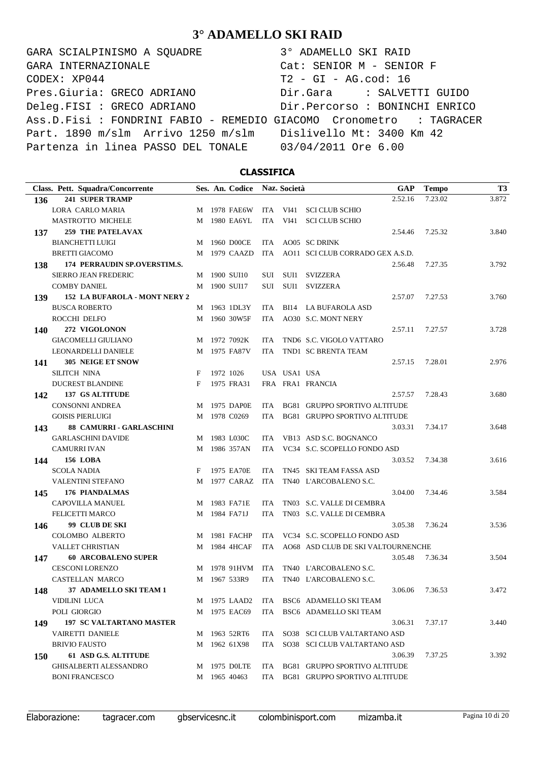# 3° ADAMELLO SKI RAID

```
GARA SCIALPINISMO A SQUADRE                3° ADAMELLO SKI RAID
GARA INTERNAZIONALE                        Cat: SENIOR M - SENIOR F
CODEX: XP044                               T2 - GI - AG.cod: 16
Pres.Giuria: GRECO ADRIANO                 Dir.Gara     : SALVETTI GUIDO
Deleg.FISI : GRECO ADRIANO                 Dir.Percorso : BONINCHI ENRICO
Ass.D.Fisi : FONDRINI FABIO - REMEDIO GIACOMO  Cronometro   : TAGRACER
Part. 1890 m/slm  Arrivo 1250 m/slm        Dislivello Mt: 3400 Km 42
Partenza in linea PASSO DEL TONALE         03/04/2011 Ore 6.00
```

## CLASSIFICA

| Class. | Pett. Squadra/Concorrente | Ses. | An. | Codice | Naz. | Società | | GAP | Tempo | T3 |
|---|---|---|---|---|---|---|---|---|---|---|
| 136 | **241 SUPER TRAMP** | | | | | | | 2.52.16 | 7.23.02 | 3.872 |
| | LORA CARLO MARIA | M | 1978 | FAE6W | ITA | VI41 | SCI CLUB SCHIO | | | |
| | MASTROTTO MICHELE | M | 1980 | EA6YL | ITA | VI41 | SCI CLUB SCHIO | | | |
| 137 | **259 THE PATELAVAX** | | | | | | | 2.54.46 | 7.25.32 | 3.840 |
| | BIANCHETTI LUIGI | M | 1960 | D00CE | ITA | AO05 | SC DRINK | | | |
| | BRETTI GIACOMO | M | 1979 | CAAZD | ITA | AO11 | SCI CLUB CORRADO GEX A.S.D. | | | |
| 138 | **174 PERRAUDIN SP.OVERSTIM.S.** | | | | | | | 2.56.48 | 7.27.35 | 3.792 |
| | SIERRO JEAN FREDERIC | M | 1900 | SUI10 | SUI | SUI1 | SVIZZERA | | | |
| | COMBY DANIEL | M | 1900 | SUI17 | SUI | SUI1 | SVIZZERA | | | |
| 139 | **152 LA BUFAROLA - MONT NERY 2** | | | | | | | 2.57.07 | 7.27.53 | 3.760 |
| | BUSCA ROBERTO | M | 1963 | 1DL3Y | ITA | BI14 | LA BUFAROLA ASD | | | |
| | ROCCHI DELFO | M | 1960 | 30W5F | ITA | AO30 | S.C. MONT NERY | | | |
| 140 | **272 VIGOLONON** | | | | | | | 2.57.11 | 7.27.57 | 3.728 |
| | GIACOMELLI GIULIANO | M | 1972 | 7092K | ITA | TND6 | S.C. VIGOLO VATTARO | | | |
| | LEONARDELLI DANIELE | M | 1975 | FA87V | ITA | TND1 | SC BRENTA TEAM | | | |
| 141 | **305 NEIGE ET SNOW** | | | | | | | 2.57.15 | 7.28.01 | 2.976 |
| | SILITCH NINA | F | 1972 | 1026 | USA | USA1 | USA | | | |
| | DUCREST BLANDINE | F | 1975 | FRA31 | FRA | FRA1 | FRANCIA | | | |
| 142 | **137 GS ALTITUDE** | | | | | | | 2.57.57 | 7.28.43 | 3.680 |
| | CONSONNI ANDREA | M | 1975 | DAP0E | ITA | BG81 | GRUPPO SPORTIVO ALTITUDE | | | |
| | GOISIS PIERLUIGI | M | 1978 | C0269 | ITA | BG81 | GRUPPO SPORTIVO ALTITUDE | | | |
| 143 | **88 CAMURRI - GARLASCHINI** | | | | | | | 3.03.31 | 7.34.17 | 3.648 |
| | GARLASCHINI DAVIDE | M | 1983 | L030C | ITA | VB13 | ASD S.C. BOGNANCO | | | |
| | CAMURRI IVAN | M | 1986 | 357AN | ITA | VC34 | S.C. SCOPELLO FONDO ASD | | | |
| 144 | **156 LOBA** | | | | | | | 3.03.52 | 7.34.38 | 3.616 |
| | SCOLA NADIA | F | 1975 | EA70E | ITA | TN45 | SKI TEAM FASSA ASD | | | |
| | VALENTINI STEFANO | M | 1977 | CARAZ | ITA | TN40 | L'ARCOBALENO S.C. | | | |
| 145 | **176 PIANDALMAS** | | | | | | | 3.04.00 | 7.34.46 | 3.584 |
| | CAPOVILLA MANUEL | M | 1983 | FA71E | ITA | TN03 | S.C. VALLE DI CEMBRA | | | |
| | FELICETTI MARCO | M | 1984 | FA71J | ITA | TN03 | S.C. VALLE DI CEMBRA | | | |
| 146 | **99 CLUB DE SKI** | | | | | | | 3.05.38 | 7.36.24 | 3.536 |
| | COLOMBO ALBERTO | M | 1981 | FACHP | ITA | VC34 | S.C. SCOPELLO FONDO ASD | | | |
| | VALLET CHRISTIAN | M | 1984 | 4HCAF | ITA | AO68 | ASD CLUB DE SKI VALTOURNENCHE | | | |
| 147 | **60 ARCOBALENO SUPER** | | | | | | | 3.05.48 | 7.36.34 | 3.504 |
| | CESCONI LORENZO | M | 1978 | 91HVM | ITA | TN40 | L'ARCOBALENO S.C. | | | |
| | CASTELLAN MARCO | M | 1967 | 533R9 | ITA | TN40 | L'ARCOBALENO S.C. | | | |
| 148 | **37 ADAMELLO SKI TEAM 1** | | | | | | | 3.06.06 | 7.36.53 | 3.472 |
| | VIDILINI LUCA | M | 1975 | LAAD2 | ITA | BSC6 | ADAMELLO SKI TEAM | | | |
| | POLI GIORGIO | M | 1975 | EAC69 | ITA | BSC6 | ADAMELLO SKI TEAM | | | |
| 149 | **197 SC VALTARTANO MASTER** | | | | | | | 3.06.31 | 7.37.17 | 3.440 |
| | VAIRETTI DANIELE | M | 1963 | 52RT6 | ITA | SO38 | SCI CLUB VALTARTANO ASD | | | |
| | BRIVIO FAUSTO | M | 1962 | 61X98 | ITA | SO38 | SCI CLUB VALTARTANO ASD | | | |
| 150 | **61 ASD G.S. ALTITUDE** | | | | | | | 3.06.39 | 7.37.25 | 3.392 |
| | GHISALBERTI ALESSANDRO | M | 1975 | D0LTE | ITA | BG81 | GRUPPO SPORTIVO ALTITUDE | | | |
| | BONI FRANCESCO | M | 1965 | 40463 | ITA | BG81 | GRUPPO SPORTIVO ALTITUDE | | | |

Elaborazione: tagracer.com gbservicesnc.it colombinisport.com mizamba.it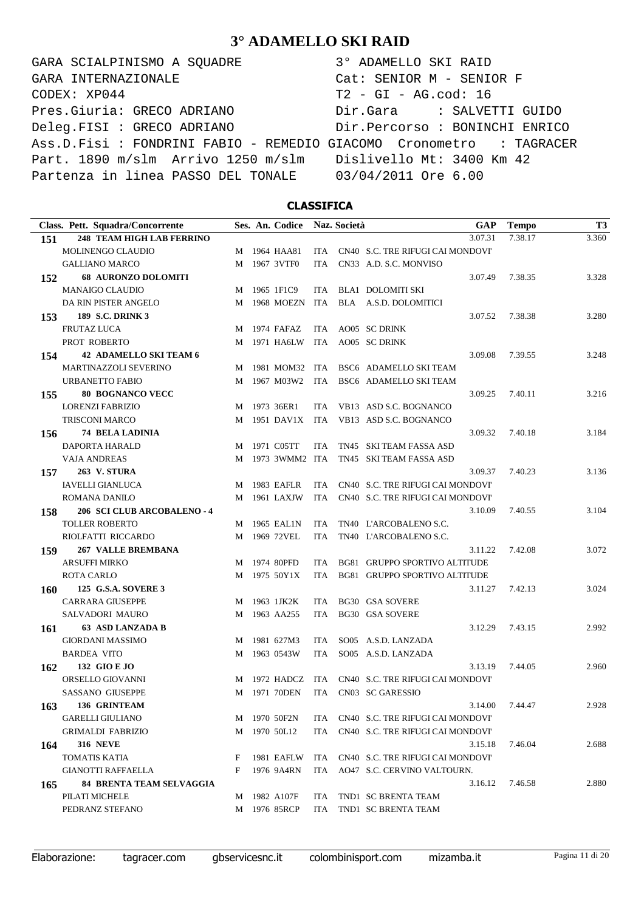# 3° ADAMELLO SKI RAID

```
GARA SCIALPINISMO A SQUADRE                3° ADAMELLO SKI RAID
GARA INTERNAZIONALE                        Cat: SENIOR M - SENIOR F
CODEX: XP044                               T2 - GI - AG.cod: 16
Pres.Giuria: GRECO ADRIANO                 Dir.Gara     : SALVETTI GUIDO
Deleg.FISI : GRECO ADRIANO                 Dir.Percorso : BONINCHI ENRICO
Ass.D.Fisi : FONDRINI FABIO - REMEDIO GIACOMO  Cronometro  : TAGRACER
Part. 1890 m/slm  Arrivo 1250 m/slm        Dislivello Mt: 3400 Km 42
Partenza in linea PASSO DEL TONALE         03/04/2011 Ore 6.00
```

## CLASSIFICA

| Class. | Pett. Squadra/Concorrente | Ses. | An. | Codice | Naz. | Società | GAP | Tempo | T3 |
|---|---|---|---|---|---|---|---|---|---|
| 151 | **248 TEAM HIGH LAB FERRINO** | | | | | | 3.07.31 | 7.38.17 | 3.360 |
| | MOLINENGO CLAUDIO | M | 1964 | HAA81 | ITA | CN40 S.C. TRE RIFUGI CAI MONDOVI' | | | |
| | GALLIANO MARCO | M | 1967 | 3VTF0 | ITA | CN33 A.D. S.C. MONVISO | | | |
| 152 | **68 AURONZO DOLOMITI** | | | | | | 3.07.49 | 7.38.35 | 3.328 |
| | MANAIGO CLAUDIO | M | 1965 | 1F1C9 | ITA | BLA1 DOLOMITI SKI | | | |
| | DA RIN PISTER ANGELO | M | 1968 | MOEZN | ITA | BLA A.S.D. DOLOMITICI | | | |
| 153 | **189 S.C. DRINK 3** | | | | | | 3.07.52 | 7.38.38 | 3.280 |
| | FRUTAZ LUCA | M | 1974 | FAFAZ | ITA | AO05 SC DRINK | | | |
| | PROT ROBERTO | M | 1971 | HA6LW | ITA | AO05 SC DRINK | | | |
| 154 | **42 ADAMELLO SKI TEAM 6** | | | | | | 3.09.08 | 7.39.55 | 3.248 |
| | MARTINAZZOLI SEVERINO | M | 1981 | MOM32 | ITA | BSC6 ADAMELLO SKI TEAM | | | |
| | URBANETTO FABIO | M | 1967 | M03W2 | ITA | BSC6 ADAMELLO SKI TEAM | | | |
| 155 | **80 BOGNANCO VECC** | | | | | | 3.09.25 | 7.40.11 | 3.216 |
| | LORENZI FABRIZIO | M | 1973 | 36ER1 | ITA | VB13 ASD S.C. BOGNANCO | | | |
| | TRISCONI MARCO | M | 1951 | DAV1X | ITA | VB13 ASD S.C. BOGNANCO | | | |
| 156 | **74 BELA LADINIA** | | | | | | 3.09.32 | 7.40.18 | 3.184 |
| | DAPORTA HARALD | M | 1971 | C05TT | ITA | TN45 SKI TEAM FASSA ASD | | | |
| | VAJA ANDREAS | M | 1973 | 3WMM2 | ITA | TN45 SKI TEAM FASSA ASD | | | |
| 157 | **263 V. STURA** | | | | | | 3.09.37 | 7.40.23 | 3.136 |
| | IAVELLI GIANLUCA | M | 1983 | EAFLR | ITA | CN40 S.C. TRE RIFUGI CAI MONDOVI' | | | |
| | ROMANA DANILO | M | 1961 | LAXJW | ITA | CN40 S.C. TRE RIFUGI CAI MONDOVI' | | | |
| 158 | **206 SCI CLUB ARCOBALENO - 4** | | | | | | 3.10.09 | 7.40.55 | 3.104 |
| | TOLLER ROBERTO | M | 1965 | EAL1N | ITA | TN40 L'ARCOBALENO S.C. | | | |
| | RIOLFATTI RICCARDO | M | 1969 | 72VEL | ITA | TN40 L'ARCOBALENO S.C. | | | |
| 159 | **267 VALLE BREMBANA** | | | | | | 3.11.22 | 7.42.08 | 3.072 |
| | ARSUFFI MIRKO | M | 1974 | 80PFD | ITA | BG81 GRUPPO SPORTIVO ALTITUDE | | | |
| | ROTA CARLO | M | 1975 | 50Y1X | ITA | BG81 GRUPPO SPORTIVO ALTITUDE | | | |
| 160 | **125 G.S.A. SOVERE 3** | | | | | | 3.11.27 | 7.42.13 | 3.024 |
| | CARRARA GIUSEPPE | M | 1963 | 1JK2K | ITA | BG30 GSA SOVERE | | | |
| | SALVADORI MAURO | M | 1963 | AA255 | ITA | BG30 GSA SOVERE | | | |
| 161 | **63 ASD LANZADA B** | | | | | | 3.12.29 | 7.43.15 | 2.992 |
| | GIORDANI MASSIMO | M | 1981 | 627M3 | ITA | SO05 A.S.D. LANZADA | | | |
| | BARDEA VITO | M | 1963 | 0543W | ITA | SO05 A.S.D. LANZADA | | | |
| 162 | **132 GIO E JO** | | | | | | 3.13.19 | 7.44.05 | 2.960 |
| | ORSELLO GIOVANNI | M | 1972 | HADCZ | ITA | CN40 S.C. TRE RIFUGI CAI MONDOVI' | | | |
| | SASSANO GIUSEPPE | M | 1971 | 70DEN | ITA | CN03 SC GARESSIO | | | |
| 163 | **136 GRINTEAM** | | | | | | 3.14.00 | 7.44.47 | 2.928 |
| | GARELLI GIULIANO | M | 1970 | 50F2N | ITA | CN40 S.C. TRE RIFUGI CAI MONDOVI' | | | |
| | GRIMALDI FABRIZIO | M | 1970 | 50L12 | ITA | CN40 S.C. TRE RIFUGI CAI MONDOVI' | | | |
| 164 | **316 NEVE** | | | | | | 3.15.18 | 7.46.04 | 2.688 |
| | TOMATIS KATIA | F | 1981 | EAFLW | ITA | CN40 S.C. TRE RIFUGI CAI MONDOVI' | | | |
| | GIANOTTI RAFFAELLA | F | 1976 | 9A4RN | ITA | AO47 S.C. CERVINO VALTOURN. | | | |
| 165 | **84 BRENTA TEAM SELVAGGIA** | | | | | | 3.16.12 | 7.46.58 | 2.880 |
| | PILATI MICHELE | M | 1982 | A107F | ITA | TND1 SC BRENTA TEAM | | | |
| | PEDRANZ STEFANO | M | 1976 | 85RCP | ITA | TND1 SC BRENTA TEAM | | | |

Elaborazione: tagracer.com gbservicesnc.it colombinisport.com mizamba.it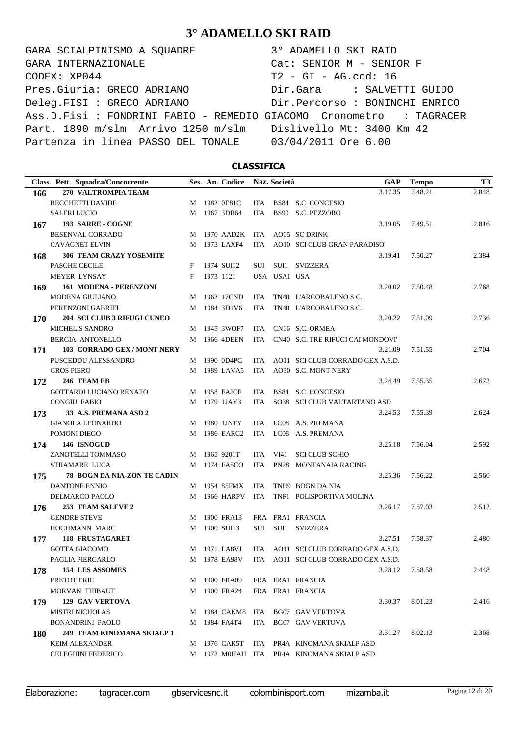# 3° ADAMELLO SKI RAID

```
GARA SCIALPINISMO A SQUADRE              3° ADAMELLO SKI RAID
GARA INTERNAZIONALE                      Cat: SENIOR M - SENIOR F
CODEX: XP044                             T2 - GI - AG.cod: 16
Pres.Giuria: GRECO ADRIANO               Dir.Gara     : SALVETTI GUIDO
Deleg.FISI : GRECO ADRIANO               Dir.Percorso : BONINCHI ENRICO
Ass.D.Fisi : FONDRINI FABIO - REMEDIO GIACOMO  Cronometro   : TAGRACER
Part. 1890 m/slm  Arrivo 1250 m/slm      Dislivello Mt: 3400 Km 42
Partenza in linea PASSO DEL TONALE       03/04/2011 Ore 6.00
```

## CLASSIFICA

| Class. | Pett. Squadra/Concorrente | Ses. | An. | Codice | Naz. | Società | GAP | Tempo | T3 |
|---|---|---|---|---|---|---|---|---|---|
| **166** | **270 VALTROMPIA TEAM** | | | | | | 3.17.35 | 7.48.21 | 2.848 |
| | BECCHETTI DAVIDE | M | 1982 | 0E81C | ITA | BS84 S.C. CONCESIO | | | |
| | SALERI LUCIO | M | 1967 | 3DR64 | ITA | BS90 S.C. PEZZORO | | | |
| **167** | **193 SARRE - COGNE** | | | | | | 3.19.05 | 7.49.51 | 2.816 |
| | BESENVAL CORRADO | M | 1970 | AAD2K | ITA | AO05 SC DRINK | | | |
| | CAVAGNET ELVIN | M | 1973 | LAXF4 | ITA | AO10 SCI CLUB GRAN PARADISO | | | |
| **168** | **306 TEAM CRAZY YOSEMITE** | | | | | | 3.19.41 | 7.50.27 | 2.384 |
| | PASCHE CECILE | F | 1974 | SUI12 | SUI | SUI1 SVIZZERA | | | |
| | MEYER LYNSAY | F | 1973 | 1121 | USA | USA1 USA | | | |
| **169** | **161 MODENA - PERENZONI** | | | | | | 3.20.02 | 7.50.48 | 2.768 |
| | MODENA GIULIANO | M | 1962 | 17CND | ITA | TN40 L'ARCOBALENO S.C. | | | |
| | PERENZONI GABRIEL | M | 1984 | 3D1V6 | ITA | TN40 L'ARCOBALENO S.C. | | | |
| **170** | **204 SCI CLUB 3 RIFUGI CUNEO** | | | | | | 3.20.22 | 7.51.09 | 2.736 |
| | MICHELIS SANDRO | M | 1945 | 3WOF7 | ITA | CN16 S.C. ORMEA | | | |
| | BERGIA ANTONELLO | M | 1966 | 4DEEN | ITA | CN40 S.C. TRE RIFUGI CAI MONDOVI' | | | |
| **171** | **103 CORRADO GEX / MONT NERY** | | | | | | 3.21.09 | 7.51.55 | 2.704 |
| | PUSCEDDU ALESSANDRO | M | 1990 | 0D4PC | ITA | AO11 SCI CLUB CORRADO GEX A.S.D. | | | |
| | GROS PIERO | M | 1989 | LAVA5 | ITA | AO30 S.C. MONT NERY | | | |
| **172** | **246 TEAM EB** | | | | | | 3.24.49 | 7.55.35 | 2.672 |
| | GOTTARDI LUCIANO RENATO | M | 1958 | FAJCF | ITA | BS84 S.C. CONCESIO | | | |
| | CONGIU FABIO | M | 1979 | 1JAY3 | ITA | SO38 SCI CLUB VALTARTANO ASD | | | |
| **173** | **33 A.S. PREMANA ASD 2** | | | | | | 3.24.53 | 7.55.39 | 2.624 |
| | GIANOLA LEONARDO | M | 1980 | 1JNTY | ITA | LC08 A.S. PREMANA | | | |
| | POMONI DIEGO | M | 1986 | EARC2 | ITA | LC08 A.S. PREMANA | | | |
| **174** | **146 ISNOGUD** | | | | | | 3.25.18 | 7.56.04 | 2.592 |
| | ZANOTELLI TOMMASO | M | 1965 | 9201T | ITA | VI41 SCI CLUB SCHIO | | | |
| | STRAMARE LUCA | M | 1974 | FA5CO | ITA | PN28 MONTANAIA RACING | | | |
| **175** | **78 BOGN DA NIA-ZON TE CADIN** | | | | | | 3.25.36 | 7.56.22 | 2.560 |
| | DANTONE ENNIO | M | 1954 | 85FMX | ITA | TNH9 BOGN DA NIA | | | |
| | DELMARCO PAOLO | M | 1966 | HARPV | ITA | TNF1 POLISPORTIVA MOLINA | | | |
| **176** | **253 TEAM SALEVE 2** | | | | | | 3.26.17 | 7.57.03 | 2.512 |
| | GENDRE STEVE | M | 1900 | FRA13 | FRA | FRA1 FRANCIA | | | |
| | HOCHMANN MARC | M | 1900 | SUI13 | SUI | SUI1 SVIZZERA | | | |
| **177** | **118 FRUSTAGARET** | | | | | | 3.27.51 | 7.58.37 | 2.480 |
| | GOTTA GIACOMO | M | 1971 | LA8VJ | ITA | AO11 SCI CLUB CORRADO GEX A.S.D. | | | |
| | PAGLIA PIERCARLO | M | 1978 | EA98V | ITA | AO11 SCI CLUB CORRADO GEX A.S.D. | | | |
| **178** | **154 LES ASSOMES** | | | | | | 3.28.12 | 7.58.58 | 2.448 |
| | PRETOT ERIC | M | 1900 | FRA09 | FRA | FRA1 FRANCIA | | | |
| | MORVAN THIBAUT | M | 1900 | FRA24 | FRA | FRA1 FRANCIA | | | |
| **179** | **129 GAV VERTOVA** | | | | | | 3.30.37 | 8.01.23 | 2.416 |
| | MISTRI NICHOLAS | M | 1984 | CAKM8 | ITA | BG07 GAV VERTOVA | | | |
| | BONANDRINI PAOLO | M | 1984 | FA4T4 | ITA | BG07 GAV VERTOVA | | | |
| **180** | **249 TEAM KINOMANA SKIALP 1** | | | | | | 3.31.27 | 8.02.13 | 2.368 |
| | KEIM ALEXANDER | M | 1976 | CAK5T | ITA | PR4A KINOMANA SKIALP ASD | | | |
| | CELEGHINI FEDERICO | M | 1972 | M0HAH | ITA | PR4A KINOMANA SKIALP ASD | | | |

Elaborazione: tagracer.com gbservicesnc.it colombinisport.com mizamba.it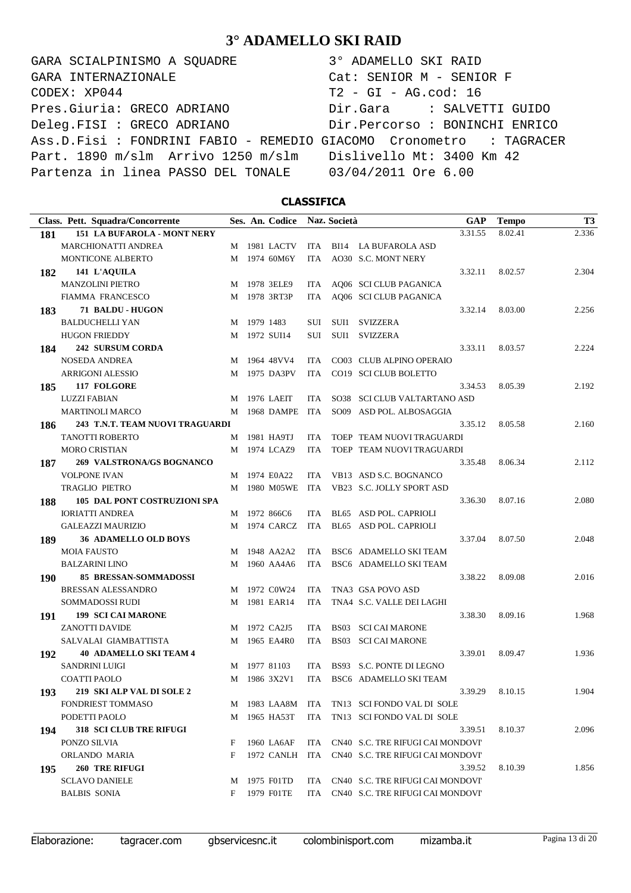# 3° ADAMELLO SKI RAID

```
GARA SCIALPINISMO A SQUADRE            3° ADAMELLO SKI RAID
GARA INTERNAZIONALE                    Cat: SENIOR M - SENIOR F
CODEX: XP044                           T2 - GI - AG.cod: 16
Pres.Giuria: GRECO ADRIANO             Dir.Gara     : SALVETTI GUIDO
Deleg.FISI : GRECO ADRIANO             Dir.Percorso : BONINCHI ENRICO
Ass.D.Fisi : FONDRINI FABIO - REMEDIO GIACOMO  Cronometro  : TAGRACER
Part. 1890 m/slm  Arrivo 1250 m/slm    Dislivello Mt: 3400 Km 42
Partenza in linea PASSO DEL TONALE     03/04/2011 Ore 6.00
```

## CLASSIFICA

| Class. | Pett. Squadra/Concorrente | Ses. | An. | Codice | Naz. | Società | | GAP | Tempo | T3 |
|---|---|---|---|---|---|---|---|---|---|---|
| **181** | **151 LA BUFAROLA - MONT NERY** | | | | | | | 3.31.55 | 8.02.41 | 2.336 |
| | MARCHIONATTI ANDREA | M | 1981 | LACTV | ITA | BI14 | LA BUFAROLA ASD | | | |
| | MONTICONE ALBERTO | M | 1974 | 60M6Y | ITA | AO30 | S.C. MONT NERY | | | |
| **182** | **141 L'AQUILA** | | | | | | | 3.32.11 | 8.02.57 | 2.304 |
| | MANZOLINI PIETRO | M | 1978 | 3ELE9 | ITA | AQ06 | SCI CLUB PAGANICA | | | |
| | FIAMMA FRANCESCO | M | 1978 | 3RT3P | ITA | AQ06 | SCI CLUB PAGANICA | | | |
| **183** | **71 BALDU - HUGON** | | | | | | | 3.32.14 | 8.03.00 | 2.256 |
| | BALDUCHELLI YAN | M | 1979 | 1483 | SUI | SUI1 | SVIZZERA | | | |
| | HUGON FRIEDDY | M | 1972 | SUI14 | SUI | SUI1 | SVIZZERA | | | |
| **184** | **242 SURSUM CORDA** | | | | | | | 3.33.11 | 8.03.57 | 2.224 |
| | NOSEDA ANDREA | M | 1964 | 48VV4 | ITA | CO03 | CLUB ALPINO OPERAIO | | | |
| | ARRIGONI ALESSIO | M | 1975 | DA3PV | ITA | CO19 | SCI CLUB BOLETTO | | | |
| **185** | **117 FOLGORE** | | | | | | | 3.34.53 | 8.05.39 | 2.192 |
| | LUZZI FABIAN | M | 1976 | LAEIT | ITA | SO38 | SCI CLUB VALTARTANO ASD | | | |
| | MARTINOLI MARCO | M | 1968 | DAMPE | ITA | SO09 | ASD POL. ALBOSAGGIA | | | |
| **186** | **243 T.N.T. TEAM NUOVI TRAGUARDI** | | | | | | | 3.35.12 | 8.05.58 | 2.160 |
| | TANOTTI ROBERTO | M | 1981 | HA9TJ | ITA | TOEP | TEAM NUOVI TRAGUARDI | | | |
| | MORO CRISTIAN | M | 1974 | LCAZ9 | ITA | TOEP | TEAM NUOVI TRAGUARDI | | | |
| **187** | **269 VALSTRONA/GS BOGNANCO** | | | | | | | 3.35.48 | 8.06.34 | 2.112 |
| | VOLPONE IVAN | M | 1974 | E0A22 | ITA | VB13 | ASD S.C. BOGNANCO | | | |
| | TRAGLIO PIETRO | M | 1980 | M05WE | ITA | VB23 | S.C. JOLLY SPORT ASD | | | |
| **188** | **105 DAL PONT COSTRUZIONI SPA** | | | | | | | 3.36.30 | 8.07.16 | 2.080 |
| | IORIATTI ANDREA | M | 1972 | 866C6 | ITA | BL65 | ASD POL. CAPRIOLI | | | |
| | GALEAZZI MAURIZIO | M | 1974 | CARCZ | ITA | BL65 | ASD POL. CAPRIOLI | | | |
| **189** | **36 ADAMELLO OLD BOYS** | | | | | | | 3.37.04 | 8.07.50 | 2.048 |
| | MOIA FAUSTO | M | 1948 | AA2A2 | ITA | BSC6 | ADAMELLO SKI TEAM | | | |
| | BALZARINI LINO | M | 1960 | AA4A6 | ITA | BSC6 | ADAMELLO SKI TEAM | | | |
| **190** | **85 BRESSAN-SOMMADOSSI** | | | | | | | 3.38.22 | 8.09.08 | 2.016 |
| | BRESSAN ALESSANDRO | M | 1972 | C0W24 | ITA | TNA3 | GSA POVO ASD | | | |
| | SOMMADOSSI RUDI | M | 1981 | EAR14 | ITA | TNA4 | S.C. VALLE DEI LAGHI | | | |
| **191** | **199 SCI CAI MARONE** | | | | | | | 3.38.30 | 8.09.16 | 1.968 |
| | ZANOTTI DAVIDE | M | 1972 | CA2J5 | ITA | BS03 | SCI CAI MARONE | | | |
| | SALVALAI GIAMBATTISTA | M | 1965 | EA4R0 | ITA | BS03 | SCI CAI MARONE | | | |
| **192** | **40 ADAMELLO SKI TEAM 4** | | | | | | | 3.39.01 | 8.09.47 | 1.936 |
| | SANDRINI LUIGI | M | 1977 | 81103 | ITA | BS93 | S.C. PONTE DI LEGNO | | | |
| | COATTI PAOLO | M | 1986 | 3X2V1 | ITA | BSC6 | ADAMELLO SKI TEAM | | | |
| **193** | **219 SKI ALP VAL DI SOLE 2** | | | | | | | 3.39.29 | 8.10.15 | 1.904 |
| | FONDRIEST TOMMASO | M | 1983 | LAA8M | ITA | TN13 | SCI FONDO VAL DI SOLE | | | |
| | PODETTI PAOLO | M | 1965 | HA53T | ITA | TN13 | SCI FONDO VAL DI SOLE | | | |
| **194** | **318 SCI CLUB TRE RIFUGI** | | | | | | | 3.39.51 | 8.10.37 | 2.096 |
| | PONZO SILVIA | F | 1960 | LA6AF | ITA | CN40 | S.C. TRE RIFUGI CAI MONDOVI' | | | |
| | ORLANDO MARIA | F | 1972 | CANLH | ITA | CN40 | S.C. TRE RIFUGI CAI MONDOVI' | | | |
| **195** | **260 TRE RIFUGI** | | | | | | | 3.39.52 | 8.10.39 | 1.856 |
| | SCLAVO DANIELE | M | 1975 | F01TD | ITA | CN40 | S.C. TRE RIFUGI CAI MONDOVI' | | | |
| | BALBIS SONIA | F | 1979 | F01TE | ITA | CN40 | S.C. TRE RIFUGI CAI MONDOVI' | | | |

Elaborazione: tagracer.com gbservicesnc.it colombinisport.com mizamba.it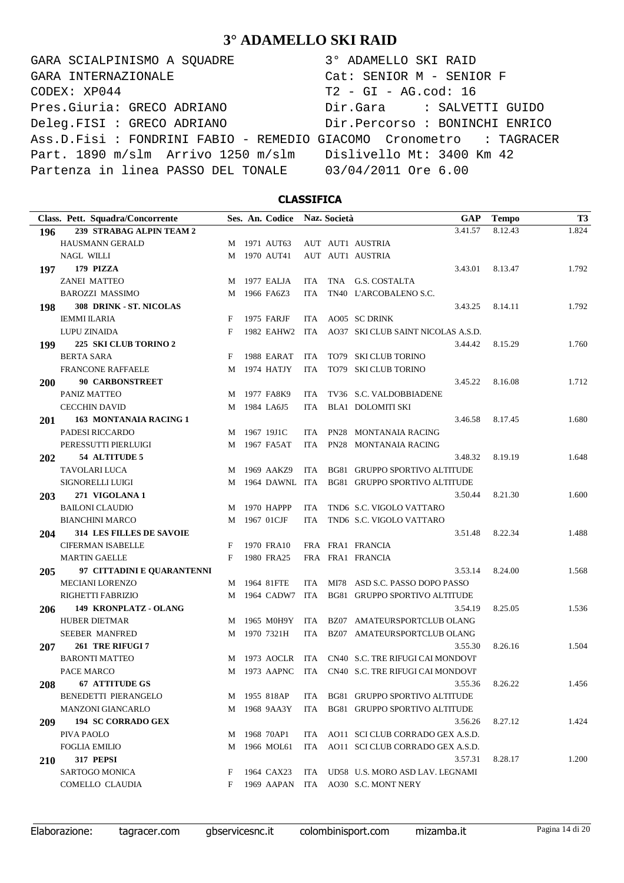# 3° ADAMELLO SKI RAID

```
GARA SCIALPINISMO A SQUADRE              3° ADAMELLO SKI RAID
GARA INTERNAZIONALE                      Cat: SENIOR M - SENIOR F
CODEX: XP044                             T2 - GI - AG.cod: 16
Pres.Giuria: GRECO ADRIANO               Dir.Gara     : SALVETTI GUIDO
Deleg.FISI : GRECO ADRIANO               Dir.Percorso : BONINCHI ENRICO
Ass.D.Fisi : FONDRINI FABIO - REMEDIO GIACOMO  Cronometro   : TAGRACER
Part. 1890 m/slm  Arrivo 1250 m/slm      Dislivello Mt: 3400 Km 42
Partenza in linea PASSO DEL TONALE       03/04/2011 Ore 6.00
```

## CLASSIFICA

| Class. | Pett. Squadra/Concorrente | Ses. | An. | Codice | Naz. | Società | GAP | Tempo | T3 |
|---|---|---|---|---|---|---|---|---|---|
| **196** | **239 STRABAG ALPIN TEAM 2** | | | | | | 3.41.57 | 8.12.43 | 1.824 |
| | HAUSMANN GERALD | M | 1971 | AUT63 | AUT | AUT1 AUSTRIA | | | |
| | NAGL WILLI | M | 1970 | AUT41 | AUT | AUT1 AUSTRIA | | | |
| **197** | **179 PIZZA** | | | | | | 3.43.01 | 8.13.47 | 1.792 |
| | ZANEI MATTEO | M | 1977 | EALJA | ITA | TNA G.S. COSTALTA | | | |
| | BAROZZI MASSIMO | M | 1966 | FA6Z3 | ITA | TN40 L'ARCOBALENO S.C. | | | |
| **198** | **308 DRINK - ST. NICOLAS** | | | | | | 3.43.25 | 8.14.11 | 1.792 |
| | IEMMI ILARIA | F | 1975 | FARJF | ITA | AO05 SC DRINK | | | |
| | LUPU ZINAIDA | F | 1982 | EAHW2 | ITA | AO37 SKI CLUB SAINT NICOLAS A.S.D. | | | |
| **199** | **225 SKI CLUB TORINO 2** | | | | | | 3.44.42 | 8.15.29 | 1.760 |
| | BERTA SARA | F | 1988 | EARAT | ITA | TO79 SKI CLUB TORINO | | | |
| | FRANCONE RAFFAELE | M | 1974 | HATJY | ITA | TO79 SKI CLUB TORINO | | | |
| **200** | **90 CARBONSTREET** | | | | | | 3.45.22 | 8.16.08 | 1.712 |
| | PANIZ MATTEO | M | 1977 | FA8K9 | ITA | TV36 S.C. VALDOBBIADENE | | | |
| | CECCHIN DAVID | M | 1984 | LA6J5 | ITA | BLA1 DOLOMITI SKI | | | |
| **201** | **163 MONTANAIA RACING 1** | | | | | | 3.46.58 | 8.17.45 | 1.680 |
| | PADESI RICCARDO | M | 1967 | 19J1C | ITA | PN28 MONTANAIA RACING | | | |
| | PERESSUTTI PIERLUIGI | M | 1967 | FA5AT | ITA | PN28 MONTANAIA RACING | | | |
| **202** | **54 ALTITUDE 5** | | | | | | 3.48.32 | 8.19.19 | 1.648 |
| | TAVOLARI LUCA | M | 1969 | AAKZ9 | ITA | BG81 GRUPPO SPORTIVO ALTITUDE | | | |
| | SIGNORELLI LUIGI | M | 1964 | DAWNL | ITA | BG81 GRUPPO SPORTIVO ALTITUDE | | | |
| **203** | **271 VIGOLANA 1** | | | | | | 3.50.44 | 8.21.30 | 1.600 |
| | BAILONI CLAUDIO | M | 1970 | HAPPP | ITA | TND6 S.C. VIGOLO VATTARO | | | |
| | BIANCHINI MARCO | M | 1967 | 01CJF | ITA | TND6 S.C. VIGOLO VATTARO | | | |
| **204** | **314 LES FILLES DE SAVOIE** | | | | | | 3.51.48 | 8.22.34 | 1.488 |
| | CIFERMAN ISABELLE | F | 1970 | FRA10 | FRA | FRA1 FRANCIA | | | |
| | MARTIN GAELLE | F | 1980 | FRA25 | FRA | FRA1 FRANCIA | | | |
| **205** | **97 CITTADINI E QUARANTENNI** | | | | | | 3.53.14 | 8.24.00 | 1.568 |
| | MECIANI LORENZO | M | 1964 | 81FTE | ITA | MI78 ASD S.C. PASSO DOPO PASSO | | | |
| | RIGHETTI FABRIZIO | M | 1964 | CADW7 | ITA | BG81 GRUPPO SPORTIVO ALTITUDE | | | |
| **206** | **149 KRONPLATZ - OLANG** | | | | | | 3.54.19 | 8.25.05 | 1.536 |
| | HUBER DIETMAR | M | 1965 | M0H9Y | ITA | BZ07 AMATEURSPORTCLUB OLANG | | | |
| | SEEBER MANFRED | M | 1970 | 7321H | ITA | BZ07 AMATEURSPORTCLUB OLANG | | | |
| **207** | **261 TRE RIFUGI 7** | | | | | | 3.55.30 | 8.26.16 | 1.504 |
| | BARONTI MATTEO | M | 1973 | AOCLR | ITA | CN40 S.C. TRE RIFUGI CAI MONDOVI' | | | |
| | PACE MARCO | M | 1973 | AAPNC | ITA | CN40 S.C. TRE RIFUGI CAI MONDOVI' | | | |
| **208** | **67 ATTITUDE GS** | | | | | | 3.55.36 | 8.26.22 | 1.456 |
| | BENEDETTI PIERANGELO | M | 1955 | 818AP | ITA | BG81 GRUPPO SPORTIVO ALTITUDE | | | |
| | MANZONI GIANCARLO | M | 1968 | 9AA3Y | ITA | BG81 GRUPPO SPORTIVO ALTITUDE | | | |
| **209** | **194 SC CORRADO GEX** | | | | | | 3.56.26 | 8.27.12 | 1.424 |
| | PIVA PAOLO | M | 1968 | 70AP1 | ITA | AO11 SCI CLUB CORRADO GEX A.S.D. | | | |
| | FOGLIA EMILIO | M | 1966 | MOL61 | ITA | AO11 SCI CLUB CORRADO GEX A.S.D. | | | |
| **210** | **317 PEPSI** | | | | | | 3.57.31 | 8.28.17 | 1.200 |
| | SARTOGO MONICA | F | 1964 | CAX23 | ITA | UD58 U.S. MORO ASD LAV. LEGNAMI | | | |
| | COMELLO CLAUDIA | F | 1969 | AAPAN | ITA | AO30 S.C. MONT NERY | | | |

Elaborazione: tagracer.com gbservicesnc.it colombinisport.com mizamba.it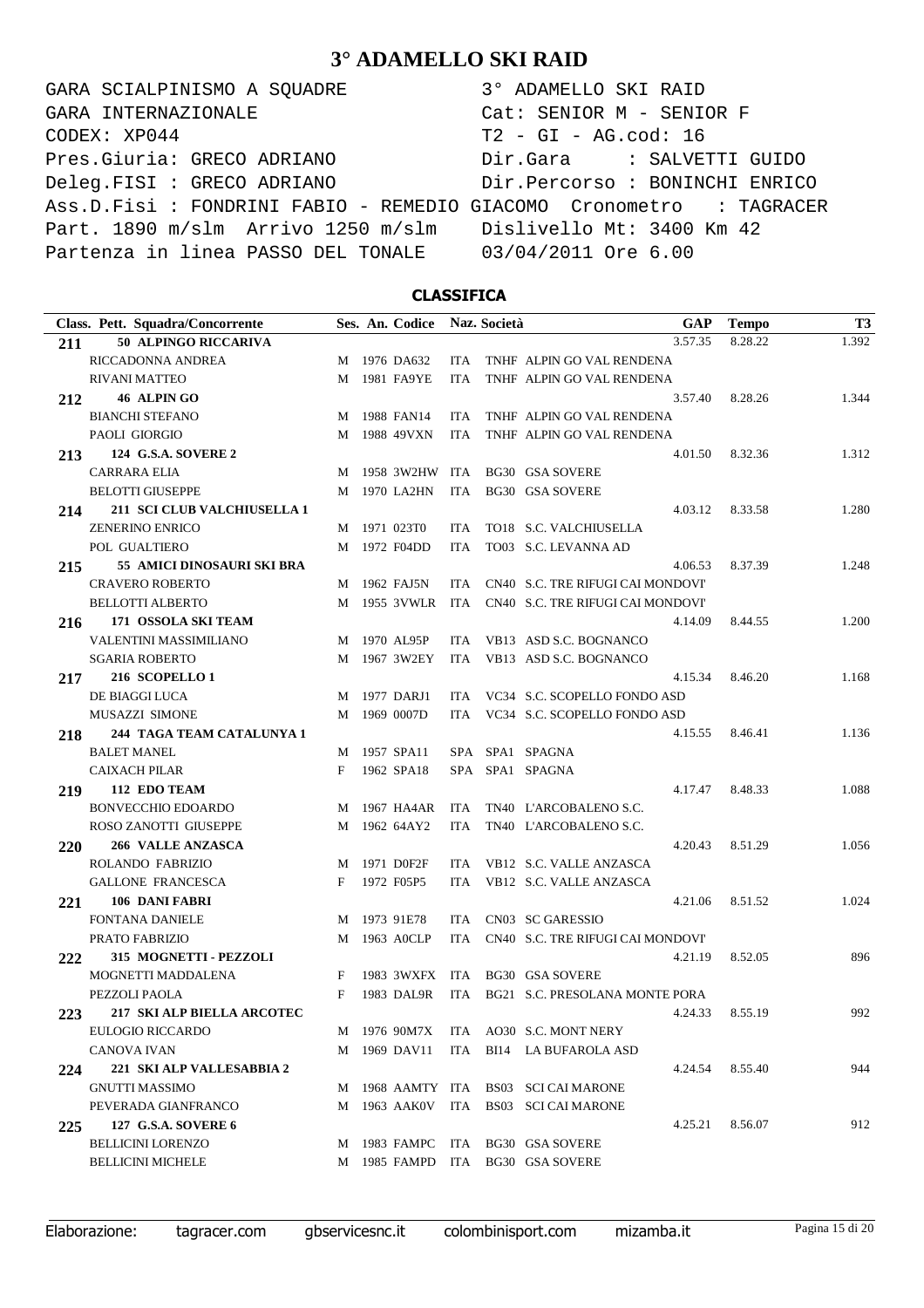# 3° ADAMELLO SKI RAID

```
GARA SCIALPINISMO A SQUADRE                3° ADAMELLO SKI RAID
GARA INTERNAZIONALE                        Cat: SENIOR M - SENIOR F
CODEX: XP044                               T2 - GI - AG.cod: 16
Pres.Giuria: GRECO ADRIANO                 Dir.Gara     : SALVETTI GUIDO
Deleg.FISI : GRECO ADRIANO                 Dir.Percorso : BONINCHI ENRICO
Ass.D.Fisi : FONDRINI FABIO - REMEDIO GIACOMO  Cronometro   : TAGRACER
Part. 1890 m/slm  Arrivo 1250 m/slm        Dislivello Mt: 3400 Km 42
Partenza in linea PASSO DEL TONALE         03/04/2011 Ore 6.00
```

## CLASSIFICA

| Class. | Pett. Squadra/Concorrente | Ses. | An. | Codice | Naz. | Società | GAP | Tempo | T3 |
|---|---|---|---|---|---|---|---|---|---|
| 211 | 50 ALPINGO RICCARIVA | | | | | | 3.57.35 | 8.28.22 | 1.392 |
| | RICCADONNA ANDREA | M | 1976 | DA632 | ITA | TNHF ALPIN GO VAL RENDENA | | | |
| | RIVANI MATTEO | M | 1981 | FA9YE | ITA | TNHF ALPIN GO VAL RENDENA | | | |
| 212 | 46 ALPIN GO | | | | | | 3.57.40 | 8.28.26 | 1.344 |
| | BIANCHI STEFANO | M | 1988 | FAN14 | ITA | TNHF ALPIN GO VAL RENDENA | | | |
| | PAOLI GIORGIO | M | 1988 | 49VXN | ITA | TNHF ALPIN GO VAL RENDENA | | | |
| 213 | 124 G.S.A. SOVERE 2 | | | | | | 4.01.50 | 8.32.36 | 1.312 |
| | CARRARA ELIA | M | 1958 | 3W2HW | ITA | BG30 GSA SOVERE | | | |
| | BELOTTI GIUSEPPE | M | 1970 | LA2HN | ITA | BG30 GSA SOVERE | | | |
| 214 | 211 SCI CLUB VALCHIUSELLA 1 | | | | | | 4.03.12 | 8.33.58 | 1.280 |
| | ZENERINO ENRICO | M | 1971 | 023T0 | ITA | TO18 S.C. VALCHIUSELLA | | | |
| | POL GUALTIERO | M | 1972 | F04DD | ITA | TO03 S.C. LEVANNA AD | | | |
| 215 | 55 AMICI DINOSAURI SKI BRA | | | | | | 4.06.53 | 8.37.39 | 1.248 |
| | CRAVERO ROBERTO | M | 1962 | FAJ5N | ITA | CN40 S.C. TRE RIFUGI CAI MONDOVI' | | | |
| | BELLOTTI ALBERTO | M | 1955 | 3VWLR | ITA | CN40 S.C. TRE RIFUGI CAI MONDOVI' | | | |
| 216 | 171 OSSOLA SKI TEAM | | | | | | 4.14.09 | 8.44.55 | 1.200 |
| | VALENTINI MASSIMILIANO | M | 1970 | AL95P | ITA | VB13 ASD S.C. BOGNANCO | | | |
| | SGARIA ROBERTO | M | 1967 | 3W2EY | ITA | VB13 ASD S.C. BOGNANCO | | | |
| 217 | 216 SCOPELLO 1 | | | | | | 4.15.34 | 8.46.20 | 1.168 |
| | DE BIAGGI LUCA | M | 1977 | DARJ1 | ITA | VC34 S.C. SCOPELLO FONDO ASD | | | |
| | MUSAZZI SIMONE | M | 1969 | 0007D | ITA | VC34 S.C. SCOPELLO FONDO ASD | | | |
| 218 | 244 TAGA TEAM CATALUNYA 1 | | | | | | 4.15.55 | 8.46.41 | 1.136 |
| | BALET MANEL | M | 1957 | SPA11 | SPA | SPA1 SPAGNA | | | |
| | CAIXACH PILAR | F | 1962 | SPA18 | SPA | SPA1 SPAGNA | | | |
| 219 | 112 EDO TEAM | | | | | | 4.17.47 | 8.48.33 | 1.088 |
| | BONVECCHIO EDOARDO | M | 1967 | HA4AR | ITA | TN40 L'ARCOBALENO S.C. | | | |
| | ROSO ZANOTTI GIUSEPPE | M | 1962 | 64AY2 | ITA | TN40 L'ARCOBALENO S.C. | | | |
| 220 | 266 VALLE ANZASCA | | | | | | 4.20.43 | 8.51.29 | 1.056 |
| | ROLANDO FABRIZIO | M | 1971 | D0F2F | ITA | VB12 S.C. VALLE ANZASCA | | | |
| | GALLONE FRANCESCA | F | 1972 | F05P5 | ITA | VB12 S.C. VALLE ANZASCA | | | |
| 221 | 106 DANI FABRI | | | | | | 4.21.06 | 8.51.52 | 1.024 |
| | FONTANA DANIELE | M | 1973 | 91E78 | ITA | CN03 SC GARESSIO | | | |
| | PRATO FABRIZIO | M | 1963 | A0CLP | ITA | CN40 S.C. TRE RIFUGI CAI MONDOVI' | | | |
| 222 | 315 MOGNETTI - PEZZOLI | | | | | | 4.21.19 | 8.52.05 | 896 |
| | MOGNETTI MADDALENA | F | 1983 | 3WXFX | ITA | BG30 GSA SOVERE | | | |
| | PEZZOLI PAOLA | F | 1983 | DAL9R | ITA | BG21 S.C. PRESOLANA MONTE PORA | | | |
| 223 | 217 SKI ALP BIELLA ARCOTEC | | | | | | 4.24.33 | 8.55.19 | 992 |
| | EULOGIO RICCARDO | M | 1976 | 90M7X | ITA | AO30 S.C. MONT NERY | | | |
| | CANOVA IVAN | M | 1969 | DAV11 | ITA | BI14 LA BUFAROLA ASD | | | |
| 224 | 221 SKI ALP VALLESABBIA 2 | | | | | | 4.24.54 | 8.55.40 | 944 |
| | GNUTTI MASSIMO | M | 1968 | AAMTY | ITA | BS03 SCI CAI MARONE | | | |
| | PEVERADA GIANFRANCO | M | 1963 | AAK0V | ITA | BS03 SCI CAI MARONE | | | |
| 225 | 127 G.S.A. SOVERE 6 | | | | | | 4.25.21 | 8.56.07 | 912 |
| | BELLICINI LORENZO | M | 1983 | FAMPC | ITA | BG30 GSA SOVERE | | | |
| | BELLICINI MICHELE | M | 1985 | FAMPD | ITA | BG30 GSA SOVERE | | | |

Elaborazione: tagracer.com gbservicesnc.it colombinisport.com mizamba.it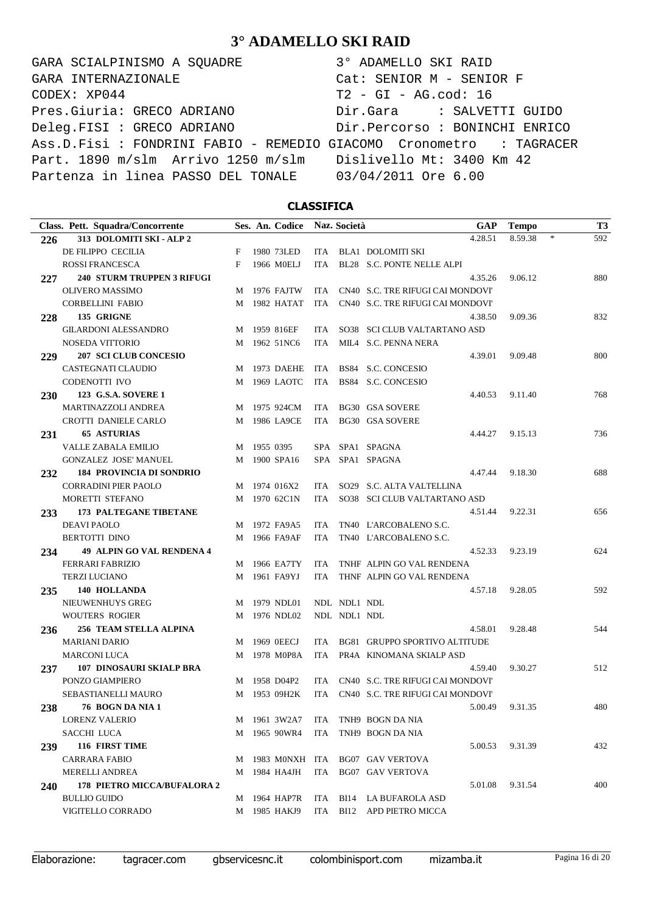# 3° ADAMELLO SKI RAID

```
GARA SCIALPINISMO A SQUADRE              3° ADAMELLO SKI RAID
GARA INTERNAZIONALE                      Cat: SENIOR M - SENIOR F
CODEX: XP044                             T2 - GI - AG.cod: 16
Pres.Giuria: GRECO ADRIANO               Dir.Gara     : SALVETTI GUIDO
Deleg.FISI : GRECO ADRIANO               Dir.Percorso : BONINCHI ENRICO
Ass.D.Fisi : FONDRINI FABIO - REMEDIO GIACOMO  Cronometro   : TAGRACER
Part. 1890 m/slm  Arrivo 1250 m/slm      Dislivello Mt: 3400 Km 42
Partenza in linea PASSO DEL TONALE       03/04/2011 Ore 6.00
```

## CLASSIFICA

| Class. | Pett. Squadra/Concorrente | Ses. | An. | Codice | Naz. | Società | GAP | Tempo | | T3 |
|---|---|---|---|---|---|---|---|---|---|---|
| **226** | **313 DOLOMITI SKI - ALP 2** | | | | | | 4.28.51 | 8.59.38 | * | 592 |
| | DE FILIPPO CECILIA | F | 1980 | 73LED | ITA | BLA1 DOLOMITI SKI | | | | |
| | ROSSI FRANCESCA | F | 1966 | M0ELJ | ITA | BL28 S.C. PONTE NELLE ALPI | | | | |
| **227** | **240 STURM TRUPPEN 3 RIFUGI** | | | | | | 4.35.26 | 9.06.12 | | 880 |
| | OLIVERO MASSIMO | M | 1976 | FAJTW | ITA | CN40 S.C. TRE RIFUGI CAI MONDOVI' | | | | |
| | CORBELLINI FABIO | M | 1982 | HATAT | ITA | CN40 S.C. TRE RIFUGI CAI MONDOVI' | | | | |
| **228** | **135 GRIGNE** | | | | | | 4.38.50 | 9.09.36 | | 832 |
| | GILARDONI ALESSANDRO | M | 1959 | 816EF | ITA | SO38 SCI CLUB VALTARTANO ASD | | | | |
| | NOSEDA VITTORIO | M | 1962 | 51NC6 | ITA | MIL4 S.C. PENNA NERA | | | | |
| **229** | **207 SCI CLUB CONCESIO** | | | | | | 4.39.01 | 9.09.48 | | 800 |
| | CASTEGNATI CLAUDIO | M | 1973 | DAEHE | ITA | BS84 S.C. CONCESIO | | | | |
| | CODENOTTI IVO | M | 1969 | LAOTC | ITA | BS84 S.C. CONCESIO | | | | |
| **230** | **123 G.S.A. SOVERE 1** | | | | | | 4.40.53 | 9.11.40 | | 768 |
| | MARTINAZZOLI ANDREA | M | 1975 | 924CM | ITA | BG30 GSA SOVERE | | | | |
| | CROTTI DANIELE CARLO | M | 1986 | LA9CE | ITA | BG30 GSA SOVERE | | | | |
| **231** | **65 ASTURIAS** | | | | | | 4.44.27 | 9.15.13 | | 736 |
| | VALLE ZABALA EMILIO | M | 1955 | 0395 | SPA | SPA1 SPAGNA | | | | |
| | GONZALEZ JOSE' MANUEL | M | 1900 | SPA16 | SPA | SPA1 SPAGNA | | | | |
| **232** | **184 PROVINCIA DI SONDRIO** | | | | | | 4.47.44 | 9.18.30 | | 688 |
| | CORRADINI PIER PAOLO | M | 1974 | 016X2 | ITA | SO29 S.C. ALTA VALTELLINA | | | | |
| | MORETTI STEFANO | M | 1970 | 62C1N | ITA | SO38 SCI CLUB VALTARTANO ASD | | | | |
| **233** | **173 PALTEGANE TIBETANE** | | | | | | 4.51.44 | 9.22.31 | | 656 |
| | DEAVI PAOLO | M | 1972 | FA9A5 | ITA | TN40 L'ARCOBALENO S.C. | | | | |
| | BERTOTTI DINO | M | 1966 | FA9AF | ITA | TN40 L'ARCOBALENO S.C. | | | | |
| **234** | **49 ALPIN GO VAL RENDENA 4** | | | | | | 4.52.33 | 9.23.19 | | 624 |
| | FERRARI FABRIZIO | M | 1966 | EA7TY | ITA | TNHF ALPIN GO VAL RENDENA | | | | |
| | TERZI LUCIANO | M | 1961 | FA9YJ | ITA | THNF ALPIN GO VAL RENDENA | | | | |
| **235** | **140 HOLLANDA** | | | | | | 4.57.18 | 9.28.05 | | 592 |
| | NIEUWENHUYS GREG | M | 1979 | NDL01 | NDL | NDL1 NDL | | | | |
| | WOUTERS ROGIER | M | 1976 | NDL02 | NDL | NDL1 NDL | | | | |
| **236** | **256 TEAM STELLA ALPINA** | | | | | | 4.58.01 | 9.28.48 | | 544 |
| | MARIANI DARIO | M | 1969 | 0EECJ | ITA | BG81 GRUPPO SPORTIVO ALTITUDE | | | | |
| | MARCONI LUCA | M | 1978 | M0P8A | ITA | PR4A KINOMANA SKIALP ASD | | | | |
| **237** | **107 DINOSAURI SKIALP BRA** | | | | | | 4.59.40 | 9.30.27 | | 512 |
| | PONZO GIAMPIERO | M | 1958 | D04P2 | ITA | CN40 S.C. TRE RIFUGI CAI MONDOVI' | | | | |
| | SEBASTIANELLI MAURO | M | 1953 | 09H2K | ITA | CN40 S.C. TRE RIFUGI CAI MONDOVI' | | | | |
| **238** | **76 BOGN DA NIA 1** | | | | | | 5.00.49 | 9.31.35 | | 480 |
| | LORENZ VALERIO | M | 1961 | 3W2A7 | ITA | TNH9 BOGN DA NIA | | | | |
| | SACCHI LUCA | M | 1965 | 90WR4 | ITA | TNH9 BOGN DA NIA | | | | |
| **239** | **116 FIRST TIME** | | | | | | 5.00.53 | 9.31.39 | | 432 |
| | CARRARA FABIO | M | 1983 | M0NXH | ITA | BG07 GAV VERTOVA | | | | |
| | MERELLI ANDREA | M | 1984 | HA4JH | ITA | BG07 GAV VERTOVA | | | | |
| **240** | **178 PIETRO MICCA/BUFALORA 2** | | | | | | 5.01.08 | 9.31.54 | | 400 |
| | BULLIO GUIDO | M | 1964 | HAP7R | ITA | BI14 LA BUFAROLA ASD | | | | |
| | VIGITELLO CORRADO | M | 1985 | HAKJ9 | ITA | BI12 APD PIETRO MICCA | | | | |

Elaborazione: tagracer.com gbservicesnc.it colombinisport.com mizamba.it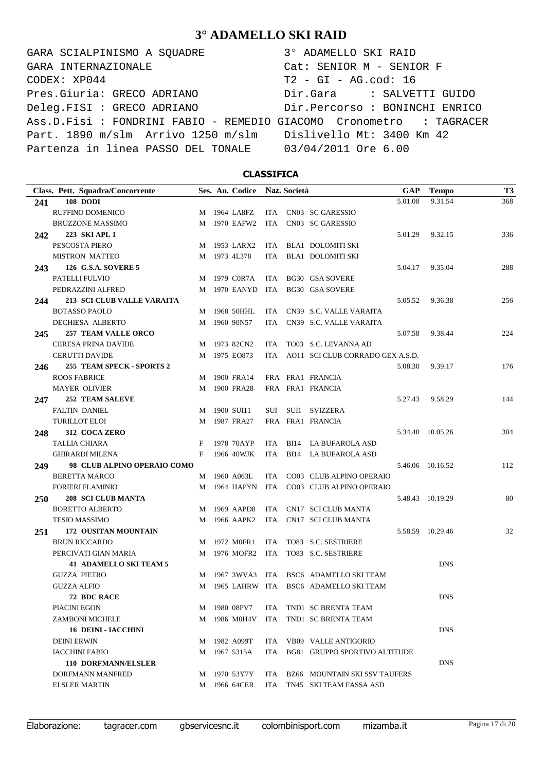# 3° ADAMELLO SKI RAID

```
GARA SCIALPINISMO A SQUADRE                 3° ADAMELLO SKI RAID
GARA INTERNAZIONALE                         Cat: SENIOR M - SENIOR F
CODEX: XP044                                T2 - GI - AG.cod: 16
Pres.Giuria: GRECO ADRIANO                  Dir.Gara     : SALVETTI GUIDO
Deleg.FISI : GRECO ADRIANO                  Dir.Percorso : BONINCHI ENRICO
Ass.D.Fisi : FONDRINI FABIO - REMEDIO GIACOMO  Cronometro   : TAGRACER
Part. 1890 m/slm  Arrivo 1250 m/slm         Dislivello Mt: 3400 Km 42
Partenza in linea PASSO DEL TONALE          03/04/2011 Ore 6.00
```

## CLASSIFICA

| Class. | Pett. Squadra/Concorrente | Ses. | An. | Codice | Naz. | Società | GAP | Tempo | T3 |
|---|---|---|---|---|---|---|---|---|---|
| 241 | 108 DODI | | | | | | 5.01.08 | 9.31.54 | 368 |
| | RUFFINO DOMENICO | M | 1964 | LA8FZ | ITA | CN03 SC GARESSIO | | | |
| | BRUZZONE MASSIMO | M | 1970 | EAFW2 | ITA | CN03 SC GARESSIO | | | |
| 242 | 223 SKI APL 1 | | | | | | 5.01.29 | 9.32.15 | 336 |
| | PESCOSTA PIERO | M | 1953 | LARX2 | ITA | BLA1 DOLOMITI SKI | | | |
| | MISTRON MATTEO | M | 1973 | 4L378 | ITA | BLA1 DOLOMITI SKI | | | |
| 243 | 126 G.S.A. SOVERE 5 | | | | | | 5.04.17 | 9.35.04 | 288 |
| | PATELLI FULVIO | M | 1979 | C0R7A | ITA | BG30 GSA SOVERE | | | |
| | PEDRAZZINI ALFRED | M | 1970 | EANYD | ITA | BG30 GSA SOVERE | | | |
| 244 | 213 SCI CLUB VALLE VARAITA | | | | | | 5.05.52 | 9.36.38 | 256 |
| | BOTASSO PAOLO | M | 1968 | 50HHL | ITA | CN39 S.C. VALLE VARAITA | | | |
| | DECHIESA ALBERTO | M | 1960 | 90N57 | ITA | CN39 S.C. VALLE VARAITA | | | |
| 245 | 257 TEAM VALLE ORCO | | | | | | 5.07.58 | 9.38.44 | 224 |
| | CERESA PRINA DAVIDE | M | 1973 | 82CN2 | ITA | TO03 S.C. LEVANNA AD | | | |
| | CERUTTI DAVIDE | M | 1975 | EO873 | ITA | AO11 SCI CLUB CORRADO GEX A.S.D. | | | |
| 246 | 255 TEAM SPECK - SPORTS 2 | | | | | | 5.08.30 | 9.39.17 | 176 |
| | ROOS FABRICE | M | 1900 | FRA14 | FRA | FRA1 FRANCIA | | | |
| | MAYER OLIVIER | M | 1900 | FRA28 | FRA | FRA1 FRANCIA | | | |
| 247 | 252 TEAM SALEVE | | | | | | 5.27.43 | 9.58.29 | 144 |
| | FALTIN DANIEL | M | 1900 | SUI11 | SUI | SUI1 SVIZZERA | | | |
| | TURILLOT ELOI | M | 1987 | FRA27 | FRA | FRA1 FRANCIA | | | |
| 248 | 312 COCA ZERO | | | | | | 5.34.40 | 10.05.26 | 304 |
| | TALLIA CHIARA | F | 1978 | 70AYP | ITA | BI14 LA BUFAROLA ASD | | | |
| | GHIRARDI MILENA | F | 1966 | 40WJK | ITA | BI14 LA BUFAROLA ASD | | | |
| 249 | 98 CLUB ALPINO OPERAIO COMO | | | | | | 5.46.06 | 10.16.52 | 112 |
| | BERETTA MARCO | M | 1960 | A063L | ITA | CO03 CLUB ALPINO OPERAIO | | | |
| | FORIERI FLAMINIO | M | 1964 | HAPYN | ITA | CO03 CLUB ALPINO OPERAIO | | | |
| 250 | 208 SCI CLUB MANTA | | | | | | 5.48.43 | 10.19.29 | 80 |
| | BORETTO ALBERTO | M | 1969 | AAPD8 | ITA | CN17 SCI CLUB MANTA | | | |
| | TESIO MASSIMO | M | 1966 | AAPK2 | ITA | CN17 SCI CLUB MANTA | | | |
| 251 | 172 OUSITAN MOUNTAIN | | | | | | 5.58.59 | 10.29.46 | 32 |
| | BRUN RICCARDO | M | 1972 | M0FR1 | ITA | TO83 S.C. SESTRIERE | | | |
| | PERCIVATI GIAN MARIA | M | 1976 | MOFR2 | ITA | TO83 S.C. SESTRIERE | | | |
| | 41 ADAMELLO SKI TEAM 5 | | | | | | | DNS | |
| | GUZZA PIETRO | M | 1967 | 3WVA3 | ITA | BSC6 ADAMELLO SKI TEAM | | | |
| | GUZZA ALFIO | M | 1965 | LAHRW | ITA | BSC6 ADAMELLO SKI TEAM | | | |
| | 72 BDC RACE | | | | | | | DNS | |
| | PIACINI EGON | M | 1980 | 08PV7 | ITA | TND1 SC BRENTA TEAM | | | |
| | ZAMBONI MICHELE | M | 1986 | M0H4V | ITA | TND1 SC BRENTA TEAM | | | |
| | 16 DEINI - IACCHINI | | | | | | | DNS | |
| | DEINI ERWIN | M | 1982 | A099T | ITA | VB09 VALLE ANTIGORIO | | | |
| | IACCHINI FABIO | M | 1967 | 5315A | ITA | BG81 GRUPPO SPORTIVO ALTITUDE | | | |
| | 110 DORFMANN/ELSLER | | | | | | | DNS | |
| | DORFMANN MANFRED | M | 1970 | 53Y7Y | ITA | BZ66 MOUNTAIN SKI SSV TAUFERS | | | |
| | ELSLER MARTIN | M | 1966 | 64CER | ITA | TN45 SKI TEAM FASSA ASD | | | |

Elaborazione: tagracer.com gbservicesnc.it colombinisport.com mizamba.it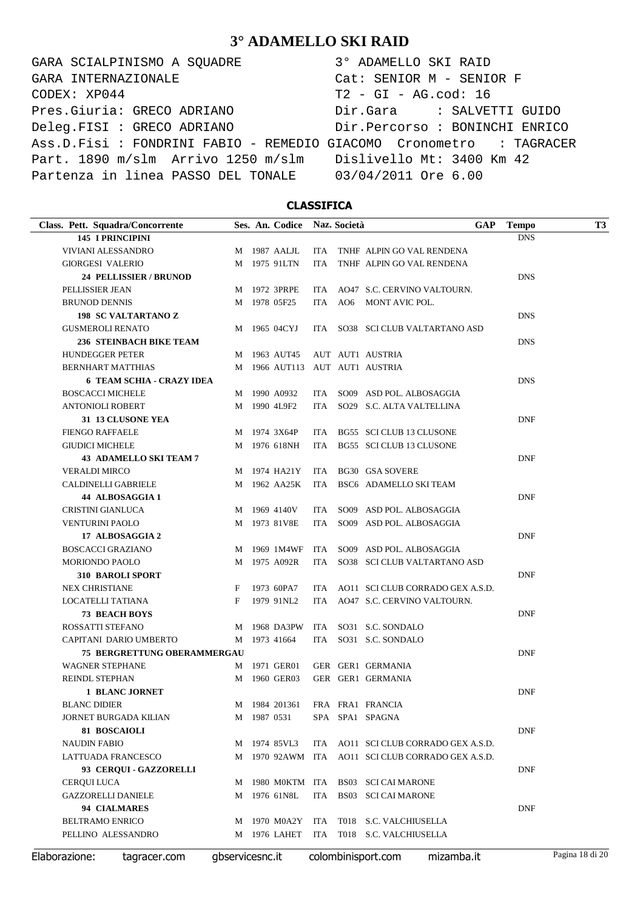# 3° ADAMELLO SKI RAID

```
GARA SCIALPINISMO A SQUADRE          3° ADAMELLO SKI RAID
GARA INTERNAZIONALE                  Cat: SENIOR M - SENIOR F
CODEX: XP044                         T2 - GI - AG.cod: 16
Pres.Giuria: GRECO ADRIANO           Dir.Gara     : SALVETTI GUIDO
Deleg.FISI : GRECO ADRIANO           Dir.Percorso : BONINCHI ENRICO
Ass.D.Fisi : FONDRINI FABIO - REMEDIO GIACOMO  Cronometro  : TAGRACER
Part. 1890 m/slm  Arrivo 1250 m/slm  Dislivello Mt: 3400 Km 42
Partenza in linea PASSO DEL TONALE   03/04/2011 Ore 6.00
```

## CLASSIFICA

| Class. Pett. Squadra/Concorrente | Ses. | An. | Codice | Naz. | Società | GAP | Tempo | T3 |
|---|---|---|---|---|---|---|---|---|
| **145 I PRINCIPINI** | | | | | | | DNS | |
| VIVIANI ALESSANDRO | M | 1987 | AALJL | ITA | TNHF ALPIN GO VAL RENDENA | | | |
| GIORGESI VALERIO | M | 1975 | 91LTN | ITA | TNHF ALPIN GO VAL RENDENA | | | |
| **24 PELLISSIER / BRUNOD** | | | | | | | DNS | |
| PELLISSIER JEAN | M | 1972 | 3PRPE | ITA | AO47 S.C. CERVINO VALTOURN. | | | |
| BRUNOD DENNIS | M | 1978 | 05F25 | ITA | AO6 MONT AVIC POL. | | | |
| **198 SC VALTARTANO Z** | | | | | | | DNS | |
| GUSMEROLI RENATO | M | 1965 | 04CYJ | ITA | SO38 SCI CLUB VALTARTANO ASD | | | |
| **236 STEINBACH BIKE TEAM** | | | | | | | DNS | |
| HUNDEGGER PETER | M | 1963 | AUT45 | AUT | AUT1 AUSTRIA | | | |
| BERNHART MATTHIAS | M | 1966 | AUT113 | AUT | AUT1 AUSTRIA | | | |
| **6 TEAM SCHIA - CRAZY IDEA** | | | | | | | DNS | |
| BOSCACCI MICHELE | M | 1990 | A0932 | ITA | SO09 ASD POL. ALBOSAGGIA | | | |
| ANTONIOLI ROBERT | M | 1990 | 4L9F2 | ITA | SO29 S.C. ALTA VALTELLINA | | | |
| **31 13 CLUSONE YEA** | | | | | | | DNF | |
| FIENGO RAFFAELE | M | 1974 | 3X64P | ITA | BG55 SCI CLUB 13 CLUSONE | | | |
| GIUDICI MICHELE | M | 1976 | 618NH | ITA | BG55 SCI CLUB 13 CLUSONE | | | |
| **43 ADAMELLO SKI TEAM 7** | | | | | | | DNF | |
| VERALDI MIRCO | M | 1974 | HA21Y | ITA | BG30 GSA SOVERE | | | |
| CALDINELLI GABRIELE | M | 1962 | AA25K | ITA | BSC6 ADAMELLO SKI TEAM | | | |
| **44 ALBOSAGGIA 1** | | | | | | | DNF | |
| CRISTINI GIANLUCA | M | 1969 | 4140V | ITA | SO09 ASD POL. ALBOSAGGIA | | | |
| VENTURINI PAOLO | M | 1973 | 81V8E | ITA | SO09 ASD POL. ALBOSAGGIA | | | |
| **17 ALBOSAGGIA 2** | | | | | | | DNF | |
| BOSCACCI GRAZIANO | M | 1969 | 1M4WF | ITA | SO09 ASD POL. ALBOSAGGIA | | | |
| MORIONDO PAOLO | M | 1975 | A092R | ITA | SO38 SCI CLUB VALTARTANO ASD | | | |
| **310 BAROLI SPORT** | | | | | | | DNF | |
| NEX CHRISTIANE | F | 1973 | 60PA7 | ITA | AO11 SCI CLUB CORRADO GEX A.S.D. | | | |
| LOCATELLI TATIANA | F | 1979 | 91NL2 | ITA | AO47 S.C. CERVINO VALTOURN. | | | |
| **73 BEACH BOYS** | | | | | | | DNF | |
| ROSSATTI STEFANO | M | 1968 | DA3PW | ITA | SO31 S.C. SONDALO | | | |
| CAPITANI DARIO UMBERTO | M | 1973 | 41664 | ITA | SO31 S.C. SONDALO | | | |
| **75 BERGRETTUNG OBERAMMERGAU** | | | | | | | DNF | |
| WAGNER STEPHANE | M | 1971 | GER01 | GER | GER1 GERMANIA | | | |
| REINDL STEPHAN | M | 1960 | GER03 | GER | GER1 GERMANIA | | | |
| **1 BLANC JORNET** | | | | | | | DNF | |
| BLANC DIDIER | M | 1984 | 201361 | FRA | FRA1 FRANCIA | | | |
| JORNET BURGADA KILIAN | M | 1987 | 0531 | SPA | SPA1 SPAGNA | | | |
| **81 BOSCAIOLI** | | | | | | | DNF | |
| NAUDIN FABIO | M | 1974 | 85VL3 | ITA | AO11 SCI CLUB CORRADO GEX A.S.D. | | | |
| LATTUADA FRANCESCO | M | 1970 | 92AWM | ITA | AO11 SCI CLUB CORRADO GEX A.S.D. | | | |
| **93 CERQUI - GAZZORELLI** | | | | | | | DNF | |
| CERQUI LUCA | M | 1980 | M0KTM | ITA | BS03 SCI CAI MARONE | | | |
| GAZZORELLI DANIELE | M | 1976 | 61N8L | ITA | BS03 SCI CAI MARONE | | | |
| **94 CIALMARES** | | | | | | | DNF | |
| BELTRAMO ENRICO | M | 1970 | M0A2Y | ITA | T018 S.C. VALCHIUSELLA | | | |
| PELLINO ALESSANDRO | M | 1976 | LAHET | ITA | T018 S.C. VALCHIUSELLA | | | |

Elaborazione: tagracer.com gbservicesnc.it colombinisport.com mizamba.it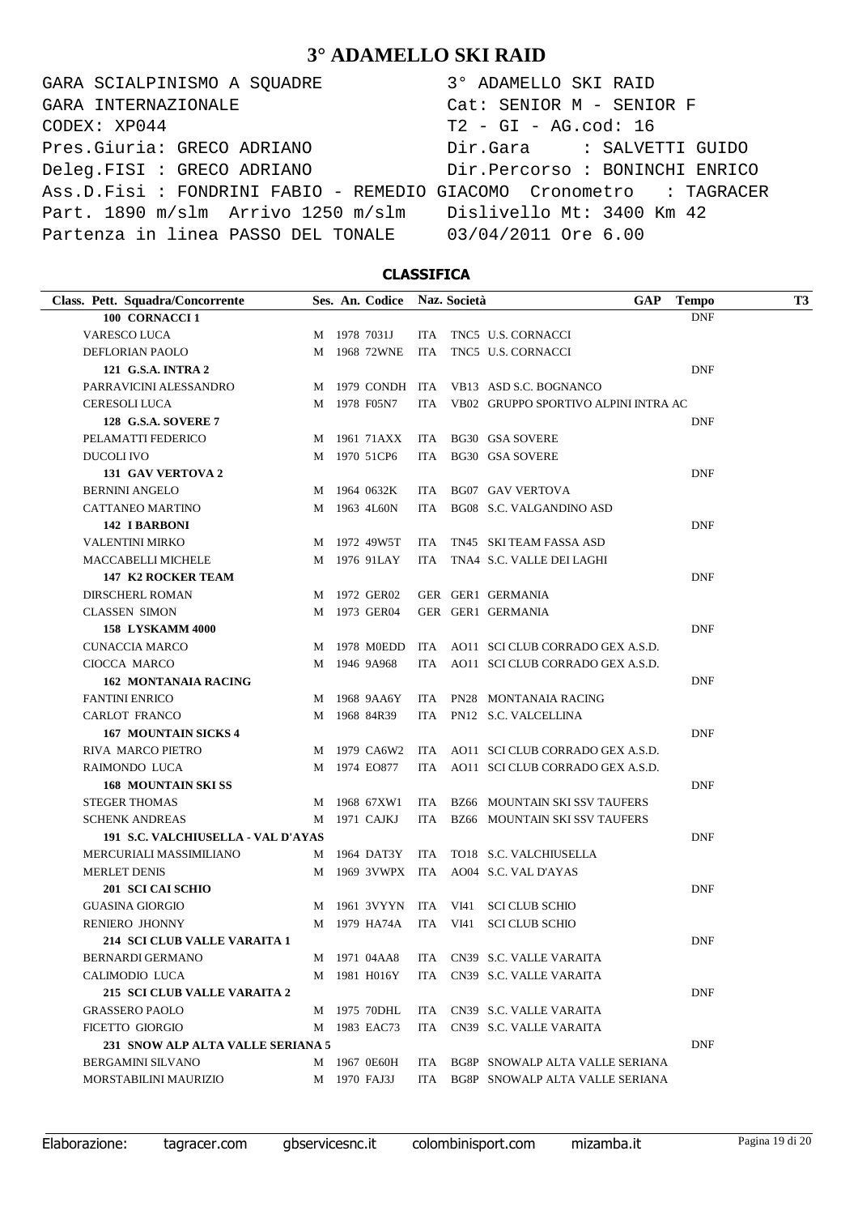# 3° ADAMELLO SKI RAID

```
GARA SCIALPINISMO A SQUADRE                 3° ADAMELLO SKI RAID
GARA INTERNAZIONALE                         Cat: SENIOR M - SENIOR F
CODEX: XP044                                T2 - GI - AG.cod: 16
Pres.Giuria: GRECO ADRIANO                  Dir.Gara     : SALVETTI GUIDO
Deleg.FISI : GRECO ADRIANO                  Dir.Percorso : BONINCHI ENRICO
Ass.D.Fisi : FONDRINI FABIO - REMEDIO GIACOMO  Cronometro   : TAGRACER
Part. 1890 m/slm  Arrivo 1250 m/slm         Dislivello Mt: 3400 Km 42
Partenza in linea PASSO DEL TONALE          03/04/2011 Ore 6.00
```

## CLASSIFICA

| Class. Pett. Squadra/Concorrente | Ses. | An. | Codice | Naz. | Società | GAP | Tempo | T3 |
|---|---|---|---|---|---|---|---|---|
| **100 CORNACCI 1** | | | | | | | DNF | |
| VARESCO LUCA | M | 1978 | 7031J | ITA | TNC5 U.S. CORNACCI | | | |
| DEFLORIAN PAOLO | M | 1968 | 72WNE | ITA | TNC5 U.S. CORNACCI | | | |
| **121 G.S.A. INTRA 2** | | | | | | | DNF | |
| PARRAVICINI ALESSANDRO | M | 1979 | CONDH | ITA | VB13 ASD S.C. BOGNANCO | | | |
| CERESOLI LUCA | M | 1978 | F05N7 | ITA | VB02 GRUPPO SPORTIVO ALPINI INTRA AC | | | |
| **128 G.S.A. SOVERE 7** | | | | | | | DNF | |
| PELAMATTI FEDERICO | M | 1961 | 71AXX | ITA | BG30 GSA SOVERE | | | |
| DUCOLI IVO | M | 1970 | 51CP6 | ITA | BG30 GSA SOVERE | | | |
| **131 GAV VERTOVA 2** | | | | | | | DNF | |
| BERNINI ANGELO | M | 1964 | 0632K | ITA | BG07 GAV VERTOVA | | | |
| CATTANEO MARTINO | M | 1963 | 4L60N | ITA | BG08 S.C. VALGANDINO ASD | | | |
| **142 I BARBONI** | | | | | | | DNF | |
| VALENTINI MIRKO | M | 1972 | 49W5T | ITA | TN45 SKI TEAM FASSA ASD | | | |
| MACCABELLI MICHELE | M | 1976 | 91LAY | ITA | TNA4 S.C. VALLE DEI LAGHI | | | |
| **147 K2 ROCKER TEAM** | | | | | | | DNF | |
| DIRSCHERL ROMAN | M | 1972 | GER02 | GER | GER1 GERMANIA | | | |
| CLASSEN SIMON | M | 1973 | GER04 | GER | GER1 GERMANIA | | | |
| **158 LYSKAMM 4000** | | | | | | | DNF | |
| CUNACCIA MARCO | M | 1978 | M0EDD | ITA | AO11 SCI CLUB CORRADO GEX A.S.D. | | | |
| CIOCCA MARCO | M | 1946 | 9A968 | ITA | AO11 SCI CLUB CORRADO GEX A.S.D. | | | |
| **162 MONTANAIA RACING** | | | | | | | DNF | |
| FANTINI ENRICO | M | 1968 | 9AA6Y | ITA | PN28 MONTANAIA RACING | | | |
| CARLOT FRANCO | M | 1968 | 84R39 | ITA | PN12 S.C. VALCELLINA | | | |
| **167 MOUNTAIN SICKS 4** | | | | | | | DNF | |
| RIVA MARCO PIETRO | M | 1979 | CA6W2 | ITA | AO11 SCI CLUB CORRADO GEX A.S.D. | | | |
| RAIMONDO LUCA | M | 1974 | EO877 | ITA | AO11 SCI CLUB CORRADO GEX A.S.D. | | | |
| **168 MOUNTAIN SKI SS** | | | | | | | DNF | |
| STEGER THOMAS | M | 1968 | 67XW1 | ITA | BZ66 MOUNTAIN SKI SSV TAUFERS | | | |
| SCHENK ANDREAS | M | 1971 | CAJKJ | ITA | BZ66 MOUNTAIN SKI SSV TAUFERS | | | |
| **191 S.C. VALCHIUSELLA - VAL D'AYAS** | | | | | | | DNF | |
| MERCURIALI MASSIMILIANO | M | 1964 | DAT3Y | ITA | TO18 S.C. VALCHIUSELLA | | | |
| MERLET DENIS | M | 1969 | 3VWPX | ITA | AO04 S.C. VAL D'AYAS | | | |
| **201 SCI CAI SCHIO** | | | | | | | DNF | |
| GUASINA GIORGIO | M | 1961 | 3VYYN | ITA | VI41 SCI CLUB SCHIO | | | |
| RENIERO JHONNY | M | 1979 | HA74A | ITA | VI41 SCI CLUB SCHIO | | | |
| **214 SCI CLUB VALLE VARAITA 1** | | | | | | | DNF | |
| BERNARDI GERMANO | M | 1971 | 04AA8 | ITA | CN39 S.C. VALLE VARAITA | | | |
| CALIMODIO LUCA | M | 1981 | H016Y | ITA | CN39 S.C. VALLE VARAITA | | | |
| **215 SCI CLUB VALLE VARAITA 2** | | | | | | | DNF | |
| GRASSERO PAOLO | M | 1975 | 70DHL | ITA | CN39 S.C. VALLE VARAITA | | | |
| FICETTO GIORGIO | M | 1983 | EAC73 | ITA | CN39 S.C. VALLE VARAITA | | | |
| **231 SNOW ALP ALTA VALLE SERIANA 5** | | | | | | | DNF | |
| BERGAMINI SILVANO | M | 1967 | 0E60H | ITA | BG8P SNOWALP ALTA VALLE SERIANA | | | |
| MORSTABILINI MAURIZIO | M | 1970 | FAJ3J | ITA | BG8P SNOWALP ALTA VALLE SERIANA | | | |

Elaborazione: tagracer.com gbservicesnc.it colombinisport.com mizamba.it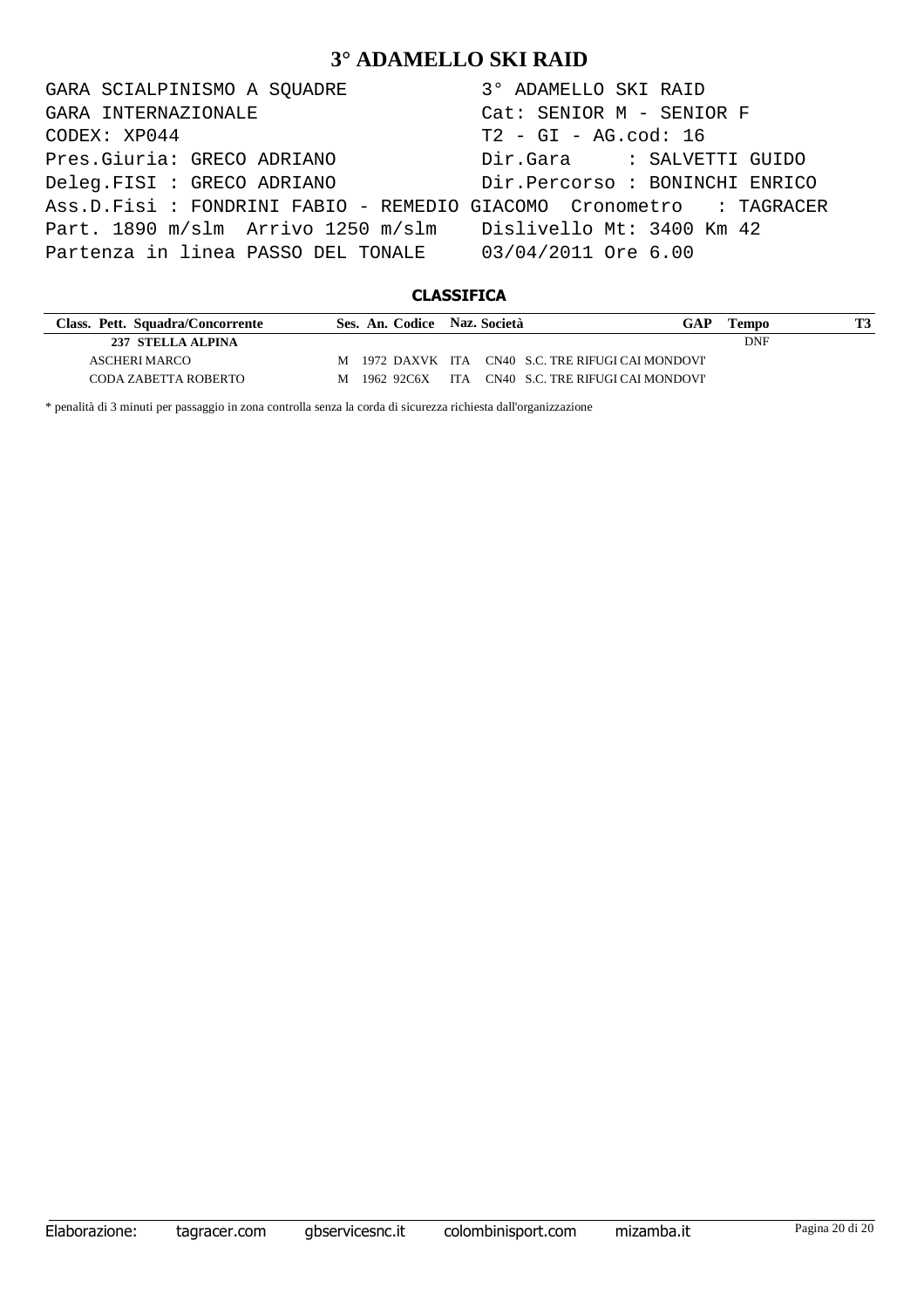# 3° ADAMELLO SKI RAID

```
GARA SCIALPINISMO A SQUADRE          3° ADAMELLO SKI RAID
GARA INTERNAZIONALE                  Cat: SENIOR M - SENIOR F
CODEX: XP044                         T2 - GI - AG.cod: 16
Pres.Giuria: GRECO ADRIANO           Dir.Gara     : SALVETTI GUIDO
Deleg.FISI : GRECO ADRIANO           Dir.Percorso : BONINCHI ENRICO
Ass.D.Fisi : FONDRINI FABIO - REMEDIO GIACOMO  Cronometro   : TAGRACER
Part. 1890 m/slm  Arrivo 1250 m/slm  Dislivello Mt: 3400 Km 42
Partenza in linea PASSO DEL TONALE   03/04/2011 Ore 6.00
```

### CLASSIFICA

| Class. | Pett. | Squadra/Concorrente | Ses. | An. | Codice | Naz. | Società | GAP | Tempo | T3 |
|---|---|---|---|---|---|---|---|---|---|---|
| | 237 | STELLA ALPINA | | | | | | | DNF | |
| | | ASCHERI MARCO | M | 1972 | DAXVK | ITA | CN40 S.C. TRE RIFUGI CAI MONDOVI' | | | |
| | | CODA ZABETTA ROBERTO | M | 1962 | 92C6X | ITA | CN40 S.C. TRE RIFUGI CAI MONDOVI' | | | |

* penalità di 3 minuti per passaggio in zona controlla senza la corda di sicurezza richiesta dall'organizzazione

Elaborazione: tagracer.com gbservicesnc.it colombinisport.com mizamba.it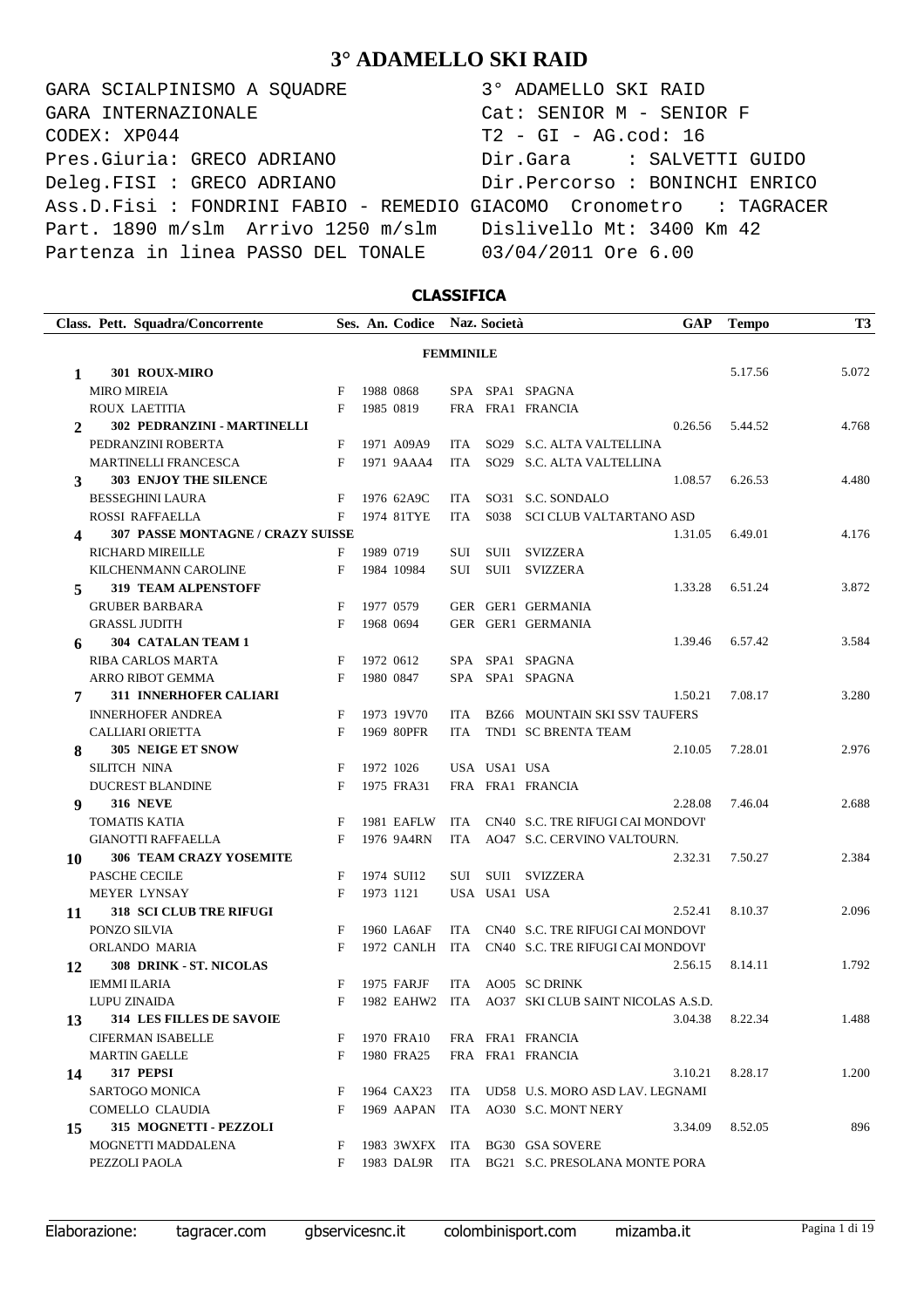# 3° ADAMELLO SKI RAID

```
GARA SCIALPINISMO A SQUADRE          3° ADAMELLO SKI RAID
GARA INTERNAZIONALE                  Cat: SENIOR M - SENIOR F
CODEX: XP044                         T2 - GI - AG.cod: 16
Pres.Giuria: GRECO ADRIANO           Dir.Gara     : SALVETTI GUIDO
Deleg.FISI : GRECO ADRIANO           Dir.Percorso : BONINCHI ENRICO
Ass.D.Fisi : FONDRINI FABIO - REMEDIO GIACOMO  Cronometro   : TAGRACER
Part. 1890 m/slm  Arrivo 1250 m/slm  Dislivello Mt: 3400 Km 42
Partenza in linea PASSO DEL TONALE   03/04/2011 Ore 6.00
```

## CLASSIFICA

| Class. | Pett. Squadra/Concorrente | Ses. | An. | Codice | Naz. | Società | | GAP | Tempo | T3 |
|---|---|---|---|---|---|---|---|---|---|---|
| | | | | | **FEMMINILE** | | | | | |
| **1** | **301 ROUX-MIRO** | | | | | | | | 5.17.56 | 5.072 |
| | MIRO MIREIA | F | 1988 | 0868 | SPA | SPA1 | SPAGNA | | | |
| | ROUX LAETITIA | F | 1985 | 0819 | FRA | FRA1 | FRANCIA | | | |
| **2** | **302 PEDRANZINI - MARTINELLI** | | | | | | | 0.26.56 | 5.44.52 | 4.768 |
| | PEDRANZINI ROBERTA | F | 1971 | A09A9 | ITA | SO29 | S.C. ALTA VALTELLINA | | | |
| | MARTINELLI FRANCESCA | F | 1971 | 9AAA4 | ITA | SO29 | S.C. ALTA VALTELLINA | | | |
| **3** | **303 ENJOY THE SILENCE** | | | | | | | 1.08.57 | 6.26.53 | 4.480 |
| | BESSEGHINI LAURA | F | 1976 | 62A9C | ITA | SO31 | S.C. SONDALO | | | |
| | ROSSI RAFFAELLA | F | 1974 | 81TYE | ITA | S038 | SCI CLUB VALTARTANO ASD | | | |
| **4** | **307 PASSE MONTAGNE / CRAZY SUISSE** | | | | | | | 1.31.05 | 6.49.01 | 4.176 |
| | RICHARD MIREILLE | F | 1989 | 0719 | SUI | SUI1 | SVIZZERA | | | |
| | KILCHENMANN CAROLINE | F | 1984 | 10984 | SUI | SUI1 | SVIZZERA | | | |
| **5** | **319 TEAM ALPENSTOFF** | | | | | | | 1.33.28 | 6.51.24 | 3.872 |
| | GRUBER BARBARA | F | 1977 | 0579 | GER | GER1 | GERMANIA | | | |
| | GRASSL JUDITH | F | 1968 | 0694 | GER | GER1 | GERMANIA | | | |
| **6** | **304 CATALAN TEAM 1** | | | | | | | 1.39.46 | 6.57.42 | 3.584 |
| | RIBA CARLOS MARTA | F | 1972 | 0612 | SPA | SPA1 | SPAGNA | | | |
| | ARRO RIBOT GEMMA | F | 1980 | 0847 | SPA | SPA1 | SPAGNA | | | |
| **7** | **311 INNERHOFER CALIARI** | | | | | | | 1.50.21 | 7.08.17 | 3.280 |
| | INNERHOFER ANDREA | F | 1973 | 19V70 | ITA | BZ66 | MOUNTAIN SKI SSV TAUFERS | | | |
| | CALLIARI ORIETTA | F | 1969 | 80PFR | ITA | TND1 | SC BRENTA TEAM | | | |
| **8** | **305 NEIGE ET SNOW** | | | | | | | 2.10.05 | 7.28.01 | 2.976 |
| | SILITCH NINA | F | 1972 | 1026 | USA | USA1 | USA | | | |
| | DUCREST BLANDINE | F | 1975 | FRA31 | FRA | FRA1 | FRANCIA | | | |
| **9** | **316 NEVE** | | | | | | | 2.28.08 | 7.46.04 | 2.688 |
| | TOMATIS KATIA | F | 1981 | EAFLW | ITA | CN40 | S.C. TRE RIFUGI CAI MONDOVI' | | | |
| | GIANOTTI RAFFAELLA | F | 1976 | 9A4RN | ITA | AO47 | S.C. CERVINO VALTOURN. | | | |
| **10** | **306 TEAM CRAZY YOSEMITE** | | | | | | | 2.32.31 | 7.50.27 | 2.384 |
| | PASCHE CECILE | F | 1974 | SUI12 | SUI | SUI1 | SVIZZERA | | | |
| | MEYER LYNSAY | F | 1973 | 1121 | USA | USA1 | USA | | | |
| **11** | **318 SCI CLUB TRE RIFUGI** | | | | | | | 2.52.41 | 8.10.37 | 2.096 |
| | PONZO SILVIA | F | 1960 | LA6AF | ITA | CN40 | S.C. TRE RIFUGI CAI MONDOVI' | | | |
| | ORLANDO MARIA | F | 1972 | CANLH | ITA | CN40 | S.C. TRE RIFUGI CAI MONDOVI' | | | |
| **12** | **308 DRINK - ST. NICOLAS** | | | | | | | 2.56.15 | 8.14.11 | 1.792 |
| | IEMMI ILARIA | F | 1975 | FARJF | ITA | AO05 | SC DRINK | | | |
| | LUPU ZINAIDA | F | 1982 | EAHW2 | ITA | AO37 | SKI CLUB SAINT NICOLAS A.S.D. | | | |
| **13** | **314 LES FILLES DE SAVOIE** | | | | | | | 3.04.38 | 8.22.34 | 1.488 |
| | CIFERMAN ISABELLE | F | 1970 | FRA10 | FRA | FRA1 | FRANCIA | | | |
| | MARTIN GAELLE | F | 1980 | FRA25 | FRA | FRA1 | FRANCIA | | | |
| **14** | **317 PEPSI** | | | | | | | 3.10.21 | 8.28.17 | 1.200 |
| | SARTOGO MONICA | F | 1964 | CAX23 | ITA | UD58 | U.S. MORO ASD LAV. LEGNAMI | | | |
| | COMELLO CLAUDIA | F | 1969 | AAPAN | ITA | AO30 | S.C. MONT NERY | | | |
| **15** | **315 MOGNETTI - PEZZOLI** | | | | | | | 3.34.09 | 8.52.05 | 896 |
| | MOGNETTI MADDALENA | F | 1983 | 3WXFX | ITA | BG30 | GSA SOVERE | | | |
| | PEZZOLI PAOLA | F | 1983 | DAL9R | ITA | BG21 | S.C. PRESOLANA MONTE PORA | | | |

Elaborazione: tagracer.com gbservicesnc.it colombinisport.com mizamba.it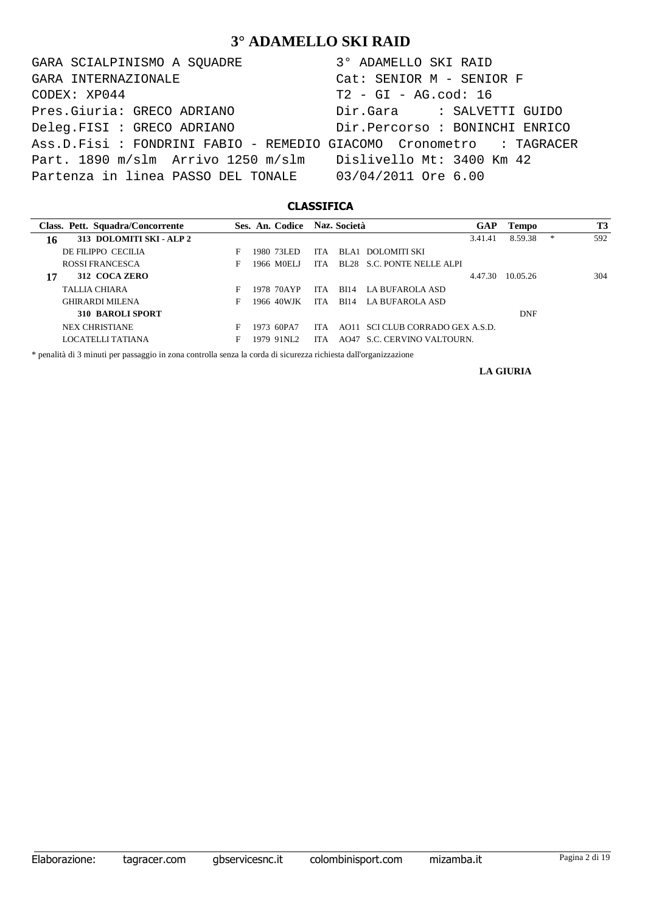# 3° ADAMELLO SKI RAID

```
GARA SCIALPINISMO A SQUADRE          3° ADAMELLO SKI RAID
GARA INTERNAZIONALE                  Cat: SENIOR M - SENIOR F
CODEX: XP044                         T2 - GI - AG.cod: 16
Pres.Giuria: GRECO ADRIANO           Dir.Gara     : SALVETTI GUIDO
Deleg.FISI : GRECO ADRIANO           Dir.Percorso : BONINCHI ENRICO
Ass.D.Fisi : FONDRINI FABIO - REMEDIO GIACOMO  Cronometro   : TAGRACER
Part. 1890 m/slm  Arrivo 1250 m/slm   Dislivello Mt: 3400 Km 42
Partenza in linea PASSO DEL TONALE    03/04/2011 Ore 6.00
```

## CLASSIFICA

| Class. | Pett. Squadra/Concorrente | Ses. | An. | Codice | Naz. | Società | | GAP | Tempo | | T3 |
|---|---|---|---|---|---|---|---|---|---|---|---|
| **16** | **313 DOLOMITI SKI - ALP 2** | | | | | | | 3.41.41 | 8.59.38 | * | 592 |
| | DE FILIPPO CECILIA | F | 1980 | 73LED | ITA | BLA1 | DOLOMITI SKI | | | | |
| | ROSSI FRANCESCA | F | 1966 | M0ELJ | ITA | BL28 | S.C. PONTE NELLE ALPI | | | | |
| **17** | **312 COCA ZERO** | | | | | | | 4.47.30 | 10.05.26 | | 304 |
| | TALLIA CHIARA | F | 1978 | 70AYP | ITA | BI14 | LA BUFAROLA ASD | | | | |
| | GHIRARDI MILENA | F | 1966 | 40WJK | ITA | BI14 | LA BUFAROLA ASD | | | | |
| | **310 BAROLI SPORT** | | | | | | | | DNF | | |
| | NEX CHRISTIANE | F | 1973 | 60PA7 | ITA | AO11 | SCI CLUB CORRADO GEX A.S.D. | | | | |
| | LOCATELLI TATIANA | F | 1979 | 91NL2 | ITA | AO47 | S.C. CERVINO VALTOURN. | | | | |

* penalità di 3 minuti per passaggio in zona controlla senza la corda di sicurezza richiesta dall'organizzazione

**LA GIURIA**

Elaborazione: tagracer.com gbservicesnc.it colombinisport.com mizamba.it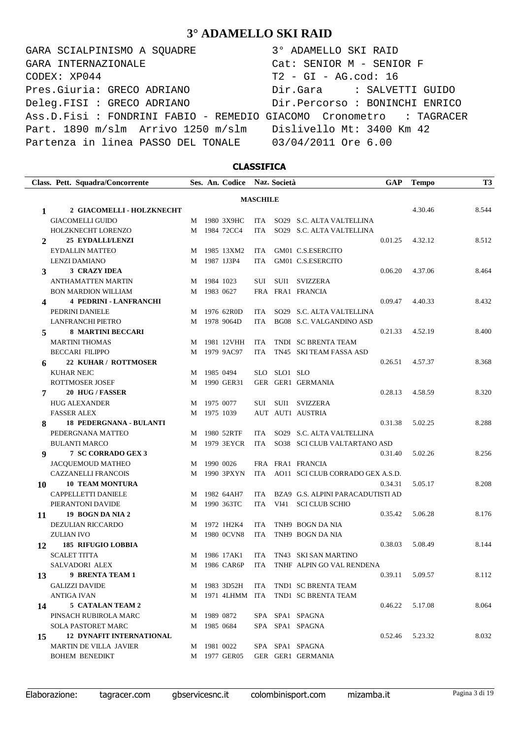# 3° ADAMELLO SKI RAID

```
GARA SCIALPINISMO A SQUADRE           3° ADAMELLO SKI RAID
GARA INTERNAZIONALE                   Cat: SENIOR M - SENIOR F
CODEX: XP044                          T2 - GI - AG.cod: 16
Pres.Giuria: GRECO ADRIANO            Dir.Gara     : SALVETTI GUIDO
Deleg.FISI : GRECO ADRIANO            Dir.Percorso : BONINCHI ENRICO
Ass.D.Fisi : FONDRINI FABIO - REMEDIO GIACOMO  Cronometro   : TAGRACER
Part. 1890 m/slm  Arrivo 1250 m/slm   Dislivello Mt: 3400 Km 42
Partenza in linea PASSO DEL TONALE    03/04/2011 Ore 6.00
```

## CLASSIFICA

| Class. | Pett. Squadra/Concorrente | Ses. | An. | Codice | Naz. | Società | GAP | Tempo | T3 |
|---|---|---|---|---|---|---|---|---|---|
| | | | | | **MASCHILE** | | | | |
| **1** | **2 GIACOMELLI - HOLZKNECHT** | | | | | | | 4.30.46 | 8.544 |
| | GIACOMELLI GUIDO | M | 1980 | 3X9HC | ITA | SO29 S.C. ALTA VALTELLINA | | | |
| | HOLZKNECHT LORENZO | M | 1984 | 72CC4 | ITA | SO29 S.C. ALTA VALTELLINA | | | |
| **2** | **25 EYDALLI/LENZI** | | | | | | 0.01.25 | 4.32.12 | 8.512 |
| | EYDALLIN MATTEO | M | 1985 | 13XM2 | ITA | GM01 C.S.ESERCITO | | | |
| | LENZI DAMIANO | M | 1987 | 1J3P4 | ITA | GM01 C.S.ESERCITO | | | |
| **3** | **3 CRAZY IDEA** | | | | | | 0.06.20 | 4.37.06 | 8.464 |
| | ANTHAMATTEN MARTIN | M | 1984 | 1023 | SUI | SUI1 SVIZZERA | | | |
| | BON MARDION WILLIAM | M | 1983 | 0627 | FRA | FRA1 FRANCIA | | | |
| **4** | **4 PEDRINI - LANFRANCHI** | | | | | | 0.09.47 | 4.40.33 | 8.432 |
| | PEDRINI DANIELE | M | 1976 | 62R0D | ITA | SO29 S.C. ALTA VALTELLINA | | | |
| | LANFRANCHI PIETRO | M | 1978 | 9064D | ITA | BG08 S.C. VALGANDINO ASD | | | |
| **5** | **8 MARTINI BECCARI** | | | | | | 0.21.33 | 4.52.19 | 8.400 |
| | MARTINI THOMAS | M | 1981 | 12VHH | ITA | TNDI SC BRENTA TEAM | | | |
| | BECCARI FILIPPO | M | 1979 | 9AC97 | ITA | TN45 SKI TEAM FASSA ASD | | | |
| **6** | **22 KUHAR / ROTTMOSER** | | | | | | 0.26.51 | 4.57.37 | 8.368 |
| | KUHAR NEJC | M | 1985 | 0494 | SLO | SLO1 SLO | | | |
| | ROTTMOSER JOSEF | M | 1990 | GER31 | GER | GER1 GERMANIA | | | |
| **7** | **20 HUG / FASSER** | | | | | | 0.28.13 | 4.58.59 | 8.320 |
| | HUG ALEXANDER | M | 1975 | 0077 | SUI | SUI1 SVIZZERA | | | |
| | FASSER ALEX | M | 1975 | 1039 | AUT | AUT1 AUSTRIA | | | |
| **8** | **18 PEDERGNANA - BULANTI** | | | | | | 0.31.38 | 5.02.25 | 8.288 |
| | PEDERGNANA MATTEO | M | 1980 | 52RTF | ITA | SO29 S.C. ALTA VALTELLINA | | | |
| | BULANTI MARCO | M | 1979 | 3EYCR | ITA | SO38 SCI CLUB VALTARTANO ASD | | | |
| **9** | **7 SC CORRADO GEX 3** | | | | | | 0.31.40 | 5.02.26 | 8.256 |
| | JACQUEMOUD MATHEO | M | 1990 | 0026 | FRA | FRA1 FRANCIA | | | |
| | CAZZANELLI FRANCOIS | M | 1990 | 3PXYN | ITA | AO11 SCI CLUB CORRADO GEX A.S.D. | | | |
| **10** | **10 TEAM MONTURA** | | | | | | 0.34.31 | 5.05.17 | 8.208 |
| | CAPPELLETTI DANIELE | M | 1982 | 64AH7 | ITA | BZA9 G.S. ALPINI PARACADUTISTI AD | | | |
| | PIERANTONI DAVIDE | M | 1990 | 363TC | ITA | VI41 SCI CLUB SCHIO | | | |
| **11** | **19 BOGN DA NIA 2** | | | | | | 0.35.42 | 5.06.28 | 8.176 |
| | DEZULIAN RICCARDO | M | 1972 | 1H2K4 | ITA | TNH9 BOGN DA NIA | | | |
| | ZULIAN IVO | M | 1980 | 0CVN8 | ITA | TNH9 BOGN DA NIA | | | |
| **12** | **185 RIFUGIO LOBBIA** | | | | | | 0.38.03 | 5.08.49 | 8.144 |
| | SCALET TITTA | M | 1986 | 17AK1 | ITA | TN43 SKI SAN MARTINO | | | |
| | SALVADORI ALEX | M | 1986 | CAR6P | ITA | TNHF ALPIN GO VAL RENDENA | | | |
| **13** | **9 BRENTA TEAM 1** | | | | | | 0.39.11 | 5.09.57 | 8.112 |
| | GALIZZI DAVIDE | M | 1983 | 3D52H | ITA | TND1 SC BRENTA TEAM | | | |
| | ANTIGA IVAN | M | 1971 | 4LHMM | ITA | TND1 SC BRENTA TEAM | | | |
| **14** | **5 CATALAN TEAM 2** | | | | | | 0.46.22 | 5.17.08 | 8.064 |
| | PINSACH RUBIROLA MARC | M | 1989 | 0872 | SPA | SPA1 SPAGNA | | | |
| | SOLA PASTORET MARC | M | 1985 | 0684 | SPA | SPA1 SPAGNA | | | |
| **15** | **12 DYNAFIT INTERNATIONAL** | | | | | | 0.52.46 | 5.23.32 | 8.032 |
| | MARTIN DE VILLA JAVIER | M | 1981 | 0022 | SPA | SPA1 SPAGNA | | | |
| | BOHEM BENEDIKT | M | 1977 | GER05 | GER | GER1 GERMANIA | | | |

Elaborazione: tagracer.com gbservicesnc.it colombinisport.com mizamba.it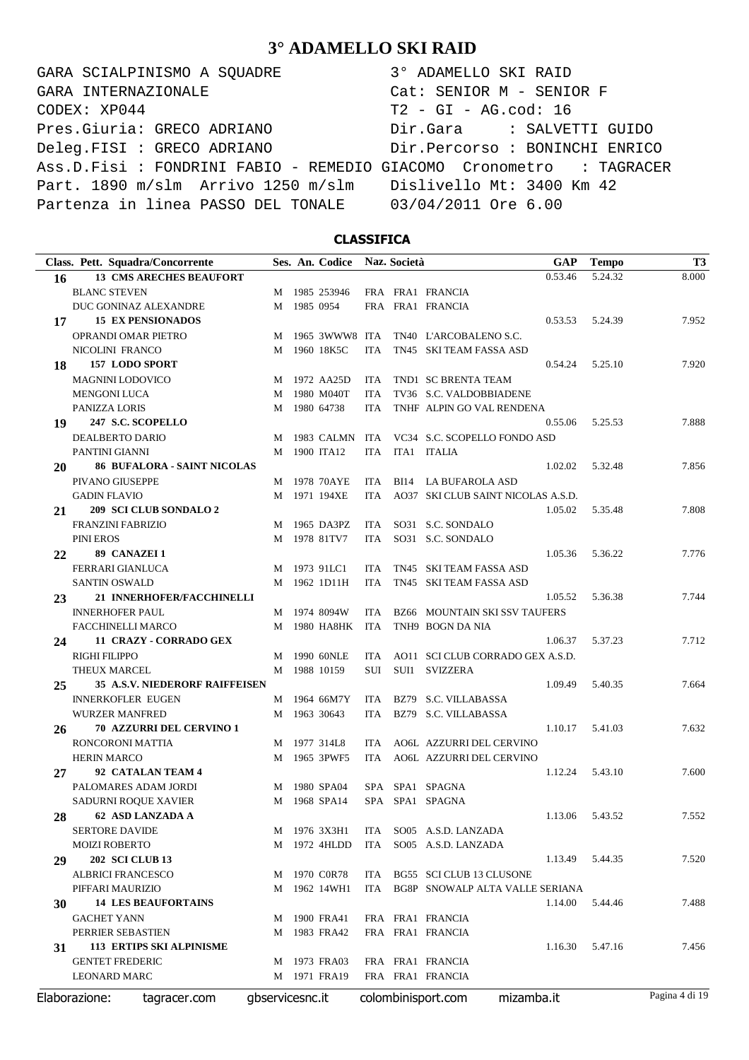# 3° ADAMELLO SKI RAID

```
GARA SCIALPINISMO A SQUADRE                 3° ADAMELLO SKI RAID
GARA INTERNAZIONALE                         Cat: SENIOR M - SENIOR F
CODEX: XP044                                T2 - GI - AG.cod: 16
Pres.Giuria: GRECO ADRIANO                  Dir.Gara     : SALVETTI GUIDO
Deleg.FISI : GRECO ADRIANO                  Dir.Percorso : BONINCHI ENRICO
Ass.D.Fisi : FONDRINI FABIO - REMEDIO GIACOMO  Cronometro   : TAGRACER
Part. 1890 m/slm  Arrivo 1250 m/slm         Dislivello Mt: 3400 Km 42
Partenza in linea PASSO DEL TONALE          03/04/2011 Ore 6.00
```

## CLASSIFICA

| Class. | Pett. Squadra/Concorrente | Ses. | An. | Codice | Naz. | Società | GAP | Tempo | T3 |
|---|---|---|---|---|---|---|---|---|---|
| 16 | **13 CMS ARECHES BEAUFORT** | | | | | | 0.53.46 | 5.24.32 | 8.000 |
| | BLANC STEVEN | M | 1985 | 253946 | FRA | FRA1 FRANCIA | | | |
| | DUC GONINAZ ALEXANDRE | M | 1985 | 0954 | FRA | FRA1 FRANCIA | | | |
| 17 | **15 EX PENSIONADOS** | | | | | | 0.53.53 | 5.24.39 | 7.952 |
| | OPRANDI OMAR PIETRO | M | 1965 | 3WWW8 | ITA | TN40 L'ARCOBALENO S.C. | | | |
| | NICOLINI FRANCO | M | 1960 | 18K5C | ITA | TN45 SKI TEAM FASSA ASD | | | |
| 18 | **157 LODO SPORT** | | | | | | 0.54.24 | 5.25.10 | 7.920 |
| | MAGNINI LODOVICO | M | 1972 | AA25D | ITA | TND1 SC BRENTA TEAM | | | |
| | MENGONI LUCA | M | 1980 | M040T | ITA | TV36 S.C. VALDOBBIADENE | | | |
| | PANIZZA LORIS | M | 1980 | 64738 | ITA | TNHF ALPIN GO VAL RENDENA | | | |
| 19 | **247 S.C. SCOPELLO** | | | | | | 0.55.06 | 5.25.53 | 7.888 |
| | DEALBERTO DARIO | M | 1983 | CALMN | ITA | VC34 S.C. SCOPELLO FONDO ASD | | | |
| | PANTINI GIANNI | M | 1900 | ITA12 | ITA | ITA1 ITALIA | | | |
| 20 | **86 BUFALORA - SAINT NICOLAS** | | | | | | 1.02.02 | 5.32.48 | 7.856 |
| | PIVANO GIUSEPPE | M | 1978 | 70AYE | ITA | BI14 LA BUFAROLA ASD | | | |
| | GADIN FLAVIO | M | 1971 | 194XE | ITA | AO37 SKI CLUB SAINT NICOLAS A.S.D. | | | |
| 21 | **209 SCI CLUB SONDALO 2** | | | | | | 1.05.02 | 5.35.48 | 7.808 |
| | FRANZINI FABRIZIO | M | 1965 | DA3PZ | ITA | SO31 S.C. SONDALO | | | |
| | PINI EROS | M | 1978 | 81TV7 | ITA | SO31 S.C. SONDALO | | | |
| 22 | **89 CANAZEI 1** | | | | | | 1.05.36 | 5.36.22 | 7.776 |
| | FERRARI GIANLUCA | M | 1973 | 91LC1 | ITA | TN45 SKI TEAM FASSA ASD | | | |
| | SANTIN OSWALD | M | 1962 | 1D11H | ITA | TN45 SKI TEAM FASSA ASD | | | |
| 23 | **21 INNERHOFER/FACCHINELLI** | | | | | | 1.05.52 | 5.36.38 | 7.744 |
| | INNERHOFER PAUL | M | 1974 | 8094W | ITA | BZ66 MOUNTAIN SKI SSV TAUFERS | | | |
| | FACCHINELLI MARCO | M | 1980 | HA8HK | ITA | TNH9 BOGN DA NIA | | | |
| 24 | **11 CRAZY - CORRADO GEX** | | | | | | 1.06.37 | 5.37.23 | 7.712 |
| | RIGHI FILIPPO | M | 1990 | 60NLE | ITA | AO11 SCI CLUB CORRADO GEX A.S.D. | | | |
| | THEUX MARCEL | M | 1988 | 10159 | SUI | SUI1 SVIZZERA | | | |
| 25 | **35 A.S.V. NIEDERORF RAIFFEISEN** | | | | | | 1.09.49 | 5.40.35 | 7.664 |
| | INNERKOFLER EUGEN | M | 1964 | 66M7Y | ITA | BZ79 S.C. VILLABASSA | | | |
| | WURZER MANFRED | M | 1963 | 30643 | ITA | BZ79 S.C. VILLABASSA | | | |
| 26 | **70 AZZURRI DEL CERVINO 1** | | | | | | 1.10.17 | 5.41.03 | 7.632 |
| | RONCORONI MATTIA | M | 1977 | 314L8 | ITA | AO6L AZZURRI DEL CERVINO | | | |
| | HERIN MARCO | M | 1965 | 3PWF5 | ITA | AO6L AZZURRI DEL CERVINO | | | |
| 27 | **92 CATALAN TEAM 4** | | | | | | 1.12.24 | 5.43.10 | 7.600 |
| | PALOMARES ADAM JORDI | M | 1980 | SPA04 | SPA | SPA1 SPAGNA | | | |
| | SADURNI ROQUE XAVIER | M | 1968 | SPA14 | SPA | SPA1 SPAGNA | | | |
| 28 | **62 ASD LANZADA A** | | | | | | 1.13.06 | 5.43.52 | 7.552 |
| | SERTORE DAVIDE | M | 1976 | 3X3H1 | ITA | SO05 A.S.D. LANZADA | | | |
| | MOIZI ROBERTO | M | 1972 | 4HLDD | ITA | SO05 A.S.D. LANZADA | | | |
| 29 | **202 SCI CLUB 13** | | | | | | 1.13.49 | 5.44.35 | 7.520 |
| | ALBRICI FRANCESCO | M | 1970 | C0R78 | ITA | BG55 SCI CLUB 13 CLUSONE | | | |
| | PIFFARI MAURIZIO | M | 1962 | 14WH1 | ITA | BG8P SNOWALP ALTA VALLE SERIANA | | | |
| 30 | **14 LES BEAUFORTAINS** | | | | | | 1.14.00 | 5.44.46 | 7.488 |
| | GACHET YANN | M | 1900 | FRA41 | FRA | FRA1 FRANCIA | | | |
| | PERRIER SEBASTIEN | M | 1983 | FRA42 | FRA | FRA1 FRANCIA | | | |
| 31 | **113 ERTIPS SKI ALPINISME** | | | | | | 1.16.30 | 5.47.16 | 7.456 |
| | GENTET FREDERIC | M | 1973 | FRA03 | FRA | FRA1 FRANCIA | | | |
| | LEONARD MARC | M | 1971 | FRA19 | FRA | FRA1 FRANCIA | | | |

Elaborazione: tagracer.com gbservicesnc.it colombinisport.com mizamba.it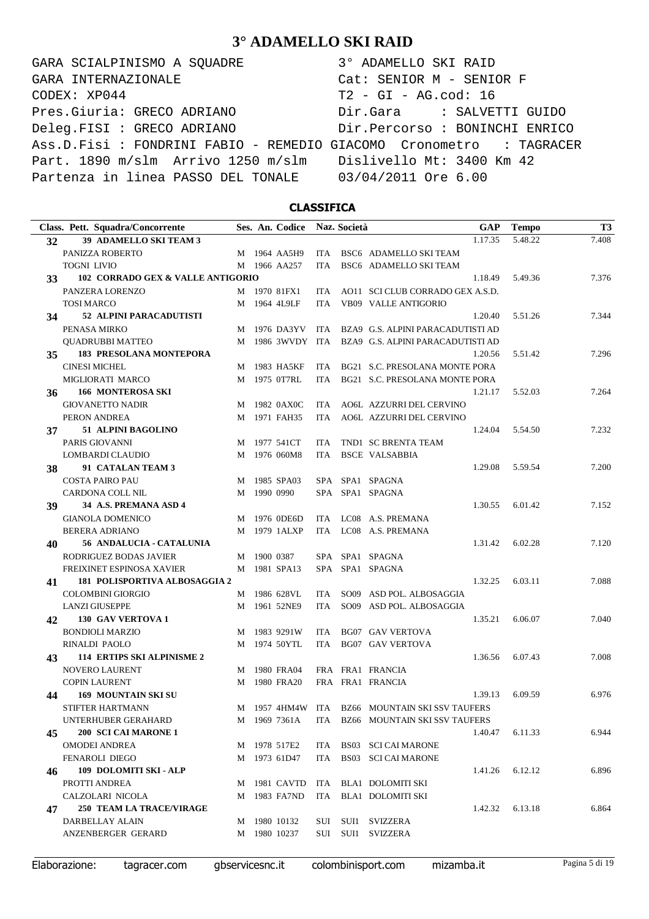# 3° ADAMELLO SKI RAID

```
GARA SCIALPINISMO A SQUADRE            3° ADAMELLO SKI RAID
GARA INTERNAZIONALE                    Cat: SENIOR M - SENIOR F
CODEX: XP044                           T2 - GI - AG.cod: 16
Pres.Giuria: GRECO ADRIANO             Dir.Gara     : SALVETTI GUIDO
Deleg.FISI : GRECO ADRIANO             Dir.Percorso : BONINCHI ENRICO
Ass.D.Fisi : FONDRINI FABIO - REMEDIO GIACOMO  Cronometro  : TAGRACER
Part. 1890 m/slm  Arrivo 1250 m/slm    Dislivello Mt: 3400 Km 42
Partenza in linea PASSO DEL TONALE     03/04/2011 Ore 6.00
```

## CLASSIFICA

| Class. | Pett. Squadra/Concorrente | Ses. | An. | Codice | Naz. | Società | GAP | Tempo | T3 |
|---|---|---|---|---|---|---|---|---|---|
| 32 | **39 ADAMELLO SKI TEAM 3** | | | | | | 1.17.35 | 5.48.22 | 7.408 |
| | PANIZZA ROBERTO | M | 1964 | AA5H9 | ITA | BSC6 ADAMELLO SKI TEAM | | | |
| | TOGNI LIVIO | M | 1966 | AA257 | ITA | BSC6 ADAMELLO SKI TEAM | | | |
| 33 | **102 CORRADO GEX & VALLE ANTIGORIO** | | | | | | 1.18.49 | 5.49.36 | 7.376 |
| | PANZERA LORENZO | M | 1970 | 81FX1 | ITA | AO11 SCI CLUB CORRADO GEX A.S.D. | | | |
| | TOSI MARCO | M | 1964 | 4L9LF | ITA | VB09 VALLE ANTIGORIO | | | |
| 34 | **52 ALPINI PARACADUTISTI** | | | | | | 1.20.40 | 5.51.26 | 7.344 |
| | PENASA MIRKO | M | 1976 | DA3YV | ITA | BZA9 G.S. ALPINI PARACADUTISTI AD | | | |
| | QUADRUBBI MATTEO | M | 1986 | 3WVDY | ITA | BZA9 G.S. ALPINI PARACADUTISTI AD | | | |
| 35 | **183 PRESOLANA MONTEPORA** | | | | | | 1.20.56 | 5.51.42 | 7.296 |
| | CINESI MICHEL | M | 1983 | HA5KF | ITA | BG21 S.C. PRESOLANA MONTE PORA | | | |
| | MIGLIORATI MARCO | M | 1975 | 0T7RL | ITA | BG21 S.C. PRESOLANA MONTE PORA | | | |
| 36 | **166 MONTEROSA SKI** | | | | | | 1.21.17 | 5.52.03 | 7.264 |
| | GIOVANETTO NADIR | M | 1982 | 0AX0C | ITA | AO6L AZZURRI DEL CERVINO | | | |
| | PERON ANDREA | M | 1971 | FAH35 | ITA | AO6L AZZURRI DEL CERVINO | | | |
| 37 | **51 ALPINI BAGOLINO** | | | | | | 1.24.04 | 5.54.50 | 7.232 |
| | PARIS GIOVANNI | M | 1977 | 541CT | ITA | TND1 SC BRENTA TEAM | | | |
| | LOMBARDI CLAUDIO | M | 1976 | 060M8 | ITA | BSCE VALSABBIA | | | |
| 38 | **91 CATALAN TEAM 3** | | | | | | 1.29.08 | 5.59.54 | 7.200 |
| | COSTA PAIRO PAU | M | 1985 | SPA03 | SPA | SPA1 SPAGNA | | | |
| | CARDONA COLL NIL | M | 1990 | 0990 | SPA | SPA1 SPAGNA | | | |
| 39 | **34 A.S. PREMANA ASD 4** | | | | | | 1.30.55 | 6.01.42 | 7.152 |
| | GIANOLA DOMENICO | M | 1976 | 0DE6D | ITA | LC08 A.S. PREMANA | | | |
| | BERERA ADRIANO | M | 1979 | 1ALXP | ITA | LC08 A.S. PREMANA | | | |
| 40 | **56 ANDALUCIA - CATALUNIA** | | | | | | 1.31.42 | 6.02.28 | 7.120 |
| | RODRIGUEZ BODAS JAVIER | M | 1900 | 0387 | SPA | SPA1 SPAGNA | | | |
| | FREIXINET ESPINOSA XAVIER | M | 1981 | SPA13 | SPA | SPA1 SPAGNA | | | |
| 41 | **181 POLISPORTIVA ALBOSAGGIA 2** | | | | | | 1.32.25 | 6.03.11 | 7.088 |
| | COLOMBINI GIORGIO | M | 1986 | 628VL | ITA | SO09 ASD POL. ALBOSAGGIA | | | |
| | LANZI GIUSEPPE | M | 1961 | 52NE9 | ITA | SO09 ASD POL. ALBOSAGGIA | | | |
| 42 | **130 GAV VERTOVA 1** | | | | | | 1.35.21 | 6.06.07 | 7.040 |
| | BONDIOLI MARZIO | M | 1983 | 9291W | ITA | BG07 GAV VERTOVA | | | |
| | RINALDI PAOLO | M | 1974 | 50YTL | ITA | BG07 GAV VERTOVA | | | |
| 43 | **114 ERTIPS SKI ALPINISME 2** | | | | | | 1.36.56 | 6.07.43 | 7.008 |
| | NOVERO LAURENT | M | 1980 | FRA04 | FRA | FRA1 FRANCIA | | | |
| | COPIN LAURENT | M | 1980 | FRA20 | FRA | FRA1 FRANCIA | | | |
| 44 | **169 MOUNTAIN SKI SU** | | | | | | 1.39.13 | 6.09.59 | 6.976 |
| | STIFTER HARTMANN | M | 1957 | 4HM4W | ITA | BZ66 MOUNTAIN SKI SSV TAUFERS | | | |
| | UNTERHUBER GERAHARD | M | 1969 | 7361A | ITA | BZ66 MOUNTAIN SKI SSV TAUFERS | | | |
| 45 | **200 SCI CAI MARONE 1** | | | | | | 1.40.47 | 6.11.33 | 6.944 |
| | OMODEI ANDREA | M | 1978 | 517E2 | ITA | BS03 SCI CAI MARONE | | | |
| | FENAROLI DIEGO | M | 1973 | 61D47 | ITA | BS03 SCI CAI MARONE | | | |
| 46 | **109 DOLOMITI SKI - ALP** | | | | | | 1.41.26 | 6.12.12 | 6.896 |
| | PROTTI ANDREA | M | 1981 | CAVTD | ITA | BLA1 DOLOMITI SKI | | | |
| | CALZOLARI NICOLA | M | 1983 | FA7ND | ITA | BLA1 DOLOMITI SKI | | | |
| 47 | **250 TEAM LA TRACE/VIRAGE** | | | | | | 1.42.32 | 6.13.18 | 6.864 |
| | DARBELLAY ALAIN | M | 1980 | 10132 | SUI | SUI1 SVIZZERA | | | |
| | ANZENBERGER GERARD | M | 1980 | 10237 | SUI | SUI1 SVIZZERA | | | |

Elaborazione: tagracer.com gbservicesnc.it colombinisport.com mizamba.it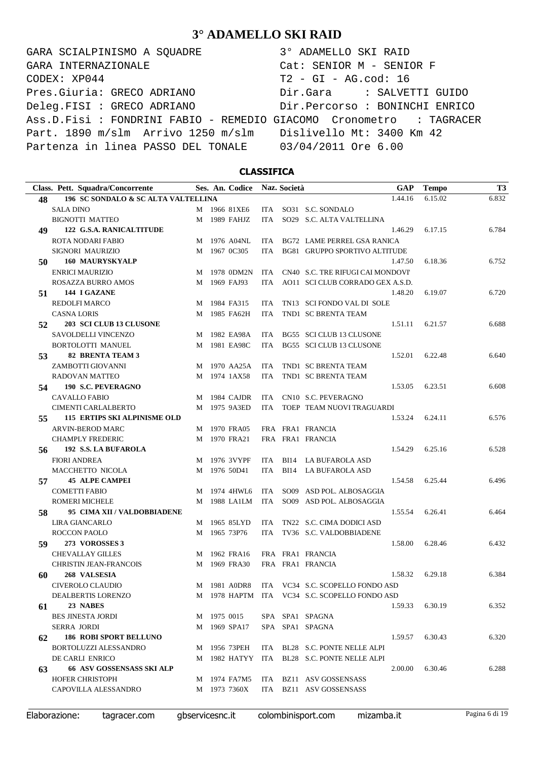# 3° ADAMELLO SKI RAID

```
GARA SCIALPINISMO A SQUADRE              3° ADAMELLO SKI RAID
GARA INTERNAZIONALE                      Cat: SENIOR M - SENIOR F
CODEX: XP044                             T2 - GI - AG.cod: 16
Pres.Giuria: GRECO ADRIANO               Dir.Gara    : SALVETTI GUIDO
Deleg.FISI : GRECO ADRIANO               Dir.Percorso : BONINCHI ENRICO
Ass.D.Fisi : FONDRINI FABIO - REMEDIO GIACOMO  Cronometro  : TAGRACER
Part. 1890 m/slm  Arrivo 1250 m/slm      Dislivello Mt: 3400 Km 42
Partenza in linea PASSO DEL TONALE       03/04/2011 Ore 6.00
```

## CLASSIFICA

| Class. | Pett. Squadra/Concorrente | Ses. | An. | Codice | Naz. | Società | GAP | Tempo | T3 |
|---|---|---|---|---|---|---|---|---|---|
| **48** | **196 SC SONDALO & SC ALTA VALTELLINA** | | | | | | 1.44.16 | 6.15.02 | 6.832 |
| | SALA DINO | M | 1966 | 81XE6 | ITA | SO31 S.C. SONDALO | | | |
| | BIGNOTTI MATTEO | M | 1989 | FAHJZ | ITA | SO29 S.C. ALTA VALTELLINA | | | |
| **49** | **122 G.S.A. RANICALTITUDE** | | | | | | 1.46.29 | 6.17.15 | 6.784 |
| | ROTA NODARI FABIO | M | 1976 | A04NL | ITA | BG72 LAME PERREL GSA RANICA | | | |
| | SIGNORI MAURIZIO | M | 1967 | 0C305 | ITA | BG81 GRUPPO SPORTIVO ALTITUDE | | | |
| **50** | **160 MAURYSKYALP** | | | | | | 1.47.50 | 6.18.36 | 6.752 |
| | ENRICI MAURIZIO | M | 1978 | 0DM2N | ITA | CN40 S.C. TRE RIFUGI CAI MONDOVI' | | | |
| | ROSAZZA BURRO AMOS | M | 1969 | FAJ93 | ITA | AO11 SCI CLUB CORRADO GEX A.S.D. | | | |
| **51** | **144 I GAZANE** | | | | | | 1.48.20 | 6.19.07 | 6.720 |
| | REDOLFI MARCO | M | 1984 | FA315 | ITA | TN13 SCI FONDO VAL DI SOLE | | | |
| | CASNA LORIS | M | 1985 | FA62H | ITA | TND1 SC BRENTA TEAM | | | |
| **52** | **203 SCI CLUB 13 CLUSONE** | | | | | | 1.51.11 | 6.21.57 | 6.688 |
| | SAVOLDELLI VINCENZO | M | 1982 | EA98A | ITA | BG55 SCI CLUB 13 CLUSONE | | | |
| | BORTOLOTTI MANUEL | M | 1981 | EA98C | ITA | BG55 SCI CLUB 13 CLUSONE | | | |
| **53** | **82 BRENTA TEAM 3** | | | | | | 1.52.01 | 6.22.48 | 6.640 |
| | ZAMBOTTI GIOVANNI | M | 1970 | AA25A | ITA | TND1 SC BRENTA TEAM | | | |
| | RADOVAN MATTEO | M | 1974 | 1AX58 | ITA | TND1 SC BRENTA TEAM | | | |
| **54** | **190 S.C. PEVERAGNO** | | | | | | 1.53.05 | 6.23.51 | 6.608 |
| | CAVALLO FABIO | M | 1984 | CAJDR | ITA | CN10 S.C. PEVERAGNO | | | |
| | CIMENTI CARLALBERTO | M | 1975 | 9A3ED | ITA | TOEP TEAM NUOVI TRAGUARDI | | | |
| **55** | **115 ERTIPS SKI ALPINISME OLD** | | | | | | 1.53.24 | 6.24.11 | 6.576 |
| | ARVIN-BEROD MARC | M | 1970 | FRA05 | FRA | FRA1 FRANCIA | | | |
| | CHAMPLY FREDERIC | M | 1970 | FRA21 | FRA | FRA1 FRANCIA | | | |
| **56** | **192 S.S. LA BUFAROLA** | | | | | | 1.54.29 | 6.25.16 | 6.528 |
| | FIORI ANDREA | M | 1976 | 3VYPF | ITA | BI14 LA BUFAROLA ASD | | | |
| | MACCHETTO NICOLA | M | 1976 | 50D41 | ITA | BI14 LA BUFAROLA ASD | | | |
| **57** | **45 ALPE CAMPEI** | | | | | | 1.54.58 | 6.25.44 | 6.496 |
| | COMETTI FABIO | M | 1974 | 4HWL6 | ITA | SO09 ASD POL. ALBOSAGGIA | | | |
| | ROMERI MICHELE | M | 1988 | LA1LM | ITA | SO09 ASD POL. ALBOSAGGIA | | | |
| **58** | **95 CIMA XII / VALDOBBIADENE** | | | | | | 1.55.54 | 6.26.41 | 6.464 |
| | LIRA GIANCARLO | M | 1965 | 85LYD | ITA | TN22 S.C. CIMA DODICI ASD | | | |
| | ROCCON PAOLO | M | 1965 | 73P76 | ITA | TV36 S.C. VALDOBBIADENE | | | |
| **59** | **273 VOROSSES 3** | | | | | | 1.58.00 | 6.28.46 | 6.432 |
| | CHEVALLAY GILLES | M | 1962 | FRA16 | FRA | FRA1 FRANCIA | | | |
| | CHRISTIN JEAN-FRANCOIS | M | 1969 | FRA30 | FRA | FRA1 FRANCIA | | | |
| **60** | **268 VALSESIA** | | | | | | 1.58.32 | 6.29.18 | 6.384 |
| | CIVEROLO CLAUDIO | M | 1981 | A0DR8 | ITA | VC34 S.C. SCOPELLO FONDO ASD | | | |
| | DEALBERTIS LORENZO | M | 1978 | HAPTM | ITA | VC34 S.C. SCOPELLO FONDO ASD | | | |
| **61** | **23 NABES** | | | | | | 1.59.33 | 6.30.19 | 6.352 |
| | BES JINESTA JORDI | M | 1975 | 0015 | SPA | SPA1 SPAGNA | | | |
| | SERRA JORDI | M | 1969 | SPA17 | SPA | SPA1 SPAGNA | | | |
| **62** | **186 ROBI SPORT BELLUNO** | | | | | | 1.59.57 | 6.30.43 | 6.320 |
| | BORTOLUZZI ALESSANDRO | M | 1956 | 73PEH | ITA | BL28 S.C. PONTE NELLE ALPI | | | |
| | DE CARLI ENRICO | M | 1982 | HATYY | ITA | BL28 S.C. PONTE NELLE ALPI | | | |
| **63** | **66 ASV GOSSENSASS SKI ALP** | | | | | | 2.00.00 | 6.30.46 | 6.288 |
| | HOFER CHRISTOPH | M | 1974 | FA7M5 | ITA | BZ11 ASV GOSSENSASS | | | |
| | CAPOVILLA ALESSANDRO | M | 1973 | 7360X | ITA | BZ11 ASV GOSSENSASS | | | |

Elaborazione: tagracer.com gbservicesnc.it colombinisport.com mizamba.it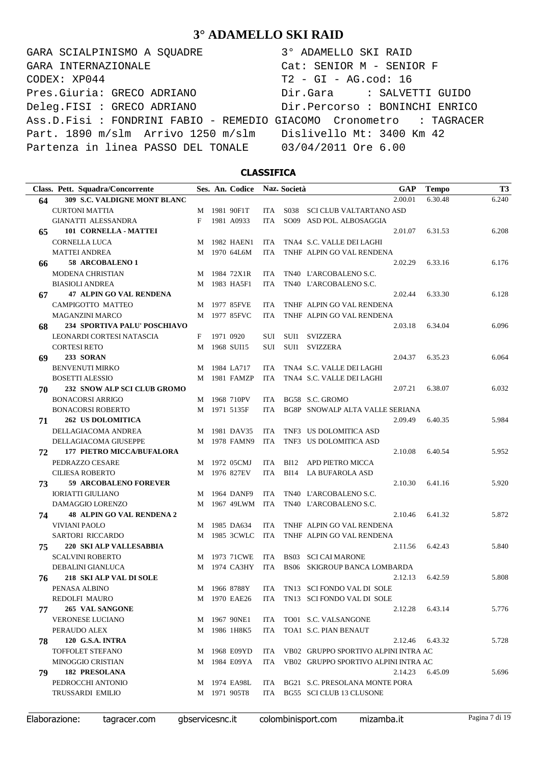# 3° ADAMELLO SKI RAID

```
GARA SCIALPINISMO A SQUADRE              3° ADAMELLO SKI RAID
GARA INTERNAZIONALE                      Cat: SENIOR M - SENIOR F
CODEX: XP044                             T2 - GI - AG.cod: 16
Pres.Giuria: GRECO ADRIANO               Dir.Gara     : SALVETTI GUIDO
Deleg.FISI : GRECO ADRIANO               Dir.Percorso : BONINCHI ENRICO
Ass.D.Fisi : FONDRINI FABIO - REMEDIO GIACOMO  Cronometro   : TAGRACER
Part. 1890 m/slm  Arrivo 1250 m/slm      Dislivello Mt: 3400 Km 42
Partenza in linea PASSO DEL TONALE       03/04/2011 Ore 6.00
```

## CLASSIFICA

| Class. | Pett. Squadra/Concorrente | Ses. | An. | Codice | Naz. | Società | | GAP | Tempo | T3 |
|---|---|---|---|---|---|---|---|---|---|---|
| 64 | **309 S.C. VALDIGNE MONT BLANC** | | | | | | | 2.00.01 | 6.30.48 | 6.240 |
| | CURTONI MATTIA | M | 1981 | 90F1T | ITA | S038 | SCI CLUB VALTARTANO ASD | | | |
| | GIANATTI ALESSANDRA | F | 1981 | A0933 | ITA | SO09 | ASD POL. ALBOSAGGIA | | | |
| 65 | **101 CORNELLA - MATTEI** | | | | | | | 2.01.07 | 6.31.53 | 6.208 |
| | CORNELLA LUCA | M | 1982 | HAEN1 | ITA | TNA4 | S.C. VALLE DEI LAGHI | | | |
| | MATTEI ANDREA | M | 1970 | 64L6M | ITA | TNHF | ALPIN GO VAL RENDENA | | | |
| 66 | **58 ARCOBALENO 1** | | | | | | | 2.02.29 | 6.33.16 | 6.176 |
| | MODENA CHRISTIAN | M | 1984 | 72X1R | ITA | TN40 | L'ARCOBALENO S.C. | | | |
| | BIASIOLI ANDREA | M | 1983 | HA5F1 | ITA | TN40 | L'ARCOBALENO S.C. | | | |
| 67 | **47 ALPIN GO VAL RENDENA** | | | | | | | 2.02.44 | 6.33.30 | 6.128 |
| | CAMPIGOTTO MATTEO | M | 1977 | 85FVE | ITA | TNHF | ALPIN GO VAL RENDENA | | | |
| | MAGANZINI MARCO | M | 1977 | 85FVC | ITA | TNHF | ALPIN GO VAL RENDENA | | | |
| 68 | **234 SPORTIVA PALU' POSCHIAVO** | | | | | | | 2.03.18 | 6.34.04 | 6.096 |
| | LEONARDI CORTESI NATASCIA | F | 1971 | 0920 | SUI | SUI1 | SVIZZERA | | | |
| | CORTESI RETO | M | 1968 | SUI15 | SUI | SUI1 | SVIZZERA | | | |
| 69 | **233 SORAN** | | | | | | | 2.04.37 | 6.35.23 | 6.064 |
| | BENVENUTI MIRKO | M | 1984 | LA717 | ITA | TNA4 | S.C. VALLE DEI LAGHI | | | |
| | BOSETTI ALESSIO | M | 1981 | FAMZP | ITA | TNA4 | S.C. VALLE DEI LAGHI | | | |
| 70 | **232 SNOW ALP SCI CLUB GROMO** | | | | | | | 2.07.21 | 6.38.07 | 6.032 |
| | BONACORSI ARRIGO | M | 1968 | 710PV | ITA | BG58 | S.C. GROMO | | | |
| | BONACORSI ROBERTO | M | 1971 | 5135F | ITA | BG8P | SNOWALP ALTA VALLE SERIANA | | | |
| 71 | **262 US DOLOMITICA** | | | | | | | 2.09.49 | 6.40.35 | 5.984 |
| | DELLAGIACOMA ANDREA | M | 1981 | DAV35 | ITA | TNF3 | US DOLOMITICA ASD | | | |
| | DELLAGIACOMA GIUSEPPE | M | 1978 | FAMN9 | ITA | TNF3 | US DOLOMITICA ASD | | | |
| 72 | **177 PIETRO MICCA/BUFALORA** | | | | | | | 2.10.08 | 6.40.54 | 5.952 |
| | PEDRAZZO CESARE | M | 1972 | 05CMJ | ITA | BI12 | APD PIETRO MICCA | | | |
| | CILIESA ROBERTO | M | 1976 | 827EV | ITA | BI14 | LA BUFAROLA ASD | | | |
| 73 | **59 ARCOBALENO FOREVER** | | | | | | | 2.10.30 | 6.41.16 | 5.920 |
| | IORIATTI GIULIANO | M | 1964 | DANF9 | ITA | TN40 | L'ARCOBALENO S.C. | | | |
| | DAMAGGIO LORENZO | M | 1967 | 49LWM | ITA | TN40 | L'ARCOBALENO S.C. | | | |
| 74 | **48 ALPIN GO VAL RENDENA 2** | | | | | | | 2.10.46 | 6.41.32 | 5.872 |
| | VIVIANI PAOLO | M | 1985 | DA634 | ITA | TNHF | ALPIN GO VAL RENDENA | | | |
| | SARTORI RICCARDO | M | 1985 | 3CWLC | ITA | TNHF | ALPIN GO VAL RENDENA | | | |
| 75 | **220 SKI ALP VALLESABBIA** | | | | | | | 2.11.56 | 6.42.43 | 5.840 |
| | SCALVINI ROBERTO | M | 1973 | 71CWE | ITA | BS03 | SCI CAI MARONE | | | |
| | DEBALINI GIANLUCA | M | 1974 | CA3HY | ITA | BS06 | SKIGROUP BANCA LOMBARDA | | | |
| 76 | **218 SKI ALP VAL DI SOLE** | | | | | | | 2.12.13 | 6.42.59 | 5.808 |
| | PENASA ALBINO | M | 1966 | 8788Y | ITA | TN13 | SCI FONDO VAL DI SOLE | | | |
| | REDOLFI MAURO | M | 1970 | EAE26 | ITA | TN13 | SCI FONDO VAL DI SOLE | | | |
| 77 | **265 VAL SANGONE** | | | | | | | 2.12.28 | 6.43.14 | 5.776 |
| | VERONESE LUCIANO | M | 1967 | 90NE1 | ITA | TO01 | S.C. VALSANGONE | | | |
| | PERAUDO ALEX | M | 1986 | 1H8K5 | ITA | TOA1 | S.C. PIAN BENAUT | | | |
| 78 | **120 G.S.A. INTRA** | | | | | | | 2.12.46 | 6.43.32 | 5.728 |
| | TOFFOLET STEFANO | M | 1968 | E09YD | ITA | VB02 | GRUPPO SPORTIVO ALPINI INTRA AC | | | |
| | MINOGGIO CRISTIAN | M | 1984 | E09YA | ITA | VB02 | GRUPPO SPORTIVO ALPINI INTRA AC | | | |
| 79 | **182 PRESOLANA** | | | | | | | 2.14.23 | 6.45.09 | 5.696 |
| | PEDROCCHI ANTONIO | M | 1974 | EA98L | ITA | BG21 | S.C. PRESOLANA MONTE PORA | | | |
| | TRUSSARDI EMILIO | M | 1971 | 905T8 | ITA | BG55 | SCI CLUB 13 CLUSONE | | | |

Elaborazione: tagracer.com gbservicesnc.it colombinisport.com mizamba.it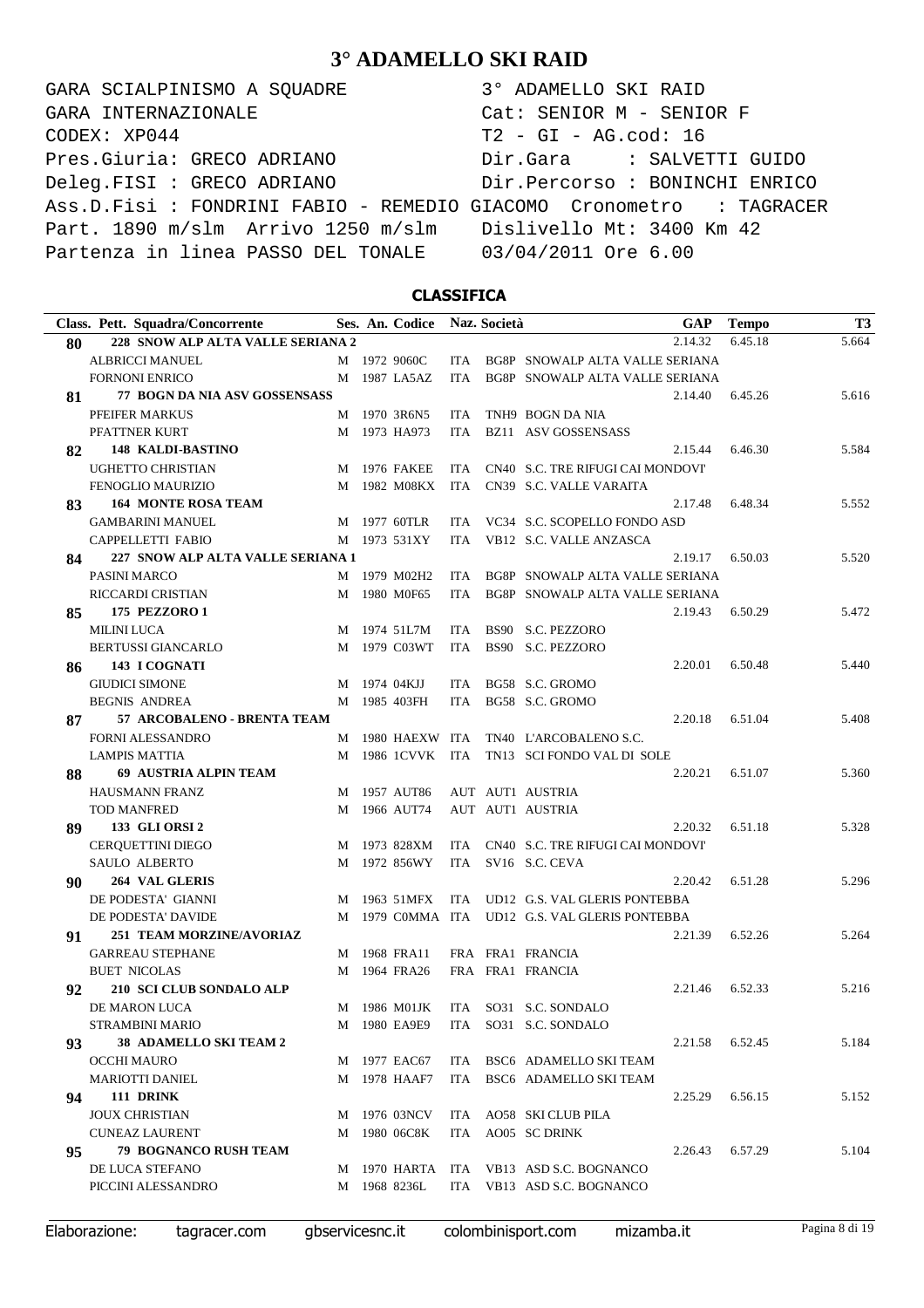# 3° ADAMELLO SKI RAID

```
GARA SCIALPINISMO A SQUADRE           3° ADAMELLO SKI RAID
GARA INTERNAZIONALE                   Cat: SENIOR M - SENIOR F
CODEX: XP044                          T2 - GI - AG.cod: 16
Pres.Giuria: GRECO ADRIANO            Dir.Gara     : SALVETTI GUIDO
Deleg.FISI : GRECO ADRIANO            Dir.Percorso : BONINCHI ENRICO
Ass.D.Fisi : FONDRINI FABIO - REMEDIO GIACOMO  Cronometro   : TAGRACER
Part. 1890 m/slm  Arrivo 1250 m/slm   Dislivello Mt: 3400 Km 42
Partenza in linea PASSO DEL TONALE    03/04/2011 Ore 6.00
```

## CLASSIFICA

| Class. | Pett. Squadra/Concorrente | Ses. | An. | Codice | Naz. | Società | GAP | Tempo | T3 |
|---|---|---|---|---|---|---|---|---|---|
| **80** | **228 SNOW ALP ALTA VALLE SERIANA 2** | | | | | | 2.14.32 | 6.45.18 | 5.664 |
| | ALBRICCI MANUEL | M | 1972 | 9060C | ITA | BG8P SNOWALP ALTA VALLE SERIANA | | | |
| | FORNONI ENRICO | M | 1987 | LA5AZ | ITA | BG8P SNOWALP ALTA VALLE SERIANA | | | |
| **81** | **77 BOGN DA NIA ASV GOSSENSASS** | | | | | | 2.14.40 | 6.45.26 | 5.616 |
| | PFEIFER MARKUS | M | 1970 | 3R6N5 | ITA | TNH9 BOGN DA NIA | | | |
| | PFATTNER KURT | M | 1973 | HA973 | ITA | BZ11 ASV GOSSENSASS | | | |
| **82** | **148 KALDI-BASTINO** | | | | | | 2.15.44 | 6.46.30 | 5.584 |
| | UGHETTO CHRISTIAN | M | 1976 | FAKEE | ITA | CN40 S.C. TRE RIFUGI CAI MONDOVI' | | | |
| | FENOGLIO MAURIZIO | M | 1982 | M08KX | ITA | CN39 S.C. VALLE VARAITA | | | |
| **83** | **164 MONTE ROSA TEAM** | | | | | | 2.17.48 | 6.48.34 | 5.552 |
| | GAMBARINI MANUEL | M | 1977 | 60TLR | ITA | VC34 S.C. SCOPELLO FONDO ASD | | | |
| | CAPPELLETTI FABIO | M | 1973 | 531XY | ITA | VB12 S.C. VALLE ANZASCA | | | |
| **84** | **227 SNOW ALP ALTA VALLE SERIANA 1** | | | | | | 2.19.17 | 6.50.03 | 5.520 |
| | PASINI MARCO | M | 1979 | M02H2 | ITA | BG8P SNOWALP ALTA VALLE SERIANA | | | |
| | RICCARDI CRISTIAN | M | 1980 | M0F65 | ITA | BG8P SNOWALP ALTA VALLE SERIANA | | | |
| **85** | **175 PEZZORO 1** | | | | | | 2.19.43 | 6.50.29 | 5.472 |
| | MILINI LUCA | M | 1974 | 51L7M | ITA | BS90 S.C. PEZZORO | | | |
| | BERTUSSI GIANCARLO | M | 1979 | C03WT | ITA | BS90 S.C. PEZZORO | | | |
| **86** | **143 I COGNATI** | | | | | | 2.20.01 | 6.50.48 | 5.440 |
| | GIUDICI SIMONE | M | 1974 | 04KJJ | ITA | BG58 S.C. GROMO | | | |
| | BEGNIS ANDREA | M | 1985 | 403FH | ITA | BG58 S.C. GROMO | | | |
| **87** | **57 ARCOBALENO - BRENTA TEAM** | | | | | | 2.20.18 | 6.51.04 | 5.408 |
| | FORNI ALESSANDRO | M | 1980 | HAEXW | ITA | TN40 L'ARCOBALENO S.C. | | | |
| | LAMPIS MATTIA | M | 1986 | 1CVVK | ITA | TN13 SCI FONDO VAL DI SOLE | | | |
| **88** | **69 AUSTRIA ALPIN TEAM** | | | | | | 2.20.21 | 6.51.07 | 5.360 |
| | HAUSMANN FRANZ | M | 1957 | AUT86 | AUT | AUT1 AUSTRIA | | | |
| | TOD MANFRED | M | 1966 | AUT74 | AUT | AUT1 AUSTRIA | | | |
| **89** | **133 GLI ORSI 2** | | | | | | 2.20.32 | 6.51.18 | 5.328 |
| | CERQUETTINI DIEGO | M | 1973 | 828XM | ITA | CN40 S.C. TRE RIFUGI CAI MONDOVI' | | | |
| | SAULO ALBERTO | M | 1972 | 856WY | ITA | SV16 S.C. CEVA | | | |
| **90** | **264 VAL GLERIS** | | | | | | 2.20.42 | 6.51.28 | 5.296 |
| | DE PODESTA' GIANNI | M | 1963 | 51MFX | ITA | UD12 G.S. VAL GLERIS PONTEBBA | | | |
| | DE PODESTA' DAVIDE | M | 1979 | C0MMA | ITA | UD12 G.S. VAL GLERIS PONTEBBA | | | |
| **91** | **251 TEAM MORZINE/AVORIAZ** | | | | | | 2.21.39 | 6.52.26 | 5.264 |
| | GARREAU STEPHANE | M | 1968 | FRA11 | FRA | FRA1 FRANCIA | | | |
| | BUET NICOLAS | M | 1964 | FRA26 | FRA | FRA1 FRANCIA | | | |
| **92** | **210 SCI CLUB SONDALO ALP** | | | | | | 2.21.46 | 6.52.33 | 5.216 |
| | DE MARON LUCA | M | 1986 | M01JK | ITA | SO31 S.C. SONDALO | | | |
| | STRAMBINI MARIO | M | 1980 | EA9E9 | ITA | SO31 S.C. SONDALO | | | |
| **93** | **38 ADAMELLO SKI TEAM 2** | | | | | | 2.21.58 | 6.52.45 | 5.184 |
| | OCCHI MAURO | M | 1977 | EAC67 | ITA | BSC6 ADAMELLO SKI TEAM | | | |
| | MARIOTTI DANIEL | M | 1978 | HAAF7 | ITA | BSC6 ADAMELLO SKI TEAM | | | |
| **94** | **111 DRINK** | | | | | | 2.25.29 | 6.56.15 | 5.152 |
| | JOUX CHRISTIAN | M | 1976 | 03NCV | ITA | AO58 SKI CLUB PILA | | | |
| | CUNEAZ LAURENT | M | 1980 | 06C8K | ITA | AO05 SC DRINK | | | |
| **95** | **79 BOGNANCO RUSH TEAM** | | | | | | 2.26.43 | 6.57.29 | 5.104 |
| | DE LUCA STEFANO | M | 1970 | HARTA | ITA | VB13 ASD S.C. BOGNANCO | | | |
| | PICCINI ALESSANDRO | M | 1968 | 8236L | ITA | VB13 ASD S.C. BOGNANCO | | | |

Elaborazione: tagracer.com gbservicesnc.it colombinisport.com mizamba.it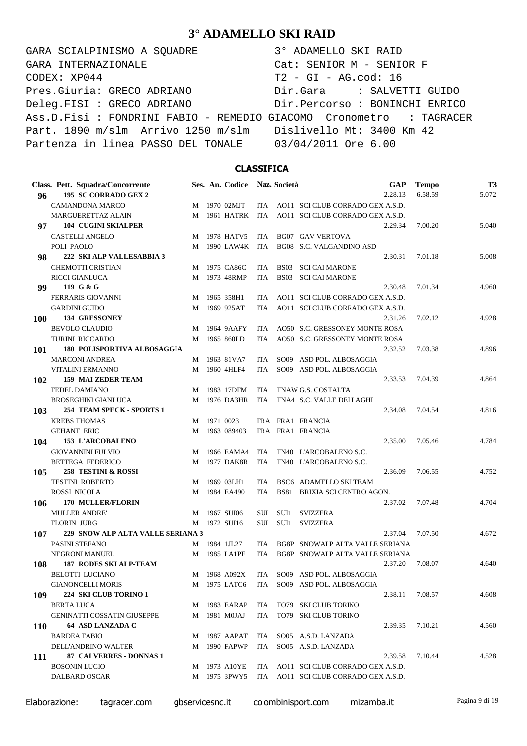# 3° ADAMELLO SKI RAID

```
GARA SCIALPINISMO A SQUADRE          3° ADAMELLO SKI RAID
GARA INTERNAZIONALE                  Cat: SENIOR M - SENIOR F
CODEX: XP044                         T2 - GI - AG.cod: 16
Pres.Giuria: GRECO ADRIANO           Dir.Gara     : SALVETTI GUIDO
Deleg.FISI : GRECO ADRIANO           Dir.Percorso : BONINCHI ENRICO
Ass.D.Fisi : FONDRINI FABIO - REMEDIO GIACOMO  Cronometro   : TAGRACER
Part. 1890 m/slm  Arrivo 1250 m/slm  Dislivello Mt: 3400 Km 42
Partenza in linea PASSO DEL TONALE   03/04/2011 Ore 6.00
```

## CLASSIFICA

| Class. | Pett. Squadra/Concorrente | Ses. | An. | Codice | Naz. | Società | GAP | Tempo | T3 |
|---|---|---|---|---|---|---|---|---|---|
| 96 | 195 SC CORRADO GEX 2 | | | | | | 2.28.13 | 6.58.59 | 5.072 |
| | CAMANDONA MARCO | M | 1970 | 02MJT | ITA | AO11 SCI CLUB CORRADO GEX A.S.D. | | | |
| | MARGUERETTAZ ALAIN | M | 1961 | HATRK | ITA | AO11 SCI CLUB CORRADO GEX A.S.D. | | | |
| 97 | 104 CUGINI SKIALPER | | | | | | 2.29.34 | 7.00.20 | 5.040 |
| | CASTELLI ANGELO | M | 1978 | HATV5 | ITA | BG07 GAV VERTOVA | | | |
| | POLI PAOLO | M | 1990 | LAW4K | ITA | BG08 S.C. VALGANDINO ASD | | | |
| 98 | 222 SKI ALP VALLESABBIA 3 | | | | | | 2.30.31 | 7.01.18 | 5.008 |
| | CHEMOTTI CRISTIAN | M | 1975 | CA86C | ITA | BS03 SCI CAI MARONE | | | |
| | RICCI GIANLUCA | M | 1973 | 48RMP | ITA | BS03 SCI CAI MARONE | | | |
| 99 | 119 G & G | | | | | | 2.30.48 | 7.01.34 | 4.960 |
| | FERRARIS GIOVANNI | M | 1965 | 358H1 | ITA | AO11 SCI CLUB CORRADO GEX A.S.D. | | | |
| | GARDINI GUIDO | M | 1969 | 925AT | ITA | AO11 SCI CLUB CORRADO GEX A.S.D. | | | |
| 100 | 134 GRESSONEY | | | | | | 2.31.26 | 7.02.12 | 4.928 |
| | BEVOLO CLAUDIO | M | 1964 | 9AAFY | ITA | AO50 S.C. GRESSONEY MONTE ROSA | | | |
| | TURINI RICCARDO | M | 1965 | 860LD | ITA | AO50 S.C. GRESSONEY MONTE ROSA | | | |
| 101 | 180 POLISPORTIVA ALBOSAGGIA | | | | | | 2.32.52 | 7.03.38 | 4.896 |
| | MARCONI ANDREA | M | 1963 | 81VA7 | ITA | SO09 ASD POL. ALBOSAGGIA | | | |
| | VITALINI ERMANNO | M | 1960 | 4HLF4 | ITA | SO09 ASD POL. ALBOSAGGIA | | | |
| 102 | 159 MAI ZEDER TEAM | | | | | | 2.33.53 | 7.04.39 | 4.864 |
| | FEDEL DAMIANO | M | 1983 | 17DFM | ITA | TNAW G.S. COSTALTA | | | |
| | BROSEGHINI GIANLUCA | M | 1976 | DA3HR | ITA | TNA4 S.C. VALLE DEI LAGHI | | | |
| 103 | 254 TEAM SPECK - SPORTS 1 | | | | | | 2.34.08 | 7.04.54 | 4.816 |
| | KREBS THOMAS | M | 1971 | 0023 | FRA | FRA1 FRANCIA | | | |
| | GEHANT ERIC | M | 1963 | 089403 | FRA | FRA1 FRANCIA | | | |
| 104 | 153 L'ARCOBALENO | | | | | | 2.35.00 | 7.05.46 | 4.784 |
| | GIOVANNINI FULVIO | M | 1966 | EAMA4 | ITA | TN40 L'ARCOBALENO S.C. | | | |
| | BETTEGA FEDERICO | M | 1977 | DAK8R | ITA | TN40 L'ARCOBALENO S.C. | | | |
| 105 | 258 TESTINI & ROSSI | | | | | | 2.36.09 | 7.06.55 | 4.752 |
| | TESTINI ROBERTO | M | 1969 | 03LH1 | ITA | BSC6 ADAMELLO SKI TEAM | | | |
| | ROSSI NICOLA | M | 1984 | EA490 | ITA | BS81 BRIXIA SCI CENTRO AGON. | | | |
| 106 | 170 MULLER/FLORIN | | | | | | 2.37.02 | 7.07.48 | 4.704 |
| | MULLER ANDRE' | M | 1967 | SUI06 | SUI | SUI1 SVIZZERA | | | |
| | FLORIN JURG | M | 1972 | SUI16 | SUI | SUI1 SVIZZERA | | | |
| 107 | 229 SNOW ALP ALTA VALLE SERIANA 3 | | | | | | 2.37.04 | 7.07.50 | 4.672 |
| | PASINI STEFANO | M | 1984 | 1JL27 | ITA | BG8P SNOWALP ALTA VALLE SERIANA | | | |
| | NEGRONI MANUEL | M | 1985 | LA1PE | ITA | BG8P SNOWALP ALTA VALLE SERIANA | | | |
| 108 | 187 RODES SKI ALP-TEAM | | | | | | 2.37.20 | 7.08.07 | 4.640 |
| | BELOTTI LUCIANO | M | 1968 | A092X | ITA | SO09 ASD POL. ALBOSAGGIA | | | |
| | GIANONCELLI MORIS | M | 1975 | LATC6 | ITA | SO09 ASD POL. ALBOSAGGIA | | | |
| 109 | 224 SKI CLUB TORINO 1 | | | | | | 2.38.11 | 7.08.57 | 4.608 |
| | BERTA LUCA | M | 1983 | EARAP | ITA | TO79 SKI CLUB TORINO | | | |
| | GENINATTI COSSATIN GIUSEPPE | M | 1981 | M0JAJ | ITA | TO79 SKI CLUB TORINO | | | |
| 110 | 64 ASD LANZADA C | | | | | | 2.39.35 | 7.10.21 | 4.560 |
| | BARDEA FABIO | M | 1987 | AAPAT | ITA | SO05 A.S.D. LANZADA | | | |
| | DELL'ANDRINO WALTER | M | 1990 | FAPWP | ITA | SO05 A.S.D. LANZADA | | | |
| 111 | 87 CAI VERRES - DONNAS 1 | | | | | | 2.39.58 | 7.10.44 | 4.528 |
| | BOSONIN LUCIO | M | 1973 | A10YE | ITA | AO11 SCI CLUB CORRADO GEX A.S.D. | | | |
| | DALBARD OSCAR | M | 1975 | 3PWY5 | ITA | AO11 SCI CLUB CORRADO GEX A.S.D. | | | |

Elaborazione: tagracer.com gbservicesnc.it colombinisport.com mizamba.it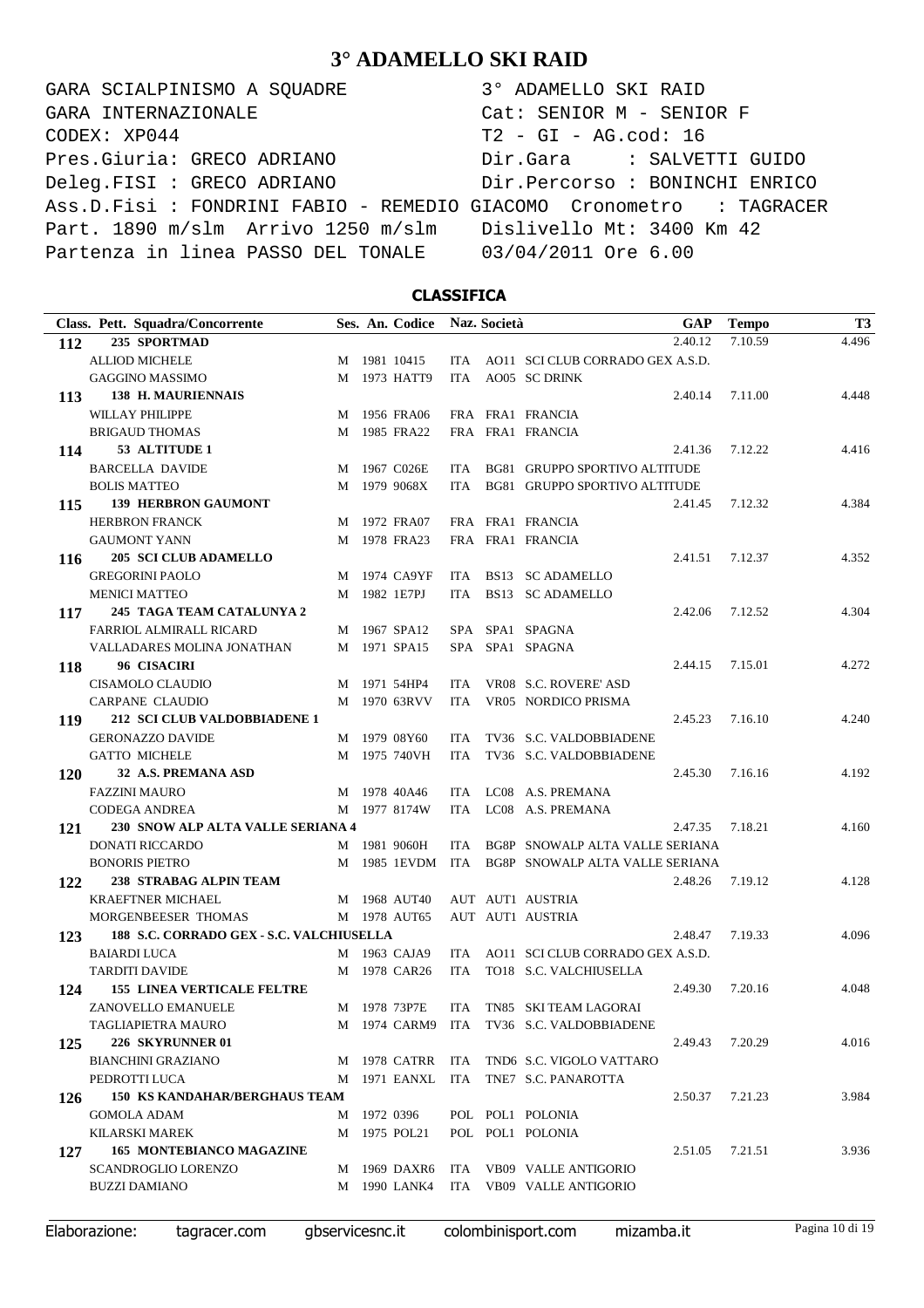# 3° ADAMELLO SKI RAID

```
GARA SCIALPINISMO A SQUADRE              3° ADAMELLO SKI RAID
GARA INTERNAZIONALE                      Cat: SENIOR M - SENIOR F
CODEX: XP044                             T2 - GI - AG.cod: 16
Pres.Giuria: GRECO ADRIANO               Dir.Gara      : SALVETTI GUIDO
Deleg.FISI : GRECO ADRIANO               Dir.Percorso : BONINCHI ENRICO
Ass.D.Fisi : FONDRINI FABIO - REMEDIO GIACOMO  Cronometro   : TAGRACER
Part. 1890 m/slm  Arrivo 1250 m/slm      Dislivello Mt: 3400 Km 42
Partenza in linea PASSO DEL TONALE       03/04/2011 Ore 6.00
```

## CLASSIFICA

| Class. | Pett. Squadra/Concorrente | Ses. | An. | Codice | Naz. | Società | GAP | Tempo | T3 |
|---|---|---|---|---|---|---|---|---|---|
| 112 | 235 SPORTMAD | | | | | | 2.40.12 | 7.10.59 | 4.496 |
| | ALLIOD MICHELE | M | 1981 | 10415 | ITA | AO11 SCI CLUB CORRADO GEX A.S.D. | | | |
| | GAGGINO MASSIMO | M | 1973 | HATT9 | ITA | AO05 SC DRINK | | | |
| 113 | 138 H. MAURIENNAIS | | | | | | 2.40.14 | 7.11.00 | 4.448 |
| | WILLAY PHILIPPE | M | 1956 | FRA06 | FRA | FRA1 FRANCIA | | | |
| | BRIGAUD THOMAS | M | 1985 | FRA22 | FRA | FRA1 FRANCIA | | | |
| 114 | 53 ALTITUDE 1 | | | | | | 2.41.36 | 7.12.22 | 4.416 |
| | BARCELLA DAVIDE | M | 1967 | C026E | ITA | BG81 GRUPPO SPORTIVO ALTITUDE | | | |
| | BOLIS MATTEO | M | 1979 | 9068X | ITA | BG81 GRUPPO SPORTIVO ALTITUDE | | | |
| 115 | 139 HERBRON GAUMONT | | | | | | 2.41.45 | 7.12.32 | 4.384 |
| | HERBRON FRANCK | M | 1972 | FRA07 | FRA | FRA1 FRANCIA | | | |
| | GAUMONT YANN | M | 1978 | FRA23 | FRA | FRA1 FRANCIA | | | |
| 116 | 205 SCI CLUB ADAMELLO | | | | | | 2.41.51 | 7.12.37 | 4.352 |
| | GREGORINI PAOLO | M | 1974 | CA9YF | ITA | BS13 SC ADAMELLO | | | |
| | MENICI MATTEO | M | 1982 | 1E7PJ | ITA | BS13 SC ADAMELLO | | | |
| 117 | 245 TAGA TEAM CATALUNYA 2 | | | | | | 2.42.06 | 7.12.52 | 4.304 |
| | FARRIOL ALMIRALL RICARD | M | 1967 | SPA12 | SPA | SPA1 SPAGNA | | | |
| | VALLADARES MOLINA JONATHAN | M | 1971 | SPA15 | SPA | SPA1 SPAGNA | | | |
| 118 | 96 CISACIRI | | | | | | 2.44.15 | 7.15.01 | 4.272 |
| | CISAMOLO CLAUDIO | M | 1971 | 54HP4 | ITA | VR08 S.C. ROVERE' ASD | | | |
| | CARPANE CLAUDIO | M | 1970 | 63RVV | ITA | VR05 NORDICO PRISMA | | | |
| 119 | 212 SCI CLUB VALDOBBIADENE 1 | | | | | | 2.45.23 | 7.16.10 | 4.240 |
| | GERONAZZO DAVIDE | M | 1979 | 08Y60 | ITA | TV36 S.C. VALDOBBIADENE | | | |
| | GATTO MICHELE | M | 1975 | 740VH | ITA | TV36 S.C. VALDOBBIADENE | | | |
| 120 | 32 A.S. PREMANA ASD | | | | | | 2.45.30 | 7.16.16 | 4.192 |
| | FAZZINI MAURO | M | 1978 | 40A46 | ITA | LC08 A.S. PREMANA | | | |
| | CODEGA ANDREA | M | 1977 | 8174W | ITA | LC08 A.S. PREMANA | | | |
| 121 | 230 SNOW ALP ALTA VALLE SERIANA 4 | | | | | | 2.47.35 | 7.18.21 | 4.160 |
| | DONATI RICCARDO | M | 1981 | 9060H | ITA | BG8P SNOWALP ALTA VALLE SERIANA | | | |
| | BONORIS PIETRO | M | 1985 | 1EVDM | ITA | BG8P SNOWALP ALTA VALLE SERIANA | | | |
| 122 | 238 STRABAG ALPIN TEAM | | | | | | 2.48.26 | 7.19.12 | 4.128 |
| | KRAEFTNER MICHAEL | M | 1968 | AUT40 | AUT | AUT1 AUSTRIA | | | |
| | MORGENBEESER THOMAS | M | 1978 | AUT65 | AUT | AUT1 AUSTRIA | | | |
| 123 | 188 S.C. CORRADO GEX - S.C. VALCHIUSELLA | | | | | | 2.48.47 | 7.19.33 | 4.096 |
| | BAIARDI LUCA | M | 1963 | CAJA9 | ITA | AO11 SCI CLUB CORRADO GEX A.S.D. | | | |
| | TARDITI DAVIDE | M | 1978 | CAR26 | ITA | TO18 S.C. VALCHIUSELLA | | | |
| 124 | 155 LINEA VERTICALE FELTRE | | | | | | 2.49.30 | 7.20.16 | 4.048 |
| | ZANOVELLO EMANUELE | M | 1978 | 73P7E | ITA | TN85 SKI TEAM LAGORAI | | | |
| | TAGLIAPIETRA MAURO | M | 1974 | CARM9 | ITA | TV36 S.C. VALDOBBIADENE | | | |
| 125 | 226 SKYRUNNER 01 | | | | | | 2.49.43 | 7.20.29 | 4.016 |
| | BIANCHINI GRAZIANO | M | 1978 | CATRR | ITA | TND6 S.C. VIGOLO VATTARO | | | |
| | PEDROTTI LUCA | M | 1971 | EANXL | ITA | TNE7 S.C. PANAROTTA | | | |
| 126 | 150 KS KANDAHAR/BERGHAUS TEAM | | | | | | 2.50.37 | 7.21.23 | 3.984 |
| | GOMOLA ADAM | M | 1972 | 0396 | POL | POL1 POLONIA | | | |
| | KILARSKI MAREK | M | 1975 | POL21 | POL | POL1 POLONIA | | | |
| 127 | 165 MONTEBIANCO MAGAZINE | | | | | | 2.51.05 | 7.21.51 | 3.936 |
| | SCANDROGLIO LORENZO | M | 1969 | DAXR6 | ITA | VB09 VALLE ANTIGORIO | | | |
| | BUZZI DAMIANO | M | 1990 | LANK4 | ITA | VB09 VALLE ANTIGORIO | | | |

Elaborazione: tagracer.com gbservicesnc.it colombinisport.com mizamba.it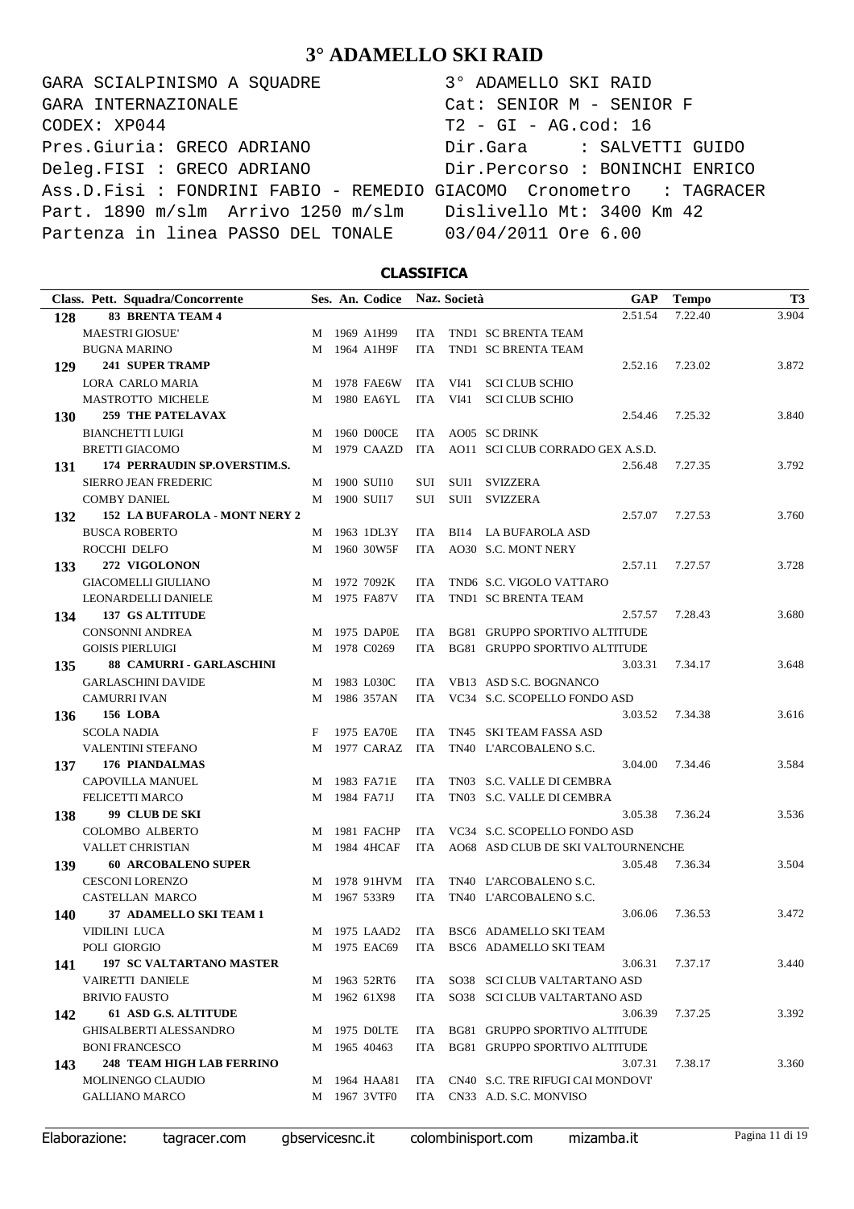# 3° ADAMELLO SKI RAID

```
GARA SCIALPINISMO A SQUADRE            3° ADAMELLO SKI RAID
GARA INTERNAZIONALE                    Cat: SENIOR M - SENIOR F
CODEX: XP044                           T2 - GI - AG.cod: 16
Pres.Giuria: GRECO ADRIANO             Dir.Gara      : SALVETTI GUIDO
Deleg.FISI : GRECO ADRIANO             Dir.Percorso : BONINCHI ENRICO
Ass.D.Fisi : FONDRINI FABIO - REMEDIO GIACOMO  Cronometro   : TAGRACER
Part. 1890 m/slm  Arrivo 1250 m/slm    Dislivello Mt: 3400 Km 42
Partenza in linea PASSO DEL TONALE     03/04/2011 Ore 6.00
```

## CLASSIFICA

| Class. | Pett. Squadra/Concorrente | Ses. | An. | Codice | Naz. | Società | | GAP | Tempo | T3 |
|---|---|---|---|---|---|---|---|---|---|---|
| 128 | 83 BRENTA TEAM 4 | | | | | | | 2.51.54 | 7.22.40 | 3.904 |
| | MAESTRI GIOSUE' | M | 1969 | A1H99 | ITA | TND1 | SC BRENTA TEAM | | | |
| | BUGNA MARINO | M | 1964 | A1H9F | ITA | TND1 | SC BRENTA TEAM | | | |
| 129 | 241 SUPER TRAMP | | | | | | | 2.52.16 | 7.23.02 | 3.872 |
| | LORA CARLO MARIA | M | 1978 | FAE6W | ITA | VI41 | SCI CLUB SCHIO | | | |
| | MASTROTTO MICHELE | M | 1980 | EA6YL | ITA | VI41 | SCI CLUB SCHIO | | | |
| 130 | 259 THE PATELAVAX | | | | | | | 2.54.46 | 7.25.32 | 3.840 |
| | BIANCHETTI LUIGI | M | 1960 | D00CE | ITA | AO05 | SC DRINK | | | |
| | BRETTI GIACOMO | M | 1979 | CAAZD | ITA | AO11 | SCI CLUB CORRADO GEX A.S.D. | | | |
| 131 | 174 PERRAUDIN SP.OVERSTIM.S. | | | | | | | 2.56.48 | 7.27.35 | 3.792 |
| | SIERRO JEAN FREDERIC | M | 1900 | SUI10 | SUI | SUI1 | SVIZZERA | | | |
| | COMBY DANIEL | M | 1900 | SUI17 | SUI | SUI1 | SVIZZERA | | | |
| 132 | 152 LA BUFAROLA - MONT NERY 2 | | | | | | | 2.57.07 | 7.27.53 | 3.760 |
| | BUSCA ROBERTO | M | 1963 | 1DL3Y | ITA | BI14 | LA BUFAROLA ASD | | | |
| | ROCCHI DELFO | M | 1960 | 30W5F | ITA | AO30 | S.C. MONT NERY | | | |
| 133 | 272 VIGOLONON | | | | | | | 2.57.11 | 7.27.57 | 3.728 |
| | GIACOMELLI GIULIANO | M | 1972 | 7092K | ITA | TND6 | S.C. VIGOLO VATTARO | | | |
| | LEONARDELLI DANIELE | M | 1975 | FA87V | ITA | TND1 | SC BRENTA TEAM | | | |
| 134 | 137 GS ALTITUDE | | | | | | | 2.57.57 | 7.28.43 | 3.680 |
| | CONSONNI ANDREA | M | 1975 | DAP0E | ITA | BG81 | GRUPPO SPORTIVO ALTITUDE | | | |
| | GOISIS PIERLUIGI | M | 1978 | C0269 | ITA | BG81 | GRUPPO SPORTIVO ALTITUDE | | | |
| 135 | 88 CAMURRI - GARLASCHINI | | | | | | | 3.03.31 | 7.34.17 | 3.648 |
| | GARLASCHINI DAVIDE | M | 1983 | L030C | ITA | VB13 | ASD S.C. BOGNANCO | | | |
| | CAMURRI IVAN | M | 1986 | 357AN | ITA | VC34 | S.C. SCOPELLO FONDO ASD | | | |
| 136 | 156 LOBA | | | | | | | 3.03.52 | 7.34.38 | 3.616 |
| | SCOLA NADIA | F | 1975 | EA70E | ITA | TN45 | SKI TEAM FASSA ASD | | | |
| | VALENTINI STEFANO | M | 1977 | CARAZ | ITA | TN40 | L'ARCOBALENO S.C. | | | |
| 137 | 176 PIANDALMAS | | | | | | | 3.04.00 | 7.34.46 | 3.584 |
| | CAPOVILLA MANUEL | M | 1983 | FA71E | ITA | TN03 | S.C. VALLE DI CEMBRA | | | |
| | FELICETTI MARCO | M | 1984 | FA71J | ITA | TN03 | S.C. VALLE DI CEMBRA | | | |
| 138 | 99 CLUB DE SKI | | | | | | | 3.05.38 | 7.36.24 | 3.536 |
| | COLOMBO ALBERTO | M | 1981 | FACHP | ITA | VC34 | S.C. SCOPELLO FONDO ASD | | | |
| | VALLET CHRISTIAN | M | 1984 | 4HCAF | ITA | AO68 | ASD CLUB DE SKI VALTOURNENCHE | | | |
| 139 | 60 ARCOBALENO SUPER | | | | | | | 3.05.48 | 7.36.34 | 3.504 |
| | CESCONI LORENZO | M | 1978 | 91HVM | ITA | TN40 | L'ARCOBALENO S.C. | | | |
| | CASTELLAN MARCO | M | 1967 | 533R9 | ITA | TN40 | L'ARCOBALENO S.C. | | | |
| 140 | 37 ADAMELLO SKI TEAM 1 | | | | | | | 3.06.06 | 7.36.53 | 3.472 |
| | VIDILINI LUCA | M | 1975 | LAAD2 | ITA | BSC6 | ADAMELLO SKI TEAM | | | |
| | POLI GIORGIO | M | 1975 | EAC69 | ITA | BSC6 | ADAMELLO SKI TEAM | | | |
| 141 | 197 SC VALTARTANO MASTER | | | | | | | 3.06.31 | 7.37.17 | 3.440 |
| | VAIRETTI DANIELE | M | 1963 | 52RT6 | ITA | SO38 | SCI CLUB VALTARTANO ASD | | | |
| | BRIVIO FAUSTO | M | 1962 | 61X98 | ITA | SO38 | SCI CLUB VALTARTANO ASD | | | |
| 142 | 61 ASD G.S. ALTITUDE | | | | | | | 3.06.39 | 7.37.25 | 3.392 |
| | GHISALBERTI ALESSANDRO | M | 1975 | D0LTE | ITA | BG81 | GRUPPO SPORTIVO ALTITUDE | | | |
| | BONI FRANCESCO | M | 1965 | 40463 | ITA | BG81 | GRUPPO SPORTIVO ALTITUDE | | | |
| 143 | 248 TEAM HIGH LAB FERRINO | | | | | | | 3.07.31 | 7.38.17 | 3.360 |
| | MOLINENGO CLAUDIO | M | 1964 | HAA81 | ITA | CN40 | S.C. TRE RIFUGI CAI MONDOVI' | | | |
| | GALLIANO MARCO | M | 1967 | 3VTF0 | ITA | CN33 | A.D. S.C. MONVISO | | | |

Elaborazione: tagracer.com gbservicesnc.it colombinisport.com mizamba.it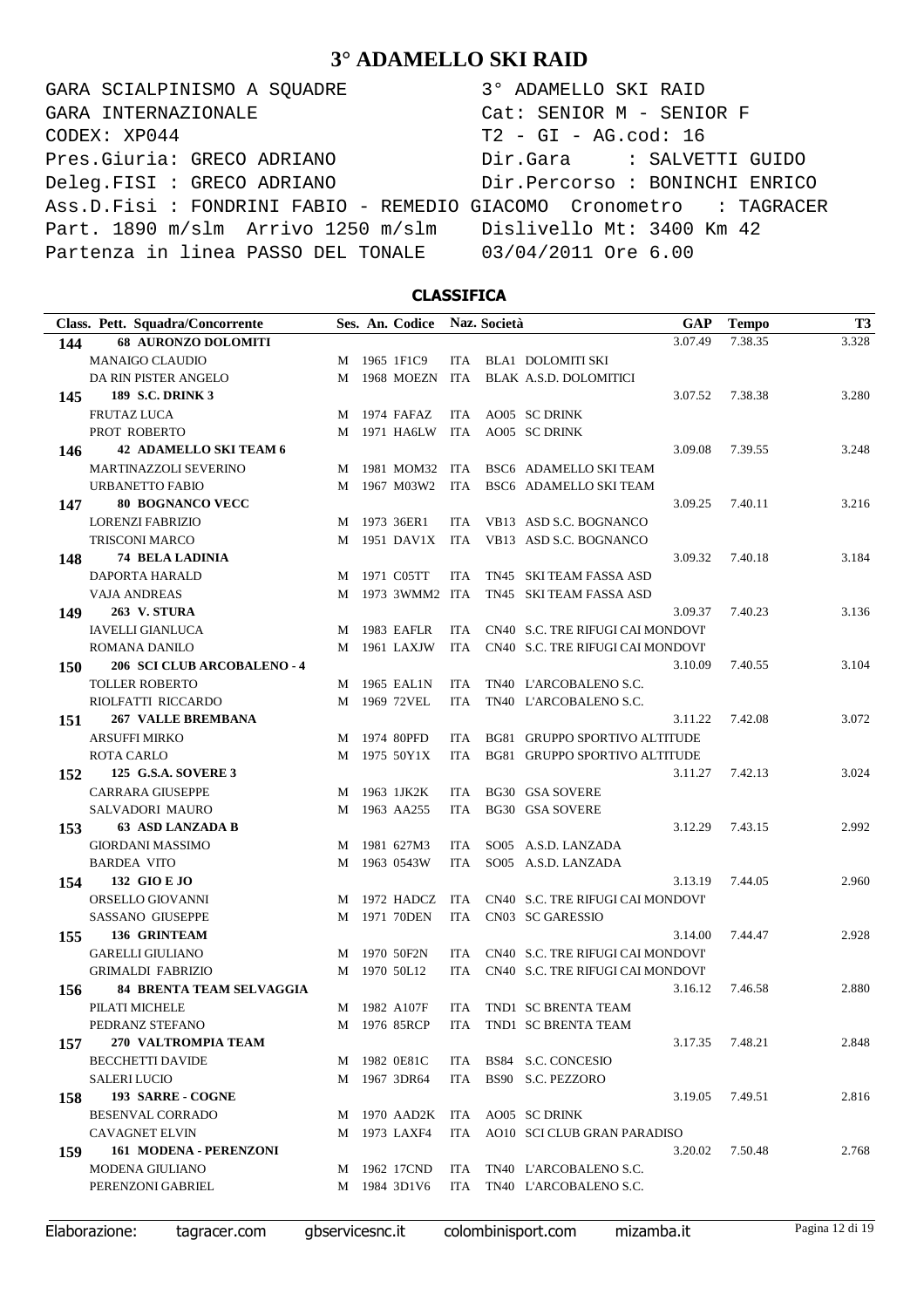# 3° ADAMELLO SKI RAID

```
GARA SCIALPINISMO A SQUADRE            3° ADAMELLO SKI RAID
GARA INTERNAZIONALE                    Cat: SENIOR M - SENIOR F
CODEX: XP044                           T2 - GI - AG.cod: 16
Pres.Giuria: GRECO ADRIANO             Dir.Gara     : SALVETTI GUIDO
Deleg.FISI : GRECO ADRIANO             Dir.Percorso : BONINCHI ENRICO
Ass.D.Fisi : FONDRINI FABIO - REMEDIO GIACOMO  Cronometro   : TAGRACER
Part. 1890 m/slm  Arrivo 1250 m/slm    Dislivello Mt: 3400 Km 42
Partenza in linea PASSO DEL TONALE     03/04/2011 Ore 6.00
```

## CLASSIFICA

| Class. | Pett. Squadra/Concorrente | Ses. | An. | Codice | Naz. | Società | GAP | Tempo | T3 |
|---|---|---|---|---|---|---|---|---|---|
| 144 | **68 AURONZO DOLOMITI** | | | | | | 3.07.49 | 7.38.35 | 3.328 |
| | MANAIGO CLAUDIO | M | 1965 | 1F1C9 | ITA | BLA1 DOLOMITI SKI | | | |
| | DA RIN PISTER ANGELO | M | 1968 | MOEZN | ITA | BLAK A.S.D. DOLOMITICI | | | |
| 145 | **189 S.C. DRINK 3** | | | | | | 3.07.52 | 7.38.38 | 3.280 |
| | FRUTAZ LUCA | M | 1974 | FAFAZ | ITA | AO05 SC DRINK | | | |
| | PROT ROBERTO | M | 1971 | HA6LW | ITA | AO05 SC DRINK | | | |
| 146 | **42 ADAMELLO SKI TEAM 6** | | | | | | 3.09.08 | 7.39.55 | 3.248 |
| | MARTINAZZOLI SEVERINO | M | 1981 | MOM32 | ITA | BSC6 ADAMELLO SKI TEAM | | | |
| | URBANETTO FABIO | M | 1967 | M03W2 | ITA | BSC6 ADAMELLO SKI TEAM | | | |
| 147 | **80 BOGNANCO VECC** | | | | | | 3.09.25 | 7.40.11 | 3.216 |
| | LORENZI FABRIZIO | M | 1973 | 36ER1 | ITA | VB13 ASD S.C. BOGNANCO | | | |
| | TRISCONI MARCO | M | 1951 | DAV1X | ITA | VB13 ASD S.C. BOGNANCO | | | |
| 148 | **74 BELA LADINIA** | | | | | | 3.09.32 | 7.40.18 | 3.184 |
| | DAPORTA HARALD | M | 1971 | C05TT | ITA | TN45 SKI TEAM FASSA ASD | | | |
| | VAJA ANDREAS | M | 1973 | 3WMM2 | ITA | TN45 SKI TEAM FASSA ASD | | | |
| 149 | **263 V. STURA** | | | | | | 3.09.37 | 7.40.23 | 3.136 |
| | IAVELLI GIANLUCA | M | 1983 | EAFLR | ITA | CN40 S.C. TRE RIFUGI CAI MONDOVI' | | | |
| | ROMANA DANILO | M | 1961 | LAXJW | ITA | CN40 S.C. TRE RIFUGI CAI MONDOVI' | | | |
| 150 | **206 SCI CLUB ARCOBALENO - 4** | | | | | | 3.10.09 | 7.40.55 | 3.104 |
| | TOLLER ROBERTO | M | 1965 | EAL1N | ITA | TN40 L'ARCOBALENO S.C. | | | |
| | RIOLFATTI RICCARDO | M | 1969 | 72VEL | ITA | TN40 L'ARCOBALENO S.C. | | | |
| 151 | **267 VALLE BREMBANA** | | | | | | 3.11.22 | 7.42.08 | 3.072 |
| | ARSUFFI MIRKO | M | 1974 | 80PFD | ITA | BG81 GRUPPO SPORTIVO ALTITUDE | | | |
| | ROTA CARLO | M | 1975 | 50Y1X | ITA | BG81 GRUPPO SPORTIVO ALTITUDE | | | |
| 152 | **125 G.S.A. SOVERE 3** | | | | | | 3.11.27 | 7.42.13 | 3.024 |
| | CARRARA GIUSEPPE | M | 1963 | 1JK2K | ITA | BG30 GSA SOVERE | | | |
| | SALVADORI MAURO | M | 1963 | AA255 | ITA | BG30 GSA SOVERE | | | |
| 153 | **63 ASD LANZADA B** | | | | | | 3.12.29 | 7.43.15 | 2.992 |
| | GIORDANI MASSIMO | M | 1981 | 627M3 | ITA | SO05 A.S.D. LANZADA | | | |
| | BARDEA VITO | M | 1963 | 0543W | ITA | SO05 A.S.D. LANZADA | | | |
| 154 | **132 GIO E JO** | | | | | | 3.13.19 | 7.44.05 | 2.960 |
| | ORSELLO GIOVANNI | M | 1972 | HADCZ | ITA | CN40 S.C. TRE RIFUGI CAI MONDOVI' | | | |
| | SASSANO GIUSEPPE | M | 1971 | 70DEN | ITA | CN03 SC GARESSIO | | | |
| 155 | **136 GRINTEAM** | | | | | | 3.14.00 | 7.44.47 | 2.928 |
| | GARELLI GIULIANO | M | 1970 | 50F2N | ITA | CN40 S.C. TRE RIFUGI CAI MONDOVI' | | | |
| | GRIMALDI FABRIZIO | M | 1970 | 50L12 | ITA | CN40 S.C. TRE RIFUGI CAI MONDOVI' | | | |
| 156 | **84 BRENTA TEAM SELVAGGIA** | | | | | | 3.16.12 | 7.46.58 | 2.880 |
| | PILATI MICHELE | M | 1982 | A107F | ITA | TND1 SC BRENTA TEAM | | | |
| | PEDRANZ STEFANO | M | 1976 | 85RCP | ITA | TND1 SC BRENTA TEAM | | | |
| 157 | **270 VALTROMPIA TEAM** | | | | | | 3.17.35 | 7.48.21 | 2.848 |
| | BECCHETTI DAVIDE | M | 1982 | 0E81C | ITA | BS84 S.C. CONCESIO | | | |
| | SALERI LUCIO | M | 1967 | 3DR64 | ITA | BS90 S.C. PEZZORO | | | |
| 158 | **193 SARRE - COGNE** | | | | | | 3.19.05 | 7.49.51 | 2.816 |
| | BESENVAL CORRADO | M | 1970 | AAD2K | ITA | AO05 SC DRINK | | | |
| | CAVAGNET ELVIN | M | 1973 | LAXF4 | ITA | AO10 SCI CLUB GRAN PARADISO | | | |
| 159 | **161 MODENA - PERENZONI** | | | | | | 3.20.02 | 7.50.48 | 2.768 |
| | MODENA GIULIANO | M | 1962 | 17CND | ITA | TN40 L'ARCOBALENO S.C. | | | |
| | PERENZONI GABRIEL | M | 1984 | 3D1V6 | ITA | TN40 L'ARCOBALENO S.C. | | | |

Elaborazione: tagracer.com gbservicesnc.it colombinisport.com mizamba.it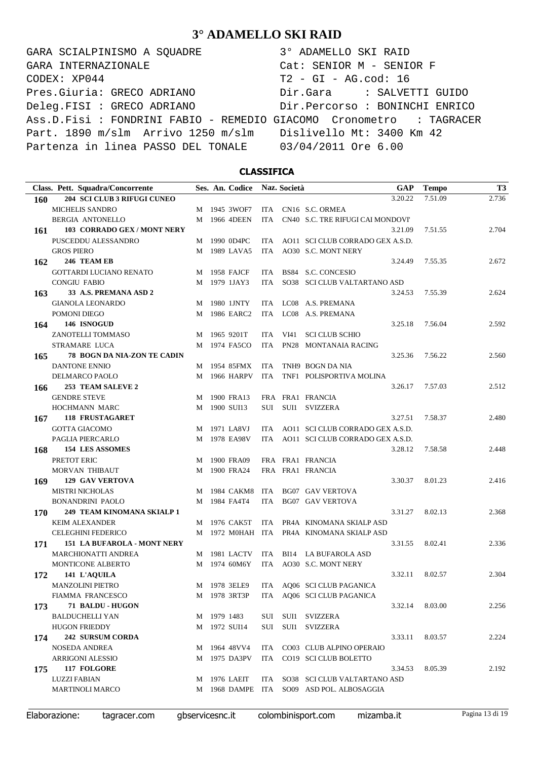# 3° ADAMELLO SKI RAID

```
GARA SCIALPINISMO A SQUADRE                3° ADAMELLO SKI RAID
GARA INTERNAZIONALE                        Cat: SENIOR M - SENIOR F
CODEX: XP044                               T2 - GI - AG.cod: 16
Pres.Giuria: GRECO ADRIANO                 Dir.Gara     : SALVETTI GUIDO
Deleg.FISI : GRECO ADRIANO                 Dir.Percorso : BONINCHI ENRICO
Ass.D.Fisi : FONDRINI FABIO - REMEDIO GIACOMO  Cronometro   : TAGRACER
Part. 1890 m/slm  Arrivo 1250 m/slm        Dislivello Mt: 3400 Km 42
Partenza in linea PASSO DEL TONALE         03/04/2011 Ore 6.00
```

## CLASSIFICA

| Class. | Pett. Squadra/Concorrente | Ses. | An. | Codice | Naz. | Società | GAP | Tempo | T3 |
|---|---|---|---|---|---|---|---|---|---|
| 160 | 204 SCI CLUB 3 RIFUGI CUNEO | | | | | | 3.20.22 | 7.51.09 | 2.736 |
| | MICHELIS SANDRO | M | 1945 | 3WOF7 | ITA | CN16 S.C. ORMEA | | | |
| | BERGIA ANTONELLO | M | 1966 | 4DEEN | ITA | CN40 S.C. TRE RIFUGI CAI MONDOVI' | | | |
| 161 | 103 CORRADO GEX / MONT NERY | | | | | | 3.21.09 | 7.51.55 | 2.704 |
| | PUSCEDDU ALESSANDRO | M | 1990 | 0D4PC | ITA | AO11 SCI CLUB CORRADO GEX A.S.D. | | | |
| | GROS PIERO | M | 1989 | LAVA5 | ITA | AO30 S.C. MONT NERY | | | |
| 162 | 246 TEAM EB | | | | | | 3.24.49 | 7.55.35 | 2.672 |
| | GOTTARDI LUCIANO RENATO | M | 1958 | FAJCF | ITA | BS84 S.C. CONCESIO | | | |
| | CONGIU FABIO | M | 1979 | 1JAY3 | ITA | SO38 SCI CLUB VALTARTANO ASD | | | |
| 163 | 33 A.S. PREMANA ASD 2 | | | | | | 3.24.53 | 7.55.39 | 2.624 |
| | GIANOLA LEONARDO | M | 1980 | 1JNTY | ITA | LC08 A.S. PREMANA | | | |
| | POMONI DIEGO | M | 1986 | EARC2 | ITA | LC08 A.S. PREMANA | | | |
| 164 | 146 ISNOGUD | | | | | | 3.25.18 | 7.56.04 | 2.592 |
| | ZANOTELLI TOMMASO | M | 1965 | 9201T | ITA | VI41 SCI CLUB SCHIO | | | |
| | STRAMARE LUCA | M | 1974 | FA5CO | ITA | PN28 MONTANAIA RACING | | | |
| 165 | 78 BOGN DA NIA-ZON TE CADIN | | | | | | 3.25.36 | 7.56.22 | 2.560 |
| | DANTONE ENNIO | M | 1954 | 85FMX | ITA | TNH9 BOGN DA NIA | | | |
| | DELMARCO PAOLO | M | 1966 | HARPV | ITA | TNF1 POLISPORTIVA MOLINA | | | |
| 166 | 253 TEAM SALEVE 2 | | | | | | 3.26.17 | 7.57.03 | 2.512 |
| | GENDRE STEVE | M | 1900 | FRA13 | FRA | FRA1 FRANCIA | | | |
| | HOCHMANN MARC | M | 1900 | SUI13 | SUI | SUI1 SVIZZERA | | | |
| 167 | 118 FRUSTAGARET | | | | | | 3.27.51 | 7.58.37 | 2.480 |
| | GOTTA GIACOMO | M | 1971 | LA8VJ | ITA | AO11 SCI CLUB CORRADO GEX A.S.D. | | | |
| | PAGLIA PIERCARLO | M | 1978 | EA98V | ITA | AO11 SCI CLUB CORRADO GEX A.S.D. | | | |
| 168 | 154 LES ASSOMES | | | | | | 3.28.12 | 7.58.58 | 2.448 |
| | PRETOT ERIC | M | 1900 | FRA09 | FRA | FRA1 FRANCIA | | | |
| | MORVAN THIBAUT | M | 1900 | FRA24 | FRA | FRA1 FRANCIA | | | |
| 169 | 129 GAV VERTOVA | | | | | | 3.30.37 | 8.01.23 | 2.416 |
| | MISTRI NICHOLAS | M | 1984 | CAKM8 | ITA | BG07 GAV VERTOVA | | | |
| | BONANDRINI PAOLO | M | 1984 | FA4T4 | ITA | BG07 GAV VERTOVA | | | |
| 170 | 249 TEAM KINOMANA SKIALP 1 | | | | | | 3.31.27 | 8.02.13 | 2.368 |
| | KEIM ALEXANDER | M | 1976 | CAK5T | ITA | PR4A KINOMANA SKIALP ASD | | | |
| | CELEGHINI FEDERICO | M | 1972 | M0HAH | ITA | PR4A KINOMANA SKIALP ASD | | | |
| 171 | 151 LA BUFAROLA - MONT NERY | | | | | | 3.31.55 | 8.02.41 | 2.336 |
| | MARCHIONATTI ANDREA | M | 1981 | LACTV | ITA | BI14 LA BUFAROLA ASD | | | |
| | MONTICONE ALBERTO | M | 1974 | 60M6Y | ITA | AO30 S.C. MONT NERY | | | |
| 172 | 141 L'AQUILA | | | | | | 3.32.11 | 8.02.57 | 2.304 |
| | MANZOLINI PIETRO | M | 1978 | 3ELE9 | ITA | AQ06 SCI CLUB PAGANICA | | | |
| | FIAMMA FRANCESCO | M | 1978 | 3RT3P | ITA | AQ06 SCI CLUB PAGANICA | | | |
| 173 | 71 BALDU - HUGON | | | | | | 3.32.14 | 8.03.00 | 2.256 |
| | BALDUCHELLI YAN | M | 1979 | 1483 | SUI | SUI1 SVIZZERA | | | |
| | HUGON FRIEDDY | M | 1972 | SUI14 | SUI | SUI1 SVIZZERA | | | |
| 174 | 242 SURSUM CORDA | | | | | | 3.33.11 | 8.03.57 | 2.224 |
| | NOSEDA ANDREA | M | 1964 | 48VV4 | ITA | CO03 CLUB ALPINO OPERAIO | | | |
| | ARRIGONI ALESSIO | M | 1975 | DA3PV | ITA | CO19 SCI CLUB BOLETTO | | | |
| 175 | 117 FOLGORE | | | | | | 3.34.53 | 8.05.39 | 2.192 |
| | LUZZI FABIAN | M | 1976 | LAEIT | ITA | SO38 SCI CLUB VALTARTANO ASD | | | |
| | MARTINOLI MARCO | M | 1968 | DAMPE | ITA | SO09 ASD POL. ALBOSAGGIA | | | |

Elaborazione: tagracer.com gbservicesnc.it colombinisport.com mizamba.it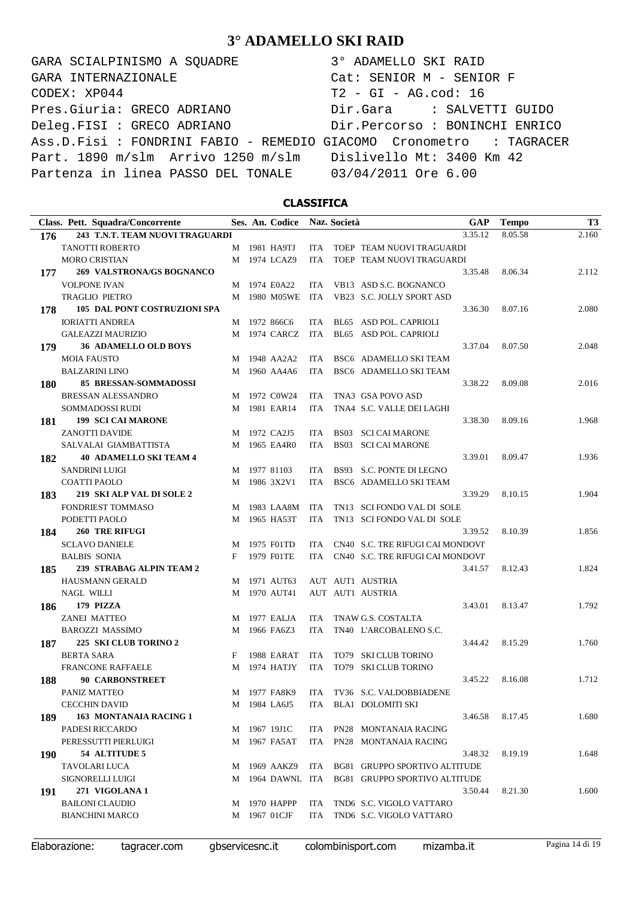# 3° ADAMELLO SKI RAID

```
GARA SCIALPINISMO A SQUADRE              3° ADAMELLO SKI RAID
GARA INTERNAZIONALE                      Cat: SENIOR M - SENIOR F
CODEX: XP044                             T2 - GI - AG.cod: 16
Pres.Giuria: GRECO ADRIANO               Dir.Gara     : SALVETTI GUIDO
Deleg.FISI : GRECO ADRIANO               Dir.Percorso : BONINCHI ENRICO
Ass.D.Fisi : FONDRINI FABIO - REMEDIO GIACOMO  Cronometro   : TAGRACER
Part. 1890 m/slm  Arrivo 1250 m/slm      Dislivello Mt: 3400 Km 42
Partenza in linea PASSO DEL TONALE       03/04/2011 Ore 6.00
```

## CLASSIFICA

| Class. | Pett. Squadra/Concorrente | Ses. | An. | Codice | Naz. | Società | GAP | Tempo | T3 |
|---|---|---|---|---|---|---|---|---|---|
| **176** | **243 T.N.T. TEAM NUOVI TRAGUARDI** | | | | | | 3.35.12 | 8.05.58 | 2.160 |
| | TANOTTI ROBERTO | M | 1981 | HA9TJ | ITA | TOEP TEAM NUOVI TRAGUARDI | | | |
| | MORO CRISTIAN | M | 1974 | LCAZ9 | ITA | TOEP TEAM NUOVI TRAGUARDI | | | |
| **177** | **269 VALSTRONA/GS BOGNANCO** | | | | | | 3.35.48 | 8.06.34 | 2.112 |
| | VOLPONE IVAN | M | 1974 | E0A22 | ITA | VB13 ASD S.C. BOGNANCO | | | |
| | TRAGLIO PIETRO | M | 1980 | M05WE | ITA | VB23 S.C. JOLLY SPORT ASD | | | |
| **178** | **105 DAL PONT COSTRUZIONI SPA** | | | | | | 3.36.30 | 8.07.16 | 2.080 |
| | IORIATTI ANDREA | M | 1972 | 866C6 | ITA | BL65 ASD POL. CAPRIOLI | | | |
| | GALEAZZI MAURIZIO | M | 1974 | CARCZ | ITA | BL65 ASD POL. CAPRIOLI | | | |
| **179** | **36 ADAMELLO OLD BOYS** | | | | | | 3.37.04 | 8.07.50 | 2.048 |
| | MOIA FAUSTO | M | 1948 | AA2A2 | ITA | BSC6 ADAMELLO SKI TEAM | | | |
| | BALZARINI LINO | M | 1960 | AA4A6 | ITA | BSC6 ADAMELLO SKI TEAM | | | |
| **180** | **85 BRESSAN-SOMMADOSSI** | | | | | | 3.38.22 | 8.09.08 | 2.016 |
| | BRESSAN ALESSANDRO | M | 1972 | C0W24 | ITA | TNA3 GSA POVO ASD | | | |
| | SOMMADOSSI RUDI | M | 1981 | EAR14 | ITA | TNA4 S.C. VALLE DEI LAGHI | | | |
| **181** | **199 SCI CAI MARONE** | | | | | | 3.38.30 | 8.09.16 | 1.968 |
| | ZANOTTI DAVIDE | M | 1972 | CA2J5 | ITA | BS03 SCI CAI MARONE | | | |
| | SALVALAI GIAMBATTISTA | M | 1965 | EA4R0 | ITA | BS03 SCI CAI MARONE | | | |
| **182** | **40 ADAMELLO SKI TEAM 4** | | | | | | 3.39.01 | 8.09.47 | 1.936 |
| | SANDRINI LUIGI | M | 1977 | 81103 | ITA | BS93 S.C. PONTE DI LEGNO | | | |
| | COATTI PAOLO | M | 1986 | 3X2V1 | ITA | BSC6 ADAMELLO SKI TEAM | | | |
| **183** | **219 SKI ALP VAL DI SOLE 2** | | | | | | 3.39.29 | 8.10.15 | 1.904 |
| | FONDRIEST TOMMASO | M | 1983 | LAA8M | ITA | TN13 SCI FONDO VAL DI SOLE | | | |
| | PODETTI PAOLO | M | 1965 | HA53T | ITA | TN13 SCI FONDO VAL DI SOLE | | | |
| **184** | **260 TRE RIFUGI** | | | | | | 3.39.52 | 8.10.39 | 1.856 |
| | SCLAVO DANIELE | M | 1975 | F01TD | ITA | CN40 S.C. TRE RIFUGI CAI MONDOVI' | | | |
| | BALBIS SONIA | F | 1979 | F01TE | ITA | CN40 S.C. TRE RIFUGI CAI MONDOVI' | | | |
| **185** | **239 STRABAG ALPIN TEAM 2** | | | | | | 3.41.57 | 8.12.43 | 1.824 |
| | HAUSMANN GERALD | M | 1971 | AUT63 | AUT | AUT1 AUSTRIA | | | |
| | NAGL WILLI | M | 1970 | AUT41 | AUT | AUT1 AUSTRIA | | | |
| **186** | **179 PIZZA** | | | | | | 3.43.01 | 8.13.47 | 1.792 |
| | ZANEI MATTEO | M | 1977 | EALJA | ITA | TNAW G.S. COSTALTA | | | |
| | BAROZZI MASSIMO | M | 1966 | FA6Z3 | ITA | TN40 L'ARCOBALENO S.C. | | | |
| **187** | **225 SKI CLUB TORINO 2** | | | | | | 3.44.42 | 8.15.29 | 1.760 |
| | BERTA SARA | F | 1988 | EARAT | ITA | TO79 SKI CLUB TORINO | | | |
| | FRANCONE RAFFAELE | M | 1974 | HATJY | ITA | TO79 SKI CLUB TORINO | | | |
| **188** | **90 CARBONSTREET** | | | | | | 3.45.22 | 8.16.08 | 1.712 |
| | PANIZ MATTEO | M | 1977 | FA8K9 | ITA | TV36 S.C. VALDOBBIADENE | | | |
| | CECCHIN DAVID | M | 1984 | LA6J5 | ITA | BLA1 DOLOMITI SKI | | | |
| **189** | **163 MONTANAIA RACING 1** | | | | | | 3.46.58 | 8.17.45 | 1.680 |
| | PADESI RICCARDO | M | 1967 | 19J1C | ITA | PN28 MONTANAIA RACING | | | |
| | PERESSUTTI PIERLUIGI | M | 1967 | FA5AT | ITA | PN28 MONTANAIA RACING | | | |
| **190** | **54 ALTITUDE 5** | | | | | | 3.48.32 | 8.19.19 | 1.648 |
| | TAVOLARI LUCA | M | 1969 | AAKZ9 | ITA | BG81 GRUPPO SPORTIVO ALTITUDE | | | |
| | SIGNORELLI LUIGI | M | 1964 | DAWNL | ITA | BG81 GRUPPO SPORTIVO ALTITUDE | | | |
| **191** | **271 VIGOLANA 1** | | | | | | 3.50.44 | 8.21.30 | 1.600 |
| | BAILONI CLAUDIO | M | 1970 | HAPPP | ITA | TND6 S.C. VIGOLO VATTARO | | | |
| | BIANCHINI MARCO | M | 1967 | 01CJF | ITA | TND6 S.C. VIGOLO VATTARO | | | |

Elaborazione: tagracer.com gbservicesnc.it colombinisport.com mizamba.it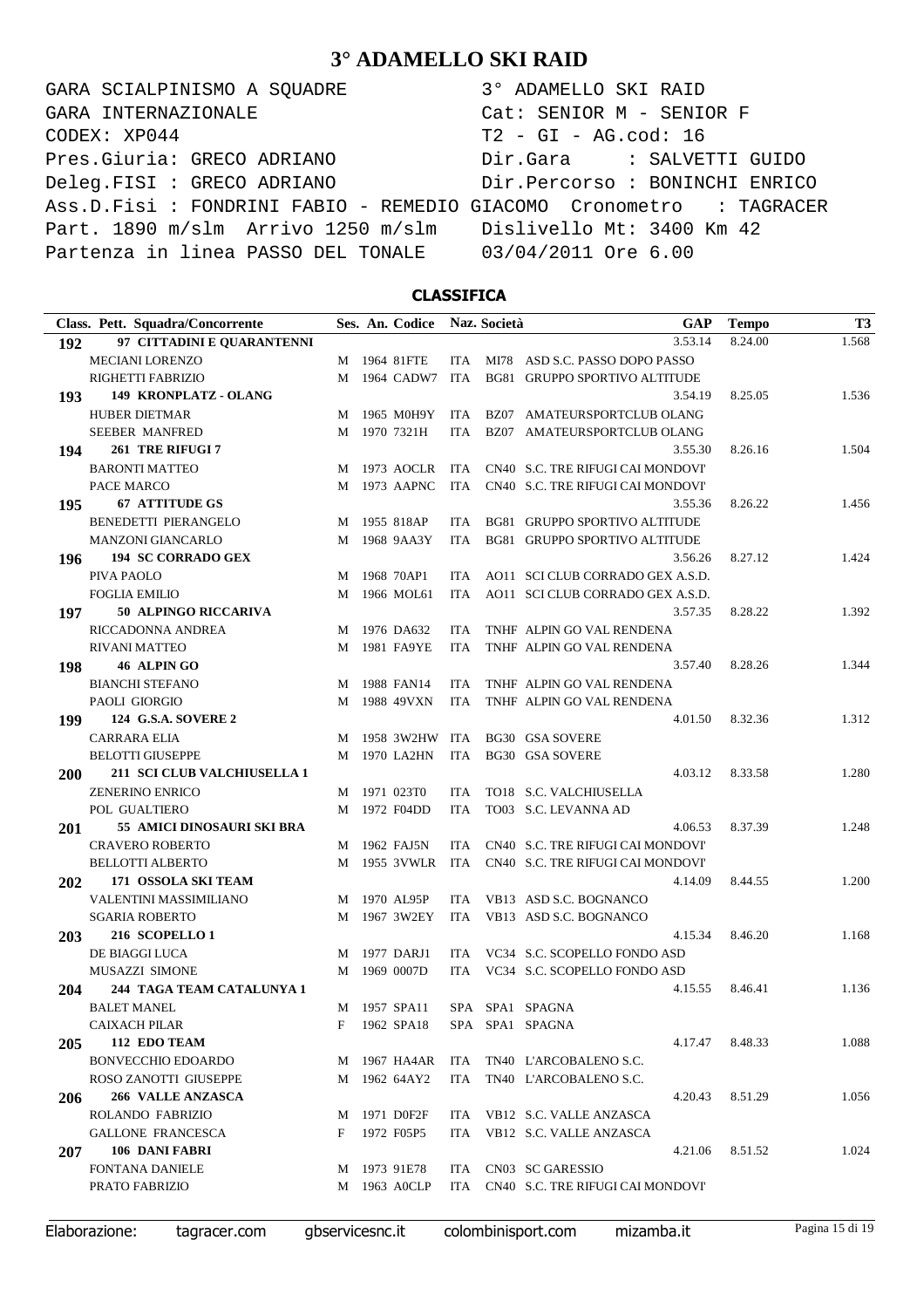# 3° ADAMELLO SKI RAID

```
GARA SCIALPINISMO A SQUADRE                3° ADAMELLO SKI RAID
GARA INTERNAZIONALE                        Cat: SENIOR M - SENIOR F
CODEX: XP044                               T2 - GI - AG.cod: 16
Pres.Giuria: GRECO ADRIANO                 Dir.Gara     : SALVETTI GUIDO
Deleg.FISI : GRECO ADRIANO                 Dir.Percorso : BONINCHI ENRICO
Ass.D.Fisi : FONDRINI FABIO - REMEDIO GIACOMO  Cronometro   : TAGRACER
Part. 1890 m/slm  Arrivo 1250 m/slm        Dislivello Mt: 3400 Km 42
Partenza in linea PASSO DEL TONALE         03/04/2011 Ore 6.00
```

## CLASSIFICA

| Class. | Pett. Squadra/Concorrente | Ses. | An. | Codice | Naz. | Società | GAP | Tempo | T3 |
|---|---|---|---|---|---|---|---|---|---|
| **192** | **97 CITTADINI E QUARANTENNI** | | | | | | 3.53.14 | 8.24.00 | 1.568 |
| | MECIANI LORENZO | M | 1964 | 81FTE | ITA | MI78 ASD S.C. PASSO DOPO PASSO | | | |
| | RIGHETTI FABRIZIO | M | 1964 | CADW7 | ITA | BG81 GRUPPO SPORTIVO ALTITUDE | | | |
| **193** | **149 KRONPLATZ - OLANG** | | | | | | 3.54.19 | 8.25.05 | 1.536 |
| | HUBER DIETMAR | M | 1965 | M0H9Y | ITA | BZ07 AMATEURSPORTCLUB OLANG | | | |
| | SEEBER MANFRED | M | 1970 | 7321H | ITA | BZ07 AMATEURSPORTCLUB OLANG | | | |
| **194** | **261 TRE RIFUGI 7** | | | | | | 3.55.30 | 8.26.16 | 1.504 |
| | BARONTI MATTEO | M | 1973 | AOCLR | ITA | CN40 S.C. TRE RIFUGI CAI MONDOVI' | | | |
| | PACE MARCO | M | 1973 | AAPNC | ITA | CN40 S.C. TRE RIFUGI CAI MONDOVI' | | | |
| **195** | **67 ATTITUDE GS** | | | | | | 3.55.36 | 8.26.22 | 1.456 |
| | BENEDETTI PIERANGELO | M | 1955 | 818AP | ITA | BG81 GRUPPO SPORTIVO ALTITUDE | | | |
| | MANZONI GIANCARLO | M | 1968 | 9AA3Y | ITA | BG81 GRUPPO SPORTIVO ALTITUDE | | | |
| **196** | **194 SC CORRADO GEX** | | | | | | 3.56.26 | 8.27.12 | 1.424 |
| | PIVA PAOLO | M | 1968 | 70AP1 | ITA | AO11 SCI CLUB CORRADO GEX A.S.D. | | | |
| | FOGLIA EMILIO | M | 1966 | MOL61 | ITA | AO11 SCI CLUB CORRADO GEX A.S.D. | | | |
| **197** | **50 ALPINGO RICCARIVA** | | | | | | 3.57.35 | 8.28.22 | 1.392 |
| | RICCADONNA ANDREA | M | 1976 | DA632 | ITA | TNHF ALPIN GO VAL RENDENA | | | |
| | RIVANI MATTEO | M | 1981 | FA9YE | ITA | TNHF ALPIN GO VAL RENDENA | | | |
| **198** | **46 ALPIN GO** | | | | | | 3.57.40 | 8.28.26 | 1.344 |
| | BIANCHI STEFANO | M | 1988 | FAN14 | ITA | TNHF ALPIN GO VAL RENDENA | | | |
| | PAOLI GIORGIO | M | 1988 | 49VXN | ITA | TNHF ALPIN GO VAL RENDENA | | | |
| **199** | **124 G.S.A. SOVERE 2** | | | | | | 4.01.50 | 8.32.36 | 1.312 |
| | CARRARA ELIA | M | 1958 | 3W2HW | ITA | BG30 GSA SOVERE | | | |
| | BELOTTI GIUSEPPE | M | 1970 | LA2HN | ITA | BG30 GSA SOVERE | | | |
| **200** | **211 SCI CLUB VALCHIUSELLA 1** | | | | | | 4.03.12 | 8.33.58 | 1.280 |
| | ZENERINO ENRICO | M | 1971 | 023T0 | ITA | TO18 S.C. VALCHIUSELLA | | | |
| | POL GUALTIERO | M | 1972 | F04DD | ITA | TO03 S.C. LEVANNA AD | | | |
| **201** | **55 AMICI DINOSAURI SKI BRA** | | | | | | 4.06.53 | 8.37.39 | 1.248 |
| | CRAVERO ROBERTO | M | 1962 | FAJ5N | ITA | CN40 S.C. TRE RIFUGI CAI MONDOVI' | | | |
| | BELLOTTI ALBERTO | M | 1955 | 3VWLR | ITA | CN40 S.C. TRE RIFUGI CAI MONDOVI' | | | |
| **202** | **171 OSSOLA SKI TEAM** | | | | | | 4.14.09 | 8.44.55 | 1.200 |
| | VALENTINI MASSIMILIANO | M | 1970 | AL95P | ITA | VB13 ASD S.C. BOGNANCO | | | |
| | SGARIA ROBERTO | M | 1967 | 3W2EY | ITA | VB13 ASD S.C. BOGNANCO | | | |
| **203** | **216 SCOPELLO 1** | | | | | | 4.15.34 | 8.46.20 | 1.168 |
| | DE BIAGGI LUCA | M | 1977 | DARJ1 | ITA | VC34 S.C. SCOPELLO FONDO ASD | | | |
| | MUSAZZI SIMONE | M | 1969 | 0007D | ITA | VC34 S.C. SCOPELLO FONDO ASD | | | |
| **204** | **244 TAGA TEAM CATALUNYA 1** | | | | | | 4.15.55 | 8.46.41 | 1.136 |
| | BALET MANEL | M | 1957 | SPA11 | SPA | SPA1 SPAGNA | | | |
| | CAIXACH PILAR | F | 1962 | SPA18 | SPA | SPA1 SPAGNA | | | |
| **205** | **112 EDO TEAM** | | | | | | 4.17.47 | 8.48.33 | 1.088 |
| | BONVECCHIO EDOARDO | M | 1967 | HA4AR | ITA | TN40 L'ARCOBALENO S.C. | | | |
| | ROSO ZANOTTI GIUSEPPE | M | 1962 | 64AY2 | ITA | TN40 L'ARCOBALENO S.C. | | | |
| **206** | **266 VALLE ANZASCA** | | | | | | 4.20.43 | 8.51.29 | 1.056 |
| | ROLANDO FABRIZIO | M | 1971 | D0F2F | ITA | VB12 S.C. VALLE ANZASCA | | | |
| | GALLONE FRANCESCA | F | 1972 | F05P5 | ITA | VB12 S.C. VALLE ANZASCA | | | |
| **207** | **106 DANI FABRI** | | | | | | 4.21.06 | 8.51.52 | 1.024 |
| | FONTANA DANIELE | M | 1973 | 91E78 | ITA | CN03 SC GARESSIO | | | |
| | PRATO FABRIZIO | M | 1963 | A0CLP | ITA | CN40 S.C. TRE RIFUGI CAI MONDOVI' | | | |

Elaborazione: tagracer.com gbservicesnc.it colombinisport.com mizamba.it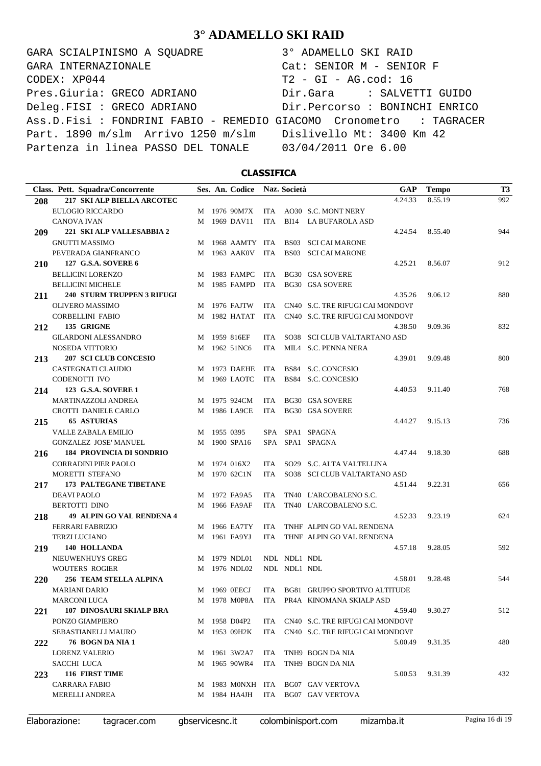# 3° ADAMELLO SKI RAID

```
GARA SCIALPINISMO A SQUADRE                 3° ADAMELLO SKI RAID
GARA INTERNAZIONALE                         Cat: SENIOR M - SENIOR F
CODEX: XP044                                T2 - GI - AG.cod: 16
Pres.Giuria: GRECO ADRIANO                  Dir.Gara     : SALVETTI GUIDO
Deleg.FISI : GRECO ADRIANO                  Dir.Percorso : BONINCHI ENRICO
Ass.D.Fisi : FONDRINI FABIO - REMEDIO GIACOMO  Cronometro   : TAGRACER
Part. 1890 m/slm  Arrivo 1250 m/slm         Dislivello Mt: 3400 Km 42
Partenza in linea PASSO DEL TONALE          03/04/2011 Ore 6.00
```

## CLASSIFICA

| Class. | Pett. Squadra/Concorrente | Ses. | An. | Codice | Naz. | Società | GAP | Tempo | T3 |
|---|---|---|---|---|---|---|---|---|---|
| **208** | **217 SKI ALP BIELLA ARCOTEC** | | | | | | 4.24.33 | 8.55.19 | 992 |
| | EULOGIO RICCARDO | M | 1976 | 90M7X | ITA | AO30 S.C. MONT NERY | | | |
| | CANOVA IVAN | M | 1969 | DAV11 | ITA | BI14 LA BUFAROLA ASD | | | |
| **209** | **221 SKI ALP VALLESABBIA 2** | | | | | | 4.24.54 | 8.55.40 | 944 |
| | GNUTTI MASSIMO | M | 1968 | AAMTY | ITA | BS03 SCI CAI MARONE | | | |
| | PEVERADA GIANFRANCO | M | 1963 | AAK0V | ITA | BS03 SCI CAI MARONE | | | |
| **210** | **127 G.S.A. SOVERE 6** | | | | | | 4.25.21 | 8.56.07 | 912 |
| | BELLICINI LORENZO | M | 1983 | FAMPC | ITA | BG30 GSA SOVERE | | | |
| | BELLICINI MICHELE | M | 1985 | FAMPD | ITA | BG30 GSA SOVERE | | | |
| **211** | **240 STURM TRUPPEN 3 RIFUGI** | | | | | | 4.35.26 | 9.06.12 | 880 |
| | OLIVERO MASSIMO | M | 1976 | FAJTW | ITA | CN40 S.C. TRE RIFUGI CAI MONDOVI' | | | |
| | CORBELLINI FABIO | M | 1982 | HATAT | ITA | CN40 S.C. TRE RIFUGI CAI MONDOVI' | | | |
| **212** | **135 GRIGNE** | | | | | | 4.38.50 | 9.09.36 | 832 |
| | GILARDONI ALESSANDRO | M | 1959 | 816EF | ITA | SO38 SCI CLUB VALTARTANO ASD | | | |
| | NOSEDA VITTORIO | M | 1962 | 51NC6 | ITA | MIL4 S.C. PENNA NERA | | | |
| **213** | **207 SCI CLUB CONCESIO** | | | | | | 4.39.01 | 9.09.48 | 800 |
| | CASTEGNATI CLAUDIO | M | 1973 | DAEHE | ITA | BS84 S.C. CONCESIO | | | |
| | CODENOTTI IVO | M | 1969 | LAOTC | ITA | BS84 S.C. CONCESIO | | | |
| **214** | **123 G.S.A. SOVERE 1** | | | | | | 4.40.53 | 9.11.40 | 768 |
| | MARTINAZZOLI ANDREA | M | 1975 | 924CM | ITA | BG30 GSA SOVERE | | | |
| | CROTTI DANIELE CARLO | M | 1986 | LA9CE | ITA | BG30 GSA SOVERE | | | |
| **215** | **65 ASTURIAS** | | | | | | 4.44.27 | 9.15.13 | 736 |
| | VALLE ZABALA EMILIO | M | 1955 | 0395 | SPA | SPA1 SPAGNA | | | |
| | GONZALEZ JOSE' MANUEL | M | 1900 | SPA16 | SPA | SPA1 SPAGNA | | | |
| **216** | **184 PROVINCIA DI SONDRIO** | | | | | | 4.47.44 | 9.18.30 | 688 |
| | CORRADINI PIER PAOLO | M | 1974 | 016X2 | ITA | SO29 S.C. ALTA VALTELLINA | | | |
| | MORETTI STEFANO | M | 1970 | 62C1N | ITA | SO38 SCI CLUB VALTARTANO ASD | | | |
| **217** | **173 PALTEGANE TIBETANE** | | | | | | 4.51.44 | 9.22.31 | 656 |
| | DEAVI PAOLO | M | 1972 | FA9A5 | ITA | TN40 L'ARCOBALENO S.C. | | | |
| | BERTOTTI DINO | M | 1966 | FA9AF | ITA | TN40 L'ARCOBALENO S.C. | | | |
| **218** | **49 ALPIN GO VAL RENDENA 4** | | | | | | 4.52.33 | 9.23.19 | 624 |
| | FERRARI FABRIZIO | M | 1966 | EA7TY | ITA | TNHF ALPIN GO VAL RENDENA | | | |
| | TERZI LUCIANO | M | 1961 | FA9YJ | ITA | THNF ALPIN GO VAL RENDENA | | | |
| **219** | **140 HOLLANDA** | | | | | | 4.57.18 | 9.28.05 | 592 |
| | NIEUWENHUYS GREG | M | 1979 | NDL01 | NDL | NDL1 NDL | | | |
| | WOUTERS ROGIER | M | 1976 | NDL02 | NDL | NDL1 NDL | | | |
| **220** | **256 TEAM STELLA ALPINA** | | | | | | 4.58.01 | 9.28.48 | 544 |
| | MARIANI DARIO | M | 1969 | 0EECJ | ITA | BG81 GRUPPO SPORTIVO ALTITUDE | | | |
| | MARCONI LUCA | M | 1978 | M0P8A | ITA | PR4A KINOMANA SKIALP ASD | | | |
| **221** | **107 DINOSAURI SKIALP BRA** | | | | | | 4.59.40 | 9.30.27 | 512 |
| | PONZO GIAMPIERO | M | 1958 | D04P2 | ITA | CN40 S.C. TRE RIFUGI CAI MONDOVI' | | | |
| | SEBASTIANELLI MAURO | M | 1953 | 09H2K | ITA | CN40 S.C. TRE RIFUGI CAI MONDOVI' | | | |
| **222** | **76 BOGN DA NIA 1** | | | | | | 5.00.49 | 9.31.35 | 480 |
| | LORENZ VALERIO | M | 1961 | 3W2A7 | ITA | TNH9 BOGN DA NIA | | | |
| | SACCHI LUCA | M | 1965 | 90WR4 | ITA | TNH9 BOGN DA NIA | | | |
| **223** | **116 FIRST TIME** | | | | | | 5.00.53 | 9.31.39 | 432 |
| | CARRARA FABIO | M | 1983 | M0NXH | ITA | BG07 GAV VERTOVA | | | |
| | MERELLI ANDREA | M | 1984 | HA4JH | ITA | BG07 GAV VERTOVA | | | |

Elaborazione: tagracer.com gbservicesnc.it colombinisport.com mizamba.it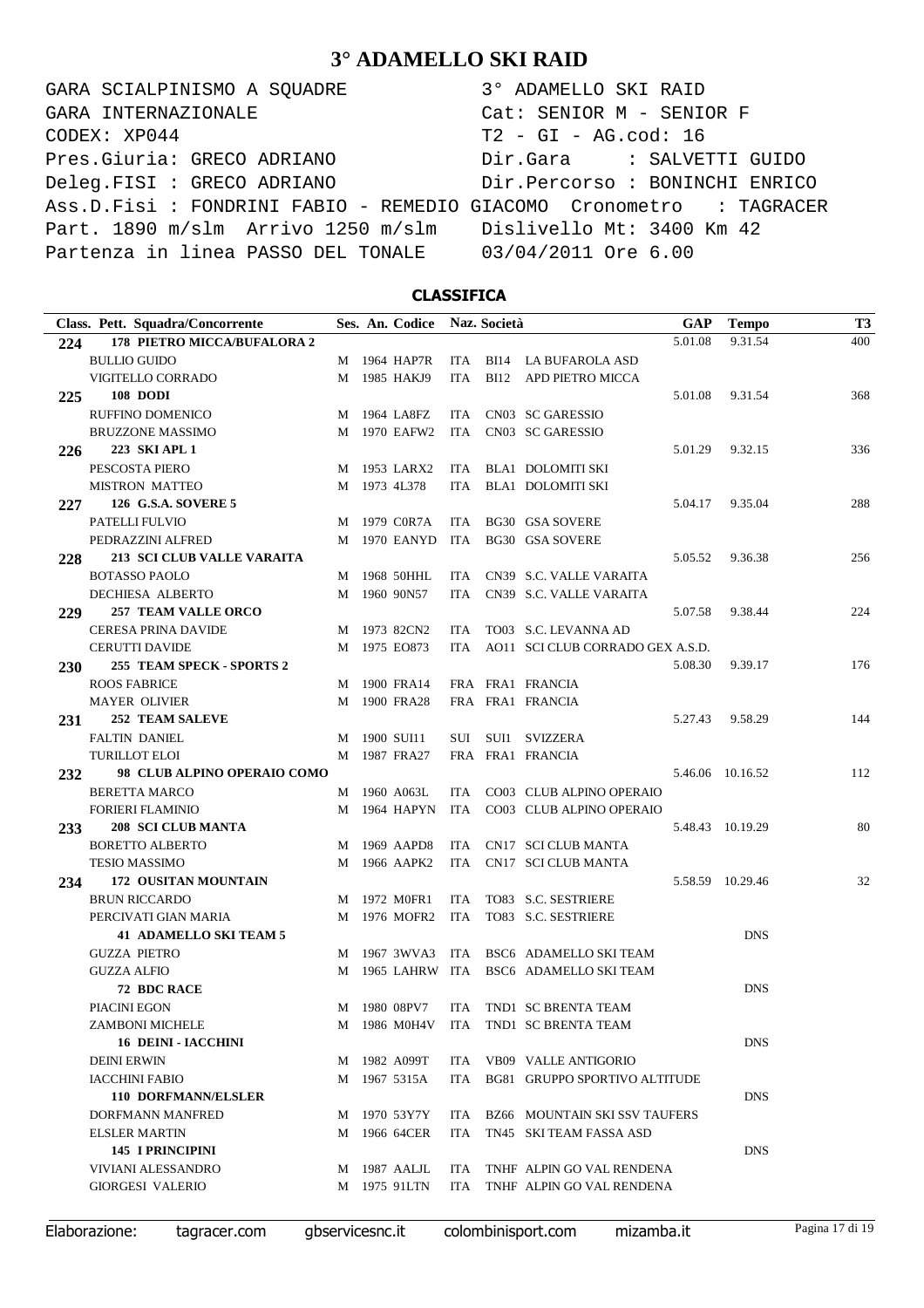# 3° ADAMELLO SKI RAID

```
GARA SCIALPINISMO A SQUADRE              3° ADAMELLO SKI RAID
GARA INTERNAZIONALE                      Cat: SENIOR M - SENIOR F
CODEX: XP044                             T2 - GI - AG.cod: 16
Pres.Giuria: GRECO ADRIANO               Dir.Gara     : SALVETTI GUIDO
Deleg.FISI : GRECO ADRIANO               Dir.Percorso : BONINCHI ENRICO
Ass.D.Fisi : FONDRINI FABIO - REMEDIO GIACOMO  Cronometro   : TAGRACER
Part. 1890 m/slm  Arrivo 1250 m/slm      Dislivello Mt: 3400 Km 42
Partenza in linea PASSO DEL TONALE       03/04/2011 Ore 6.00
```

## CLASSIFICA

| Class. | Pett. Squadra/Concorrente | Ses. | An. | Codice | Naz. | Società | | GAP | Tempo | T3 |
|---|---|---|---|---|---|---|---|---|---|---|
| 224 | **178 PIETRO MICCA/BUFALORA 2** | | | | | | | 5.01.08 | 9.31.54 | 400 |
| | BULLIO GUIDO | M | 1964 | HAP7R | ITA | BI14 | LA BUFAROLA ASD | | | |
| | VIGITELLO CORRADO | M | 1985 | HAKJ9 | ITA | BI12 | APD PIETRO MICCA | | | |
| 225 | **108 DODI** | | | | | | | 5.01.08 | 9.31.54 | 368 |
| | RUFFINO DOMENICO | M | 1964 | LA8FZ | ITA | CN03 | SC GARESSIO | | | |
| | BRUZZONE MASSIMO | M | 1970 | EAFW2 | ITA | CN03 | SC GARESSIO | | | |
| 226 | **223 SKI APL 1** | | | | | | | 5.01.29 | 9.32.15 | 336 |
| | PESCOSTA PIERO | M | 1953 | LARX2 | ITA | BLA1 | DOLOMITI SKI | | | |
| | MISTRON MATTEO | M | 1973 | 4L378 | ITA | BLA1 | DOLOMITI SKI | | | |
| 227 | **126 G.S.A. SOVERE 5** | | | | | | | 5.04.17 | 9.35.04 | 288 |
| | PATELLI FULVIO | M | 1979 | C0R7A | ITA | BG30 | GSA SOVERE | | | |
| | PEDRAZZINI ALFRED | M | 1970 | EANYD | ITA | BG30 | GSA SOVERE | | | |
| 228 | **213 SCI CLUB VALLE VARAITA** | | | | | | | 5.05.52 | 9.36.38 | 256 |
| | BOTASSO PAOLO | M | 1968 | 50HHL | ITA | CN39 | S.C. VALLE VARAITA | | | |
| | DECHIESA ALBERTO | M | 1960 | 90N57 | ITA | CN39 | S.C. VALLE VARAITA | | | |
| 229 | **257 TEAM VALLE ORCO** | | | | | | | 5.07.58 | 9.38.44 | 224 |
| | CERESA PRINA DAVIDE | M | 1973 | 82CN2 | ITA | TO03 | S.C. LEVANNA AD | | | |
| | CERUTTI DAVIDE | M | 1975 | EO873 | ITA | AO11 | SCI CLUB CORRADO GEX A.S.D. | | | |
| 230 | **255 TEAM SPECK - SPORTS 2** | | | | | | | 5.08.30 | 9.39.17 | 176 |
| | ROOS FABRICE | M | 1900 | FRA14 | FRA | FRA1 | FRANCIA | | | |
| | MAYER OLIVIER | M | 1900 | FRA28 | FRA | FRA1 | FRANCIA | | | |
| 231 | **252 TEAM SALEVE** | | | | | | | 5.27.43 | 9.58.29 | 144 |
| | FALTIN DANIEL | M | 1900 | SUI11 | SUI | SUI1 | SVIZZERA | | | |
| | TURILLOT ELOI | M | 1987 | FRA27 | FRA | FRA1 | FRANCIA | | | |
| 232 | **98 CLUB ALPINO OPERAIO COMO** | | | | | | | 5.46.06 | 10.16.52 | 112 |
| | BERETTA MARCO | M | 1960 | A063L | ITA | CO03 | CLUB ALPINO OPERAIO | | | |
| | FORIERI FLAMINIO | M | 1964 | HAPYN | ITA | CO03 | CLUB ALPINO OPERAIO | | | |
| 233 | **208 SCI CLUB MANTA** | | | | | | | 5.48.43 | 10.19.29 | 80 |
| | BORETTO ALBERTO | M | 1969 | AAPD8 | ITA | CN17 | SCI CLUB MANTA | | | |
| | TESIO MASSIMO | M | 1966 | AAPK2 | ITA | CN17 | SCI CLUB MANTA | | | |
| 234 | **172 OUSITAN MOUNTAIN** | | | | | | | 5.58.59 | 10.29.46 | 32 |
| | BRUN RICCARDO | M | 1972 | M0FR1 | ITA | TO83 | S.C. SESTRIERE | | | |
| | PERCIVATI GIAN MARIA | M | 1976 | MOFR2 | ITA | TO83 | S.C. SESTRIERE | | | |
| | **41 ADAMELLO SKI TEAM 5** | | | | | | | | DNS | |
| | GUZZA PIETRO | M | 1967 | 3WVA3 | ITA | BSC6 | ADAMELLO SKI TEAM | | | |
| | GUZZA ALFIO | M | 1965 | LAHRW | ITA | BSC6 | ADAMELLO SKI TEAM | | | |
| | **72 BDC RACE** | | | | | | | | DNS | |
| | PIACINI EGON | M | 1980 | 08PV7 | ITA | TND1 | SC BRENTA TEAM | | | |
| | ZAMBONI MICHELE | M | 1986 | M0H4V | ITA | TND1 | SC BRENTA TEAM | | | |
| | **16 DEINI - IACCHINI** | | | | | | | | DNS | |
| | DEINI ERWIN | M | 1982 | A099T | ITA | VB09 | VALLE ANTIGORIO | | | |
| | IACCHINI FABIO | M | 1967 | 5315A | ITA | BG81 | GRUPPO SPORTIVO ALTITUDE | | | |
| | **110 DORFMANN/ELSLER** | | | | | | | | DNS | |
| | DORFMANN MANFRED | M | 1970 | 53Y7Y | ITA | BZ66 | MOUNTAIN SKI SSV TAUFERS | | | |
| | ELSLER MARTIN | M | 1966 | 64CER | ITA | TN45 | SKI TEAM FASSA ASD | | | |
| | **145 I PRINCIPINI** | | | | | | | | DNS | |
| | VIVIANI ALESSANDRO | M | 1987 | AALJL | ITA | TNHF | ALPIN GO VAL RENDENA | | | |
| | GIORGESI VALERIO | M | 1975 | 91LTN | ITA | TNHF | ALPIN GO VAL RENDENA | | | |

Elaborazione: tagracer.com gbservicesnc.it colombinisport.com mizamba.it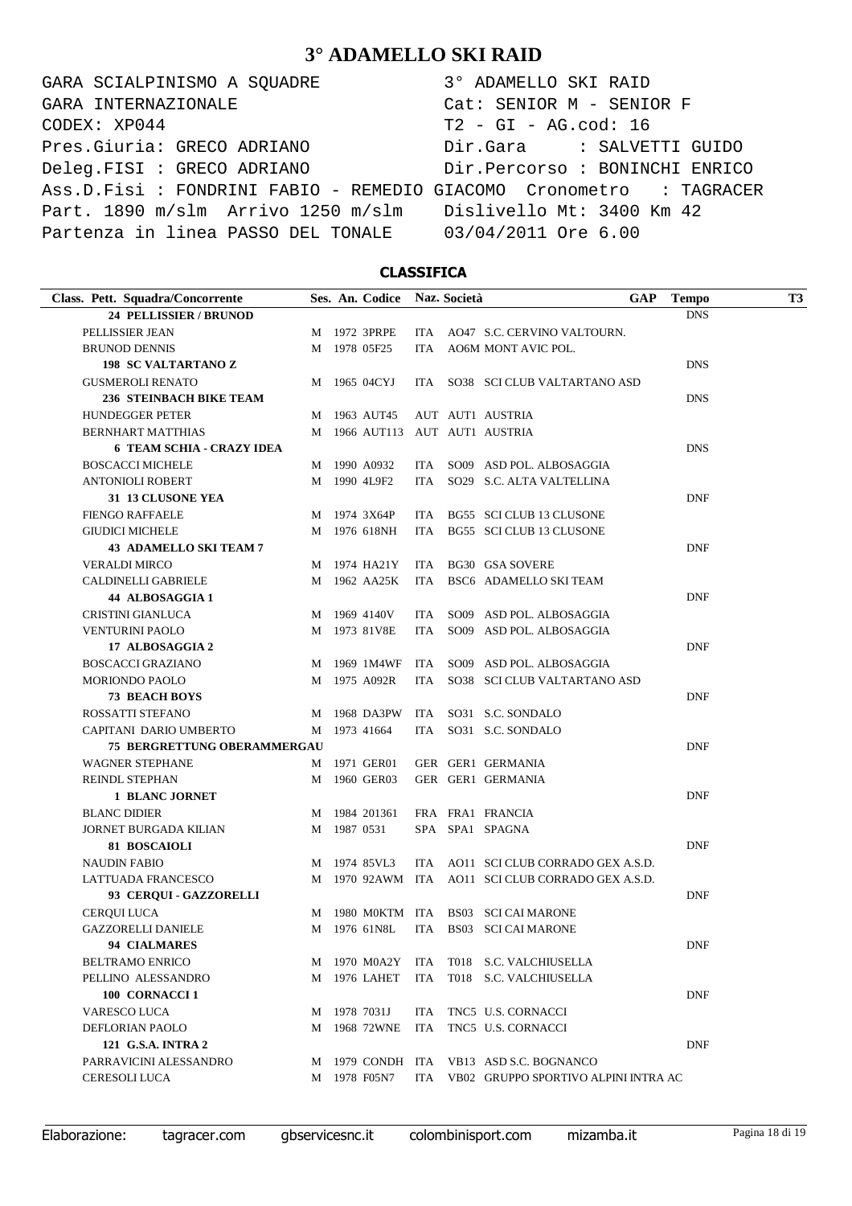# 3° ADAMELLO SKI RAID

```
GARA SCIALPINISMO A SQUADRE          3° ADAMELLO SKI RAID
GARA INTERNAZIONALE                  Cat: SENIOR M - SENIOR F
CODEX: XP044                         T2 - GI - AG.cod: 16
Pres.Giuria: GRECO ADRIANO           Dir.Gara     : SALVETTI GUIDO
Deleg.FISI : GRECO ADRIANO           Dir.Percorso : BONINCHI ENRICO
Ass.D.Fisi : FONDRINI FABIO - REMEDIO GIACOMO  Cronometro   : TAGRACER
Part. 1890 m/slm  Arrivo 1250 m/slm  Dislivello Mt: 3400 Km 42
Partenza in linea PASSO DEL TONALE   03/04/2011 Ore 6.00
```

## CLASSIFICA

| Class. Pett. Squadra/Concorrente | Ses. | An. | Codice | Naz. | Società | GAP | Tempo | T3 |
|---|---|---|---|---|---|---|---|---|
| **24 PELLISSIER / BRUNOD** | | | | | | | DNS | |
| PELLISSIER JEAN | M | 1972 | 3PRPE | ITA | AO47 S.C. CERVINO VALTOURN. | | | |
| BRUNOD DENNIS | M | 1978 | 05F25 | ITA | AO6M MONT AVIC POL. | | | |
| **198 SC VALTARTANO Z** | | | | | | | DNS | |
| GUSMEROLI RENATO | M | 1965 | 04CYJ | ITA | SO38 SCI CLUB VALTARTANO ASD | | | |
| **236 STEINBACH BIKE TEAM** | | | | | | | DNS | |
| HUNDEGGER PETER | M | 1963 | AUT45 | AUT | AUT1 AUSTRIA | | | |
| BERNHART MATTHIAS | M | 1966 | AUT113 | AUT | AUT1 AUSTRIA | | | |
| **6 TEAM SCHIA - CRAZY IDEA** | | | | | | | DNS | |
| BOSCACCI MICHELE | M | 1990 | A0932 | ITA | SO09 ASD POL. ALBOSAGGIA | | | |
| ANTONIOLI ROBERT | M | 1990 | 4L9F2 | ITA | SO29 S.C. ALTA VALTELLINA | | | |
| **31 13 CLUSONE YEA** | | | | | | | DNF | |
| FIENGO RAFFAELE | M | 1974 | 3X64P | ITA | BG55 SCI CLUB 13 CLUSONE | | | |
| GIUDICI MICHELE | M | 1976 | 618NH | ITA | BG55 SCI CLUB 13 CLUSONE | | | |
| **43 ADAMELLO SKI TEAM 7** | | | | | | | DNF | |
| VERALDI MIRCO | M | 1974 | HA21Y | ITA | BG30 GSA SOVERE | | | |
| CALDINELLI GABRIELE | M | 1962 | AA25K | ITA | BSC6 ADAMELLO SKI TEAM | | | |
| **44 ALBOSAGGIA 1** | | | | | | | DNF | |
| CRISTINI GIANLUCA | M | 1969 | 4140V | ITA | SO09 ASD POL. ALBOSAGGIA | | | |
| VENTURINI PAOLO | M | 1973 | 81V8E | ITA | SO09 ASD POL. ALBOSAGGIA | | | |
| **17 ALBOSAGGIA 2** | | | | | | | DNF | |
| BOSCACCI GRAZIANO | M | 1969 | 1M4WF | ITA | SO09 ASD POL. ALBOSAGGIA | | | |
| MORIONDO PAOLO | M | 1975 | A092R | ITA | SO38 SCI CLUB VALTARTANO ASD | | | |
| **73 BEACH BOYS** | | | | | | | DNF | |
| ROSSATTI STEFANO | M | 1968 | DA3PW | ITA | SO31 S.C. SONDALO | | | |
| CAPITANI DARIO UMBERTO | M | 1973 | 41664 | ITA | SO31 S.C. SONDALO | | | |
| **75 BERGRETTUNG OBERAMMERGAU** | | | | | | | DNF | |
| WAGNER STEPHANE | M | 1971 | GER01 | GER | GER1 GERMANIA | | | |
| REINDL STEPHAN | M | 1960 | GER03 | GER | GER1 GERMANIA | | | |
| **1 BLANC JORNET** | | | | | | | DNF | |
| BLANC DIDIER | M | 1984 | 201361 | FRA | FRA1 FRANCIA | | | |
| JORNET BURGADA KILIAN | M | 1987 | 0531 | SPA | SPA1 SPAGNA | | | |
| **81 BOSCAIOLI** | | | | | | | DNF | |
| NAUDIN FABIO | M | 1974 | 85VL3 | ITA | AO11 SCI CLUB CORRADO GEX A.S.D. | | | |
| LATTUADA FRANCESCO | M | 1970 | 92AWM | ITA | AO11 SCI CLUB CORRADO GEX A.S.D. | | | |
| **93 CERQUI - GAZZORELLI** | | | | | | | DNF | |
| CERQUI LUCA | M | 1980 | M0KTM | ITA | BS03 SCI CAI MARONE | | | |
| GAZZORELLI DANIELE | M | 1976 | 61N8L | ITA | BS03 SCI CAI MARONE | | | |
| **94 CIALMARES** | | | | | | | DNF | |
| BELTRAMO ENRICO | M | 1970 | M0A2Y | ITA | T018 S.C. VALCHIUSELLA | | | |
| PELLINO ALESSANDRO | M | 1976 | LAHET | ITA | T018 S.C. VALCHIUSELLA | | | |
| **100 CORNACCI 1** | | | | | | | DNF | |
| VARESCO LUCA | M | 1978 | 7031J | ITA | TNC5 U.S. CORNACCI | | | |
| DEFLORIAN PAOLO | M | 1968 | 72WNE | ITA | TNC5 U.S. CORNACCI | | | |
| **121 G.S.A. INTRA 2** | | | | | | | DNF | |
| PARRAVICINI ALESSANDRO | M | 1979 | CONDH | ITA | VB13 ASD S.C. BOGNANCO | | | |
| CERESOLI LUCA | M | 1978 | F05N7 | ITA | VB02 GRUPPO SPORTIVO ALPINI INTRA AC | | | |

Elaborazione: tagracer.com gbservicesnc.it colombinisport.com mizamba.it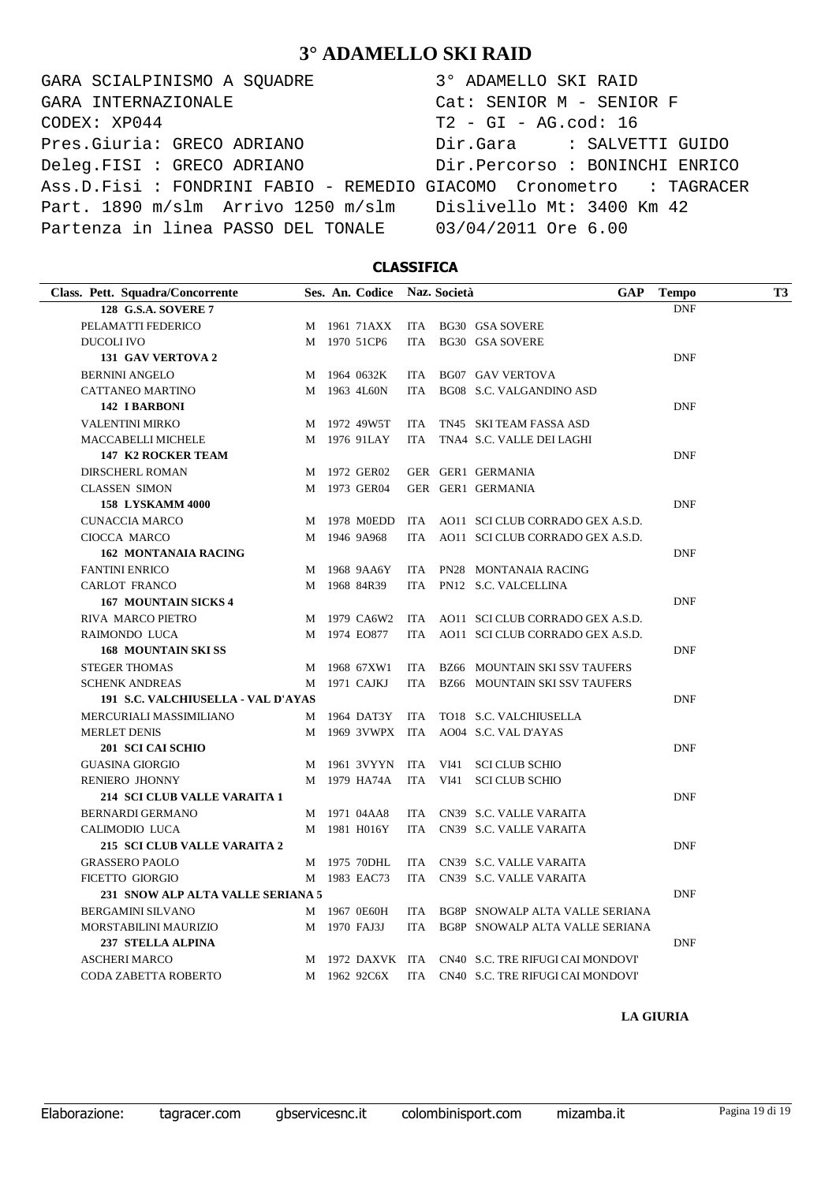# 3° ADAMELLO SKI RAID

```
GARA SCIALPINISMO A SQUADRE              3° ADAMELLO SKI RAID
GARA INTERNAZIONALE                      Cat: SENIOR M - SENIOR F
CODEX: XP044                             T2 - GI - AG.cod: 16
Pres.Giuria: GRECO ADRIANO               Dir.Gara     : SALVETTI GUIDO
Deleg.FISI : GRECO ADRIANO               Dir.Percorso : BONINCHI ENRICO
Ass.D.Fisi : FONDRINI FABIO - REMEDIO GIACOMO  Cronometro   : TAGRACER
Part. 1890 m/slm  Arrivo 1250 m/slm      Dislivello Mt: 3400 Km 42
Partenza in linea PASSO DEL TONALE       03/04/2011 Ore 6.00
```

## CLASSIFICA

| Class. Pett. Squadra/Concorrente | Ses. | An. | Codice | Naz. | Società | GAP | Tempo | T3 |
|---|---|---|---|---|---|---|---|---|
| **128 G.S.A. SOVERE 7** | | | | | | | DNF | |
| PELAMATTI FEDERICO | M | 1961 | 71AXX | ITA | BG30 GSA SOVERE | | | |
| DUCOLI IVO | M | 1970 | 51CP6 | ITA | BG30 GSA SOVERE | | | |
| **131 GAV VERTOVA 2** | | | | | | | DNF | |
| BERNINI ANGELO | M | 1964 | 0632K | ITA | BG07 GAV VERTOVA | | | |
| CATTANEO MARTINO | M | 1963 | 4L60N | ITA | BG08 S.C. VALGANDINO ASD | | | |
| **142 I BARBONI** | | | | | | | DNF | |
| VALENTINI MIRKO | M | 1972 | 49W5T | ITA | TN45 SKI TEAM FASSA ASD | | | |
| MACCABELLI MICHELE | M | 1976 | 91LAY | ITA | TNA4 S.C. VALLE DEI LAGHI | | | |
| **147 K2 ROCKER TEAM** | | | | | | | DNF | |
| DIRSCHERL ROMAN | M | 1972 | GER02 | GER | GER1 GERMANIA | | | |
| CLASSEN SIMON | M | 1973 | GER04 | GER | GER1 GERMANIA | | | |
| **158 LYSKAMM 4000** | | | | | | | DNF | |
| CUNACCIA MARCO | M | 1978 | M0EDD | ITA | AO11 SCI CLUB CORRADO GEX A.S.D. | | | |
| CIOCCA MARCO | M | 1946 | 9A968 | ITA | AO11 SCI CLUB CORRADO GEX A.S.D. | | | |
| **162 MONTANAIA RACING** | | | | | | | DNF | |
| FANTINI ENRICO | M | 1968 | 9AA6Y | ITA | PN28 MONTANAIA RACING | | | |
| CARLOT FRANCO | M | 1968 | 84R39 | ITA | PN12 S.C. VALCELLINA | | | |
| **167 MOUNTAIN SICKS 4** | | | | | | | DNF | |
| RIVA MARCO PIETRO | M | 1979 | CA6W2 | ITA | AO11 SCI CLUB CORRADO GEX A.S.D. | | | |
| RAIMONDO LUCA | M | 1974 | EO877 | ITA | AO11 SCI CLUB CORRADO GEX A.S.D. | | | |
| **168 MOUNTAIN SKI SS** | | | | | | | DNF | |
| STEGER THOMAS | M | 1968 | 67XW1 | ITA | BZ66 MOUNTAIN SKI SSV TAUFERS | | | |
| SCHENK ANDREAS | M | 1971 | CAJKJ | ITA | BZ66 MOUNTAIN SKI SSV TAUFERS | | | |
| **191 S.C. VALCHIUSELLA - VAL D'AYAS** | | | | | | | DNF | |
| MERCURIALI MASSIMILIANO | M | 1964 | DAT3Y | ITA | TO18 S.C. VALCHIUSELLA | | | |
| MERLET DENIS | M | 1969 | 3VWPX | ITA | AO04 S.C. VAL D'AYAS | | | |
| **201 SCI CAI SCHIO** | | | | | | | DNF | |
| GUASINA GIORGIO | M | 1961 | 3VYYN | ITA | VI41 SCI CLUB SCHIO | | | |
| RENIERO JHONNY | M | 1979 | HA74A | ITA | VI41 SCI CLUB SCHIO | | | |
| **214 SCI CLUB VALLE VARAITA 1** | | | | | | | DNF | |
| BERNARDI GERMANO | M | 1971 | 04AA8 | ITA | CN39 S.C. VALLE VARAITA | | | |
| CALIMODIO LUCA | M | 1981 | H016Y | ITA | CN39 S.C. VALLE VARAITA | | | |
| **215 SCI CLUB VALLE VARAITA 2** | | | | | | | DNF | |
| GRASSERO PAOLO | M | 1975 | 70DHL | ITA | CN39 S.C. VALLE VARAITA | | | |
| FICETTO GIORGIO | M | 1983 | EAC73 | ITA | CN39 S.C. VALLE VARAITA | | | |
| **231 SNOW ALP ALTA VALLE SERIANA 5** | | | | | | | DNF | |
| BERGAMINI SILVANO | M | 1967 | 0E60H | ITA | BG8P SNOWALP ALTA VALLE SERIANA | | | |
| MORSTABILINI MAURIZIO | M | 1970 | FAJ3J | ITA | BG8P SNOWALP ALTA VALLE SERIANA | | | |
| **237 STELLA ALPINA** | | | | | | | DNF | |
| ASCHERI MARCO | M | 1972 | DAXVK | ITA | CN40 S.C. TRE RIFUGI CAI MONDOVI' | | | |
| CODA ZABETTA ROBERTO | M | 1962 | 92C6X | ITA | CN40 S.C. TRE RIFUGI CAI MONDOVI' | | | |

**LA GIURIA**

Elaborazione: tagracer.com gbservicesnc.it colombinisport.com mizamba.it